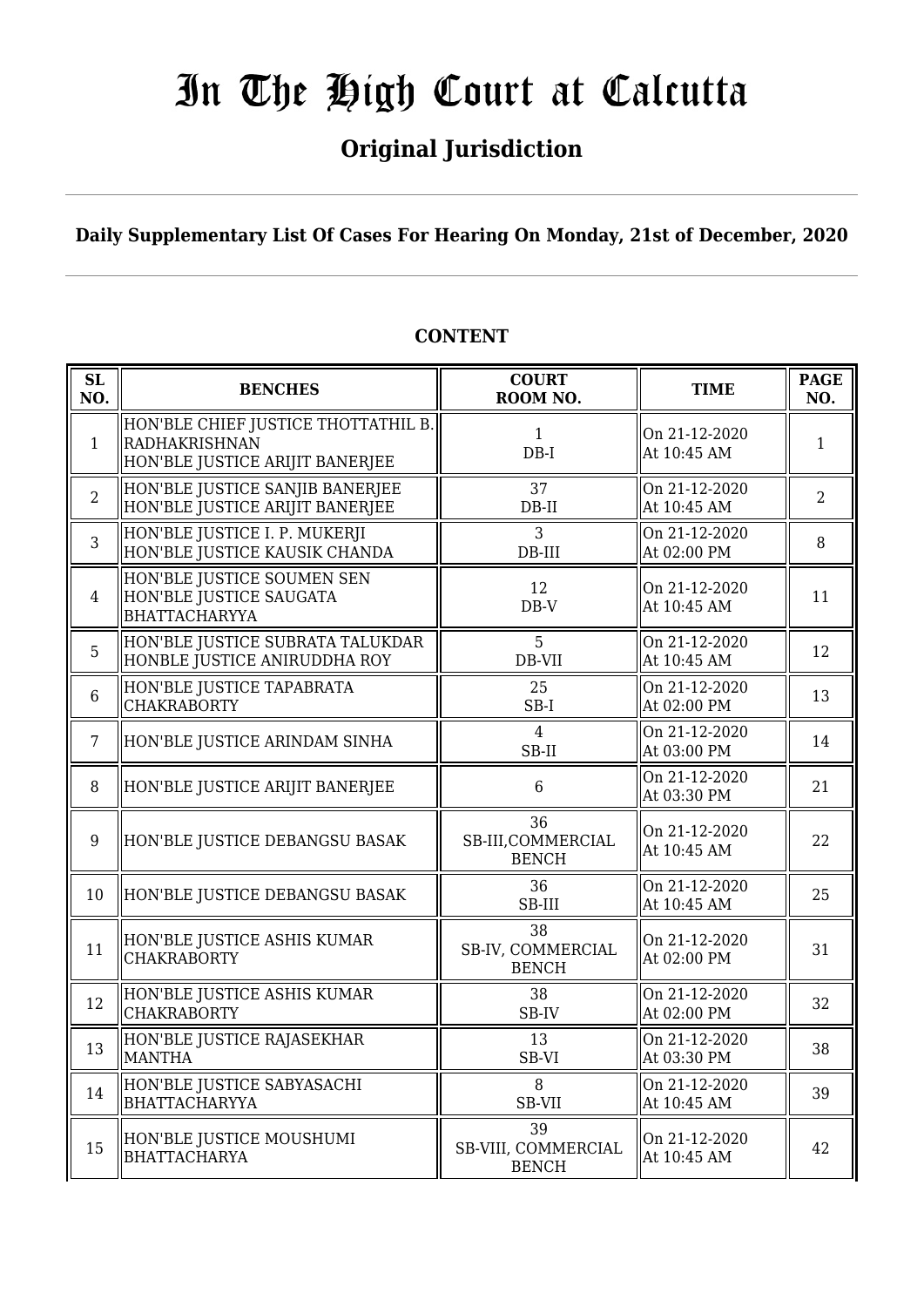# In The High Court at Calcutta

## Original Jurisdiction

**Daily Supplementary List Of Cases For Hearing On Monday, 21st of December, 2020**

**CONTENT**

| SL NO. | BENCHES | COURT ROOM NO. | TIME | PAGE NO. |
|---|---|---|---|---|
| 1 | HON'BLE CHIEF JUSTICE THOTTATHIL B. RADHAKRISHNAN<br>HON'BLE JUSTICE ARIJIT BANERJEE | 1<br>DB-I | On 21-12-2020<br>At 10:45 AM | 1 |
| 2 | HON'BLE JUSTICE SANJIB BANERJEE<br>HON'BLE JUSTICE ARIJIT BANERJEE | 37<br>DB-II | On 21-12-2020<br>At 10:45 AM | 2 |
| 3 | HON'BLE JUSTICE I. P. MUKERJI<br>HON'BLE JUSTICE KAUSIK CHANDA | 3<br>DB-III | On 21-12-2020<br>At 02:00 PM | 8 |
| 4 | HON'BLE JUSTICE SOUMEN SEN<br>HON'BLE JUSTICE SAUGATA BHATTACHARYYA | 12<br>DB-V | On 21-12-2020<br>At 10:45 AM | 11 |
| 5 | HON'BLE JUSTICE SUBRATA TALUKDAR<br>HONBLE JUSTICE ANIRUDDHA ROY | 5<br>DB-VII | On 21-12-2020<br>At 10:45 AM | 12 |
| 6 | HON'BLE JUSTICE TAPABRATA CHAKRABORTY | 25<br>SB-I | On 21-12-2020<br>At 02:00 PM | 13 |
| 7 | HON'BLE JUSTICE ARINDAM SINHA | 4<br>SB-II | On 21-12-2020<br>At 03:00 PM | 14 |
| 8 | HON'BLE JUSTICE ARIJIT BANERJEE | 6 | On 21-12-2020<br>At 03:30 PM | 21 |
| 9 | HON'BLE JUSTICE DEBANGSU BASAK | 36<br>SB-III,COMMERCIAL BENCH | On 21-12-2020<br>At 10:45 AM | 22 |
| 10 | HON'BLE JUSTICE DEBANGSU BASAK | 36<br>SB-III | On 21-12-2020<br>At 10:45 AM | 25 |
| 11 | HON'BLE JUSTICE ASHIS KUMAR CHAKRABORTY | 38<br>SB-IV, COMMERCIAL BENCH | On 21-12-2020<br>At 02:00 PM | 31 |
| 12 | HON'BLE JUSTICE ASHIS KUMAR CHAKRABORTY | 38<br>SB-IV | On 21-12-2020<br>At 02:00 PM | 32 |
| 13 | HON'BLE JUSTICE RAJASEKHAR MANTHA | 13<br>SB-VI | On 21-12-2020<br>At 03:30 PM | 38 |
| 14 | HON'BLE JUSTICE SABYASACHI BHATTACHARYYA | 8<br>SB-VII | On 21-12-2020<br>At 10:45 AM | 39 |
| 15 | HON'BLE JUSTICE MOUSHUMI BHATTACHARYA | 39<br>SB-VIII, COMMERCIAL BENCH | On 21-12-2020<br>At 10:45 AM | 42 |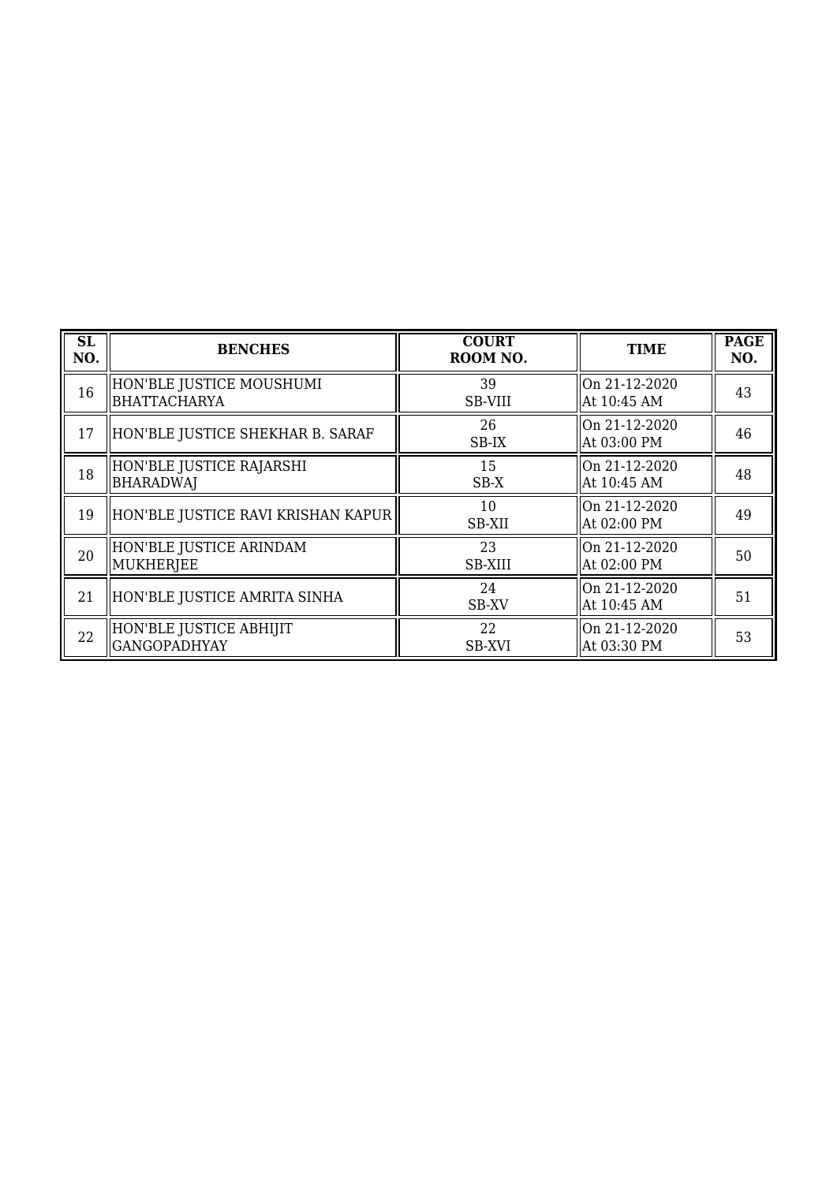| SL NO. | BENCHES | COURT ROOM NO. | TIME | PAGE NO. |
|---|---|---|---|---|
| 16 | HON'BLE JUSTICE MOUSHUMI BHATTACHARYA | 39 SB-VIII | On 21-12-2020 At 10:45 AM | 43 |
| 17 | HON'BLE JUSTICE SHEKHAR B. SARAF | 26 SB-IX | On 21-12-2020 At 03:00 PM | 46 |
| 18 | HON'BLE JUSTICE RAJARSHI BHARADWAJ | 15 SB-X | On 21-12-2020 At 10:45 AM | 48 |
| 19 | HON'BLE JUSTICE RAVI KRISHAN KAPUR | 10 SB-XII | On 21-12-2020 At 02:00 PM | 49 |
| 20 | HON'BLE JUSTICE ARINDAM MUKHERJEE | 23 SB-XIII | On 21-12-2020 At 02:00 PM | 50 |
| 21 | HON'BLE JUSTICE AMRITA SINHA | 24 SB-XV | On 21-12-2020 At 10:45 AM | 51 |
| 22 | HON'BLE JUSTICE ABHIJIT GANGOPADHYAY | 22 SB-XVI | On 21-12-2020 At 03:30 PM | 53 |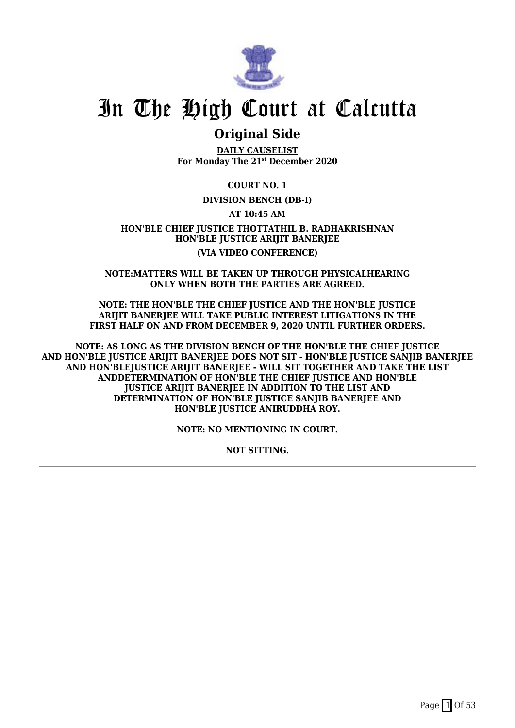# In The High Court at Calcutta

## Original Side

**DAILY CAUSELIST**
**For Monday The 21st December 2020**

**COURT NO. 1**

**DIVISION BENCH (DB-I)**

**AT 10:45 AM**

**HON'BLE CHIEF JUSTICE THOTTATHIL B. RADHAKRISHNAN**
**HON'BLE JUSTICE ARIJIT BANERJEE**

**(VIA VIDEO CONFERENCE)**

**NOTE:MATTERS WILL BE TAKEN UP THROUGH PHYSICALHEARING ONLY WHEN BOTH THE PARTIES ARE AGREED.**

**NOTE: THE HON'BLE THE CHIEF JUSTICE AND THE HON'BLE JUSTICE ARIJIT BANERJEE WILL TAKE PUBLIC INTEREST LITIGATIONS IN THE FIRST HALF ON AND FROM DECEMBER 9, 2020 UNTIL FURTHER ORDERS.**

**NOTE: AS LONG AS THE DIVISION BENCH OF THE HON'BLE THE CHIEF JUSTICE AND HON'BLE JUSTICE ARIJIT BANERJEE DOES NOT SIT - HON'BLE JUSTICE SANJIB BANERJEE AND HON'BLEJUSTICE ARIJIT BANERJEE - WILL SIT TOGETHER AND TAKE THE LIST ANDDETERMINATION OF HON'BLE THE CHIEF JUSTICE AND HON'BLE JUSTICE ARIJIT BANERJEE IN ADDITION TO THE LIST AND DETERMINATION OF HON'BLE JUSTICE SANJIB BANERJEE AND HON'BLE JUSTICE ANIRUDDHA ROY.**

**NOTE: NO MENTIONING IN COURT.**

**NOT SITTING.**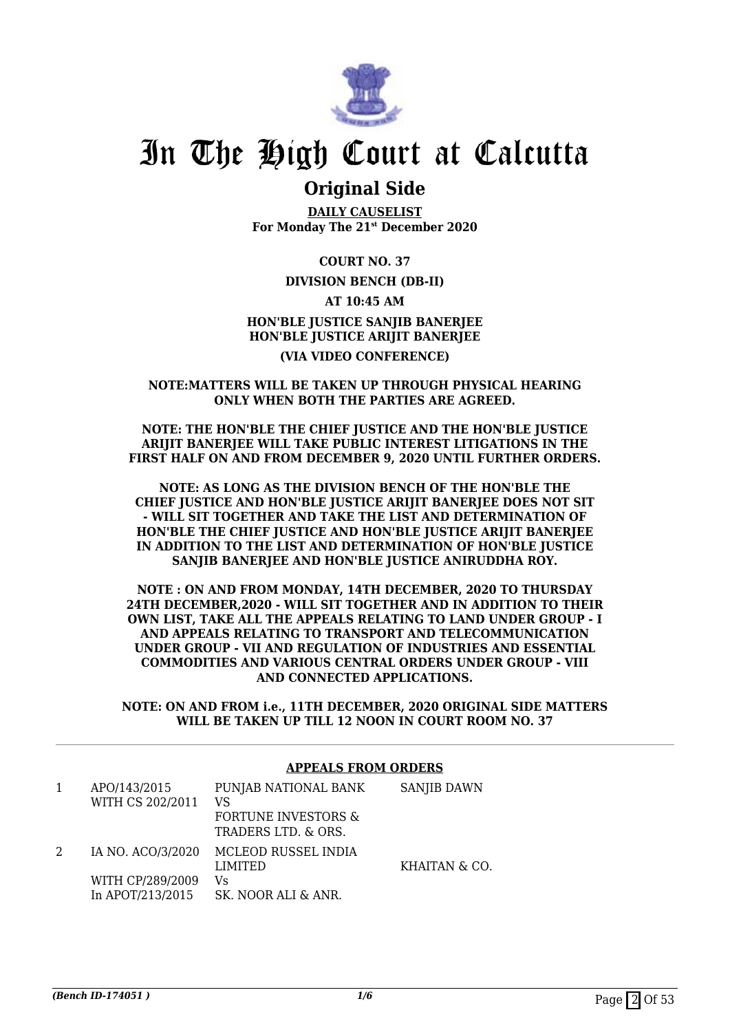# In The High Court at Calcutta

## Original Side

**DAILY CAUSELIST**
**For Monday The 21st December 2020**

**COURT NO. 37**

**DIVISION BENCH (DB-II)**

**AT 10:45 AM**

**HON'BLE JUSTICE SANJIB BANERJEE**
**HON'BLE JUSTICE ARIJIT BANERJEE**

**(VIA VIDEO CONFERENCE)**

**NOTE:MATTERS WILL BE TAKEN UP THROUGH PHYSICAL HEARING ONLY WHEN BOTH THE PARTIES ARE AGREED.**

**NOTE: THE HON'BLE THE CHIEF JUSTICE AND THE HON'BLE JUSTICE ARIJIT BANERJEE WILL TAKE PUBLIC INTEREST LITIGATIONS IN THE FIRST HALF ON AND FROM DECEMBER 9, 2020 UNTIL FURTHER ORDERS.**

**NOTE: AS LONG AS THE DIVISION BENCH OF THE HON'BLE THE CHIEF JUSTICE AND HON'BLE JUSTICE ARIJIT BANERJEE DOES NOT SIT - WILL SIT TOGETHER AND TAKE THE LIST AND DETERMINATION OF HON'BLE THE CHIEF JUSTICE AND HON'BLE JUSTICE ARIJIT BANERJEE IN ADDITION TO THE LIST AND DETERMINATION OF HON'BLE JUSTICE SANJIB BANERJEE AND HON'BLE JUSTICE ANIRUDDHA ROY.**

**NOTE : ON AND FROM MONDAY, 14TH DECEMBER, 2020 TO THURSDAY 24TH DECEMBER,2020 - WILL SIT TOGETHER AND IN ADDITION TO THEIR OWN LIST, TAKE ALL THE APPEALS RELATING TO LAND UNDER GROUP - I AND APPEALS RELATING TO TRANSPORT AND TELECOMMUNICATION UNDER GROUP - VII AND REGULATION OF INDUSTRIES AND ESSENTIAL COMMODITIES AND VARIOUS CENTRAL ORDERS UNDER GROUP - VIII AND CONNECTED APPLICATIONS.**

**NOTE: ON AND FROM i.e., 11TH DECEMBER, 2020 ORIGINAL SIDE MATTERS WILL BE TAKEN UP TILL 12 NOON IN COURT ROOM NO. 37**

**APPEALS FROM ORDERS**

| | | | |
|---|---|---|---|
| 1 | APO/143/2015<br>WITH CS 202/2011 | PUNJAB NATIONAL BANK<br>VS<br>FORTUNE INVESTORS & TRADERS LTD. & ORS. | SANJIB DAWN |
| 2 | IA NO. ACO/3/2020<br>WITH CP/289/2009<br>In APOT/213/2015 | MCLEOD RUSSEL INDIA LIMITED<br>Vs<br>SK. NOOR ALI & ANR. | KHAITAN & CO. |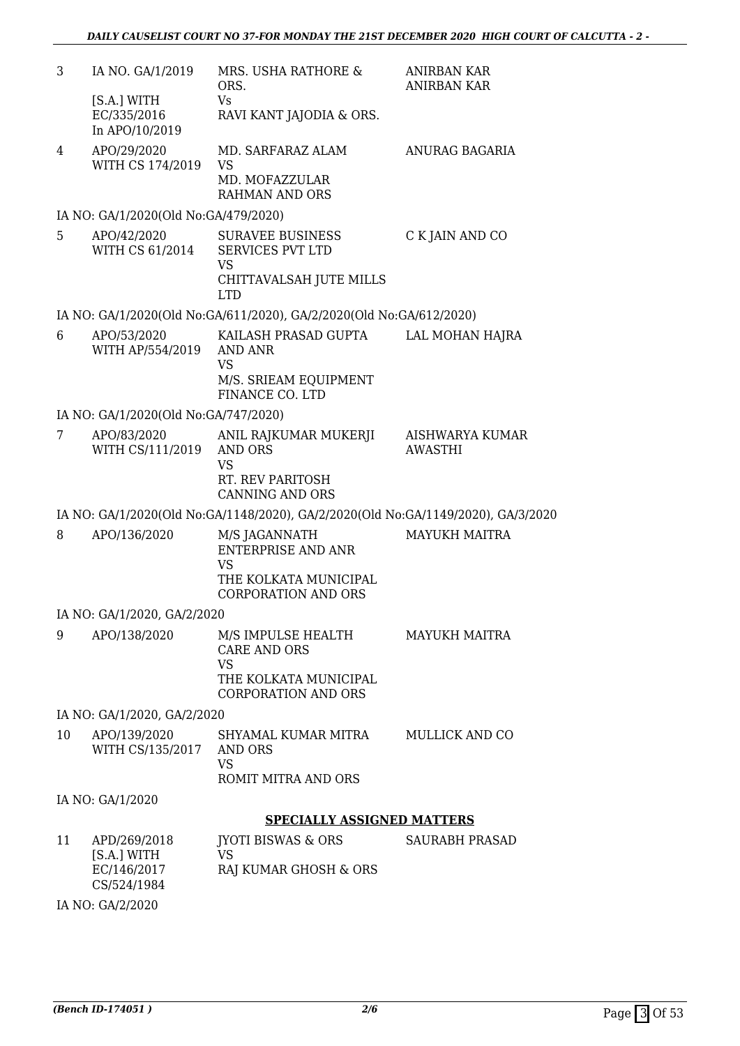| | | | |
|---|---|---|---|
| 3 | IA NO. GA/1/2019<br>[S.A.] WITH<br>EC/335/2016<br>In APO/10/2019 | MRS. USHA RATHORE & ORS.<br>Vs<br>RAVI KANT JAJODIA & ORS. | ANIRBAN KAR<br>ANIRBAN KAR |
| 4 | APO/29/2020<br>WITH CS 174/2019 | MD. SARFARAZ ALAM<br>VS<br>MD. MOFAZZULAR RAHMAN AND ORS | ANURAG BAGARIA |

IA NO: GA/1/2020(Old No:GA/479/2020)

| | | | |
|---|---|---|---|
| 5 | APO/42/2020<br>WITH CS 61/2014 | SURAVEE BUSINESS SERVICES PVT LTD<br>VS<br>CHITTAVALSAH JUTE MILLS LTD | C K JAIN AND CO |

IA NO: GA/1/2020(Old No:GA/611/2020), GA/2/2020(Old No:GA/612/2020)

| | | | |
|---|---|---|---|
| 6 | APO/53/2020<br>WITH AP/554/2019 | KAILASH PRASAD GUPTA AND ANR<br>VS<br>M/S. SRIEAM EQUIPMENT FINANCE CO. LTD | LAL MOHAN HAJRA |

IA NO: GA/1/2020(Old No:GA/747/2020)

| | | | |
|---|---|---|---|
| 7 | APO/83/2020<br>WITH CS/111/2019 | ANIL RAJKUMAR MUKERJI AND ORS<br>VS<br>RT. REV PARITOSH CANNING AND ORS | AISHWARYA KUMAR AWASTHI |

IA NO: GA/1/2020(Old No:GA/1148/2020), GA/2/2020(Old No:GA/1149/2020), GA/3/2020

| | | | |
|---|---|---|---|
| 8 | APO/136/2020 | M/S JAGANNATH ENTERPRISE AND ANR<br>VS<br>THE KOLKATA MUNICIPAL CORPORATION AND ORS | MAYUKH MAITRA |

IA NO: GA/1/2020, GA/2/2020

| | | | |
|---|---|---|---|
| 9 | APO/138/2020 | M/S IMPULSE HEALTH CARE AND ORS<br>VS<br>THE KOLKATA MUNICIPAL CORPORATION AND ORS | MAYUKH MAITRA |

IA NO: GA/1/2020, GA/2/2020

| | | | |
|---|---|---|---|
| 10 | APO/139/2020<br>WITH CS/135/2017 | SHYAMAL KUMAR MITRA AND ORS<br>VS<br>ROMIT MITRA AND ORS | MULLICK AND CO |

IA NO: GA/1/2020

## SPECIALLY ASSIGNED MATTERS

| | | | |
|---|---|---|---|
| 11 | APD/269/2018<br>[S.A.] WITH<br>EC/146/2017<br>CS/524/1984 | JYOTI BISWAS & ORS<br>VS<br>RAJ KUMAR GHOSH & ORS | SAURABH PRASAD |

IA NO: GA/2/2020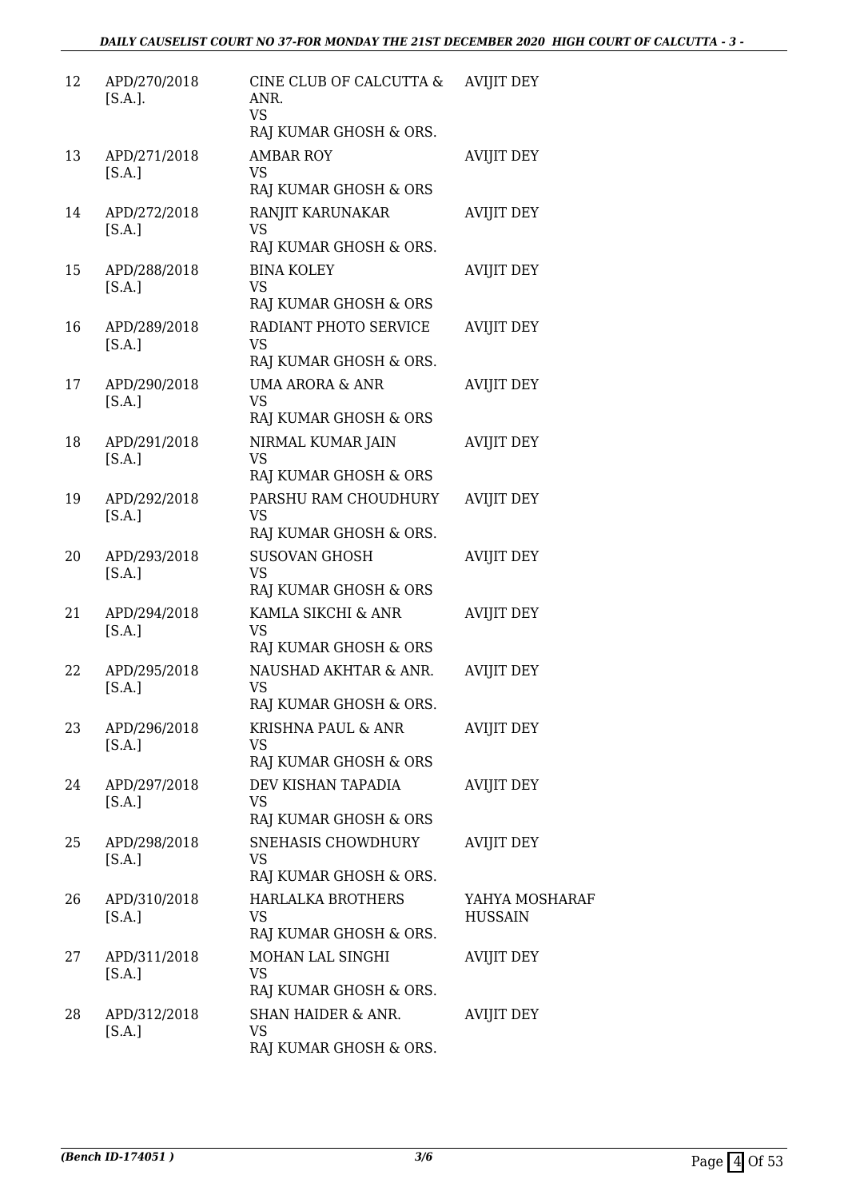| | | | |
|---|---|---|---|
| 12 | APD/270/2018 [S.A.]. | CINE CLUB OF CALCUTTA & ANR. VS RAJ KUMAR GHOSH & ORS. | AVIJIT DEY |
| 13 | APD/271/2018 [S.A.] | AMBAR ROY VS RAJ KUMAR GHOSH & ORS | AVIJIT DEY |
| 14 | APD/272/2018 [S.A.] | RANJIT KARUNAKAR VS RAJ KUMAR GHOSH & ORS. | AVIJIT DEY |
| 15 | APD/288/2018 [S.A.] | BINA KOLEY VS RAJ KUMAR GHOSH & ORS | AVIJIT DEY |
| 16 | APD/289/2018 [S.A.] | RADIANT PHOTO SERVICE VS RAJ KUMAR GHOSH & ORS. | AVIJIT DEY |
| 17 | APD/290/2018 [S.A.] | UMA ARORA & ANR VS RAJ KUMAR GHOSH & ORS | AVIJIT DEY |
| 18 | APD/291/2018 [S.A.] | NIRMAL KUMAR JAIN VS RAJ KUMAR GHOSH & ORS | AVIJIT DEY |
| 19 | APD/292/2018 [S.A.] | PARSHU RAM CHOUDHURY VS RAJ KUMAR GHOSH & ORS. | AVIJIT DEY |
| 20 | APD/293/2018 [S.A.] | SUSOVAN GHOSH VS RAJ KUMAR GHOSH & ORS | AVIJIT DEY |
| 21 | APD/294/2018 [S.A.] | KAMLA SIKCHI & ANR VS RAJ KUMAR GHOSH & ORS | AVIJIT DEY |
| 22 | APD/295/2018 [S.A.] | NAUSHAD AKHTAR & ANR. VS RAJ KUMAR GHOSH & ORS. | AVIJIT DEY |
| 23 | APD/296/2018 [S.A.] | KRISHNA PAUL & ANR VS RAJ KUMAR GHOSH & ORS | AVIJIT DEY |
| 24 | APD/297/2018 [S.A.] | DEV KISHAN TAPADIA VS RAJ KUMAR GHOSH & ORS | AVIJIT DEY |
| 25 | APD/298/2018 [S.A.] | SNEHASIS CHOWDHURY VS RAJ KUMAR GHOSH & ORS. | AVIJIT DEY |
| 26 | APD/310/2018 [S.A.] | HARLALKA BROTHERS VS RAJ KUMAR GHOSH & ORS. | YAHYA MOSHARAF HUSSAIN |
| 27 | APD/311/2018 [S.A.] | MOHAN LAL SINGHI VS RAJ KUMAR GHOSH & ORS. | AVIJIT DEY |
| 28 | APD/312/2018 [S.A.] | SHAN HAIDER & ANR. VS RAJ KUMAR GHOSH & ORS. | AVIJIT DEY |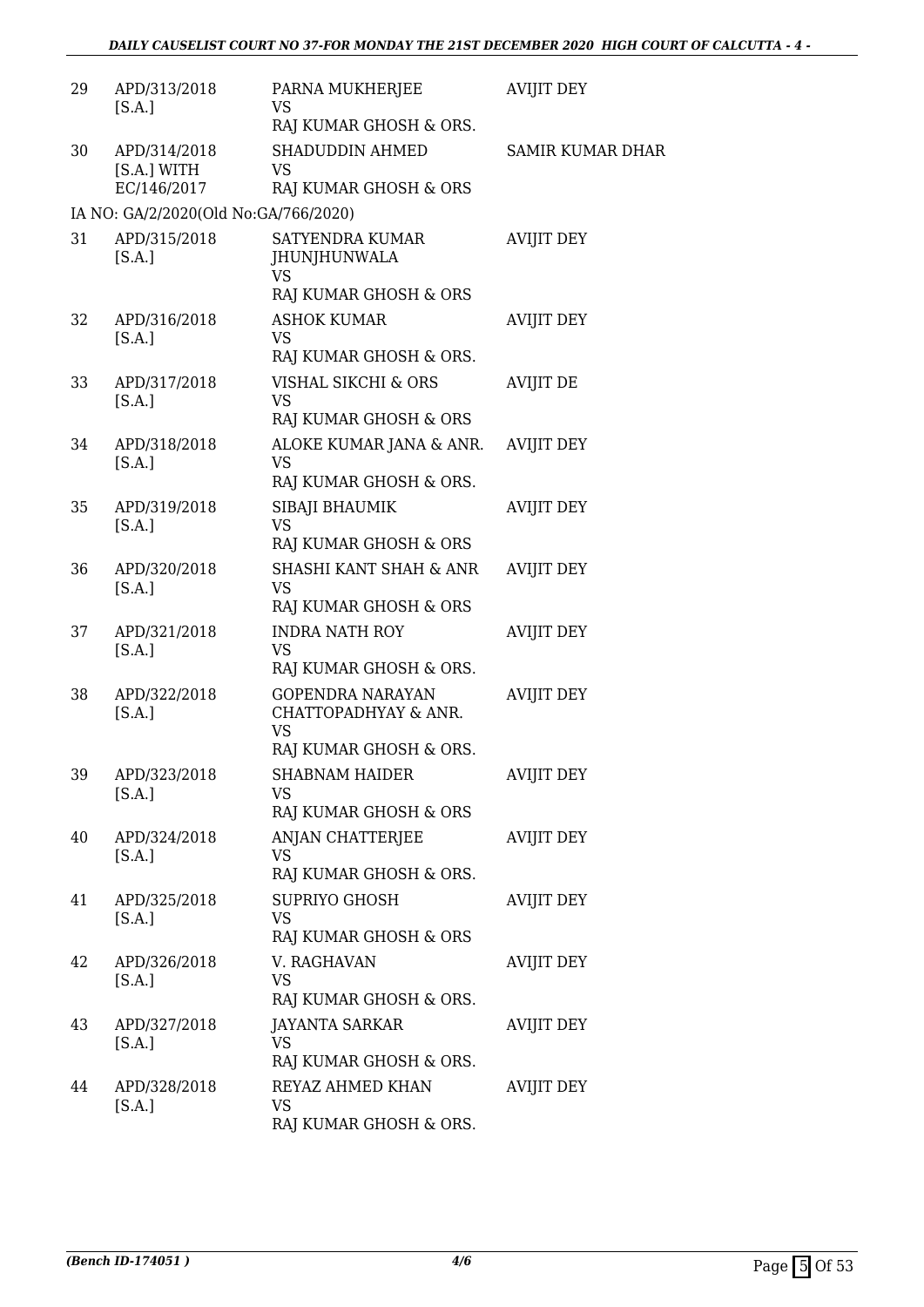| | | | |
|---|---|---|---|
| 29 | APD/313/2018 [S.A.] | PARNA MUKHERJEE VS RAJ KUMAR GHOSH & ORS. | AVIJIT DEY |
| 30 | APD/314/2018 [S.A.] WITH EC/146/2017 | SHADUDDIN AHMED VS RAJ KUMAR GHOSH & ORS | SAMIR KUMAR DHAR |
| | IA NO: GA/2/2020(Old No:GA/766/2020) | | |
| 31 | APD/315/2018 [S.A.] | SATYENDRA KUMAR JHUNJHUNWALA VS RAJ KUMAR GHOSH & ORS | AVIJIT DEY |
| 32 | APD/316/2018 [S.A.] | ASHOK KUMAR VS RAJ KUMAR GHOSH & ORS. | AVIJIT DEY |
| 33 | APD/317/2018 [S.A.] | VISHAL SIKCHI & ORS VS RAJ KUMAR GHOSH & ORS | AVIJIT DE |
| 34 | APD/318/2018 [S.A.] | ALOKE KUMAR JANA & ANR. VS RAJ KUMAR GHOSH & ORS. | AVIJIT DEY |
| 35 | APD/319/2018 [S.A.] | SIBAJI BHAUMIK VS RAJ KUMAR GHOSH & ORS | AVIJIT DEY |
| 36 | APD/320/2018 [S.A.] | SHASHI KANT SHAH & ANR VS RAJ KUMAR GHOSH & ORS | AVIJIT DEY |
| 37 | APD/321/2018 [S.A.] | INDRA NATH ROY VS RAJ KUMAR GHOSH & ORS. | AVIJIT DEY |
| 38 | APD/322/2018 [S.A.] | GOPENDRA NARAYAN CHATTOPADHYAY & ANR. VS RAJ KUMAR GHOSH & ORS. | AVIJIT DEY |
| 39 | APD/323/2018 [S.A.] | SHABNAM HAIDER VS RAJ KUMAR GHOSH & ORS | AVIJIT DEY |
| 40 | APD/324/2018 [S.A.] | ANJAN CHATTERJEE VS RAJ KUMAR GHOSH & ORS. | AVIJIT DEY |
| 41 | APD/325/2018 [S.A.] | SUPRIYO GHOSH VS RAJ KUMAR GHOSH & ORS | AVIJIT DEY |
| 42 | APD/326/2018 [S.A.] | V. RAGHAVAN VS RAJ KUMAR GHOSH & ORS. | AVIJIT DEY |
| 43 | APD/327/2018 [S.A.] | JAYANTA SARKAR VS RAJ KUMAR GHOSH & ORS. | AVIJIT DEY |
| 44 | APD/328/2018 [S.A.] | REYAZ AHMED KHAN VS RAJ KUMAR GHOSH & ORS. | AVIJIT DEY |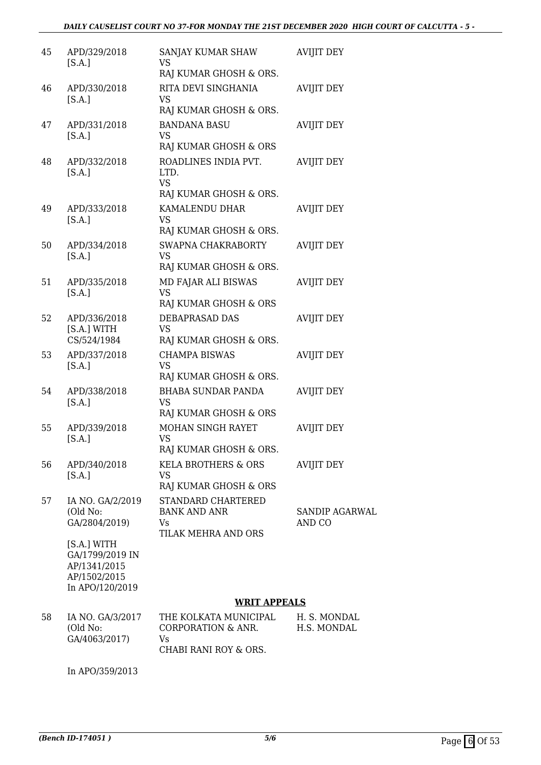| | | | |
|---|---|---|---|
| 45 | APD/329/2018 [S.A.] | SANJAY KUMAR SHAW VS RAJ KUMAR GHOSH & ORS. | AVIJIT DEY |
| 46 | APD/330/2018 [S.A.] | RITA DEVI SINGHANIA VS RAJ KUMAR GHOSH & ORS. | AVIJIT DEY |
| 47 | APD/331/2018 [S.A.] | BANDANA BASU VS RAJ KUMAR GHOSH & ORS | AVIJIT DEY |
| 48 | APD/332/2018 [S.A.] | ROADLINES INDIA PVT. LTD. VS RAJ KUMAR GHOSH & ORS. | AVIJIT DEY |
| 49 | APD/333/2018 [S.A.] | KAMALENDU DHAR VS RAJ KUMAR GHOSH & ORS. | AVIJIT DEY |
| 50 | APD/334/2018 [S.A.] | SWAPNA CHAKRABORTY VS RAJ KUMAR GHOSH & ORS. | AVIJIT DEY |
| 51 | APD/335/2018 [S.A.] | MD FAJAR ALI BISWAS VS RAJ KUMAR GHOSH & ORS | AVIJIT DEY |
| 52 | APD/336/2018 [S.A.] WITH CS/524/1984 | DEBAPRASAD DAS VS RAJ KUMAR GHOSH & ORS. | AVIJIT DEY |
| 53 | APD/337/2018 [S.A.] | CHAMPA BISWAS VS RAJ KUMAR GHOSH & ORS. | AVIJIT DEY |
| 54 | APD/338/2018 [S.A.] | BHABA SUNDAR PANDA VS RAJ KUMAR GHOSH & ORS | AVIJIT DEY |
| 55 | APD/339/2018 [S.A.] | MOHAN SINGH RAYET VS RAJ KUMAR GHOSH & ORS. | AVIJIT DEY |
| 56 | APD/340/2018 [S.A.] | KELA BROTHERS & ORS VS RAJ KUMAR GHOSH & ORS | AVIJIT DEY |
| 57 | IA NO. GA/2/2019 (Old No: GA/2804/2019) [S.A.] WITH GA/1799/2019 IN AP/1341/2015 AP/1502/2015 In APO/120/2019 | STANDARD CHARTERED BANK AND ANR Vs TILAK MEHRA AND ORS | SANDIP AGARWAL AND CO |

## WRIT APPEALS

| | | | |
|---|---|---|---|
| 58 | IA NO. GA/3/2017 (Old No: GA/4063/2017) In APO/359/2013 | THE KOLKATA MUNICIPAL CORPORATION & ANR. Vs CHABI RANI ROY & ORS. | H. S. MONDAL H.S. MONDAL |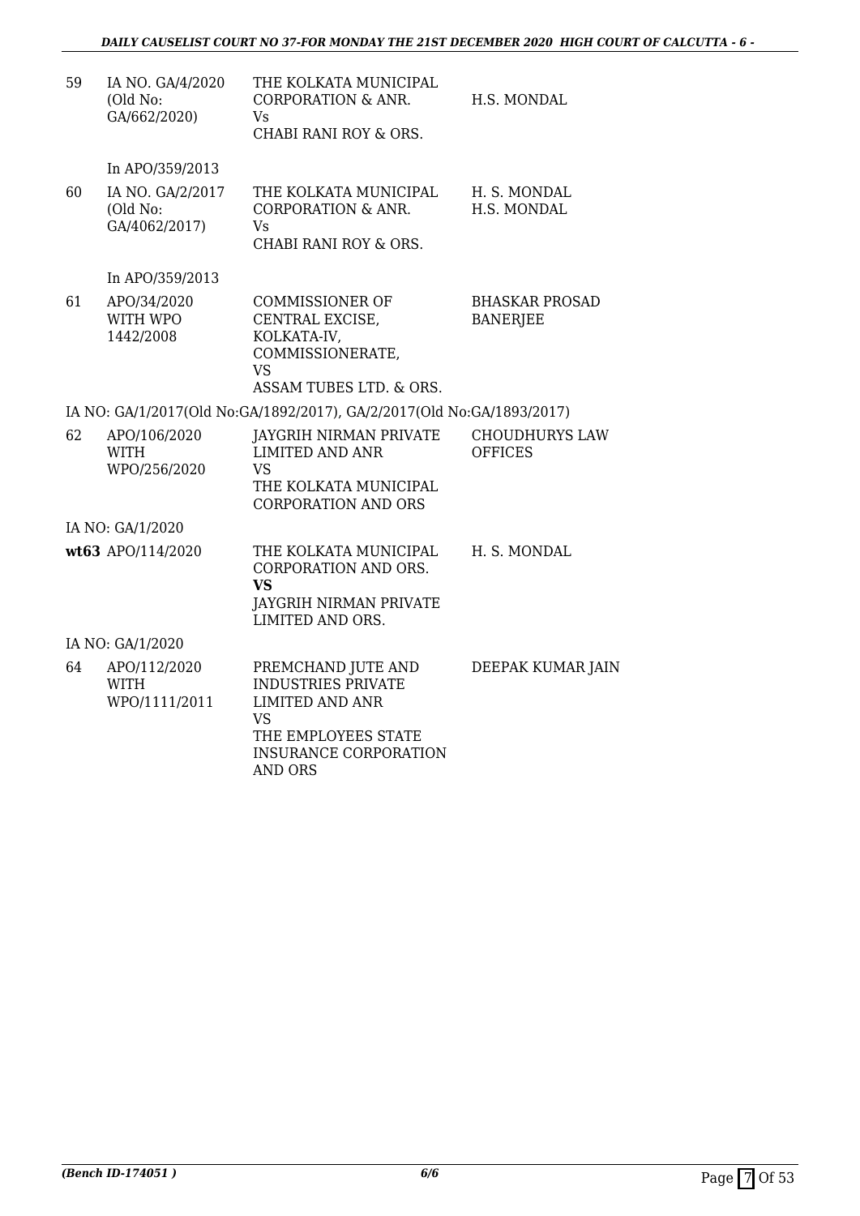| | | | |
|---|---|---|---|
| 59 | IA NO. GA/4/2020 (Old No: GA/662/2020) | THE KOLKATA MUNICIPAL CORPORATION & ANR. Vs CHABI RANI ROY & ORS. | H.S. MONDAL |
| | In APO/359/2013 | | |
| 60 | IA NO. GA/2/2017 (Old No: GA/4062/2017) | THE KOLKATA MUNICIPAL CORPORATION & ANR. Vs CHABI RANI ROY & ORS. | H. S. MONDAL H.S. MONDAL |
| | In APO/359/2013 | | |
| 61 | APO/34/2020 WITH WPO 1442/2008 | COMMISSIONER OF CENTRAL EXCISE, KOLKATA-IV, COMMISSIONERATE, VS ASSAM TUBES LTD. & ORS. | BHASKAR PROSAD BANERJEE |

IA NO: GA/1/2017(Old No:GA/1892/2017), GA/2/2017(Old No:GA/1893/2017)

| | | | |
|---|---|---|---|
| 62 | APO/106/2020 WITH WPO/256/2020 | JAYGRIH NIRMAN PRIVATE LIMITED AND ANR VS THE KOLKATA MUNICIPAL CORPORATION AND ORS | CHOUDHURYS LAW OFFICES |

IA NO: GA/1/2020

| | | | |
|---|---|---|---|
| **wt63** | APO/114/2020 | THE KOLKATA MUNICIPAL CORPORATION AND ORS. **VS** JAYGRIH NIRMAN PRIVATE LIMITED AND ORS. | H. S. MONDAL |

IA NO: GA/1/2020

| | | | |
|---|---|---|---|
| 64 | APO/112/2020 WITH WPO/1111/2011 | PREMCHAND JUTE AND INDUSTRIES PRIVATE LIMITED AND ANR VS THE EMPLOYEES STATE INSURANCE CORPORATION AND ORS | DEEPAK KUMAR JAIN |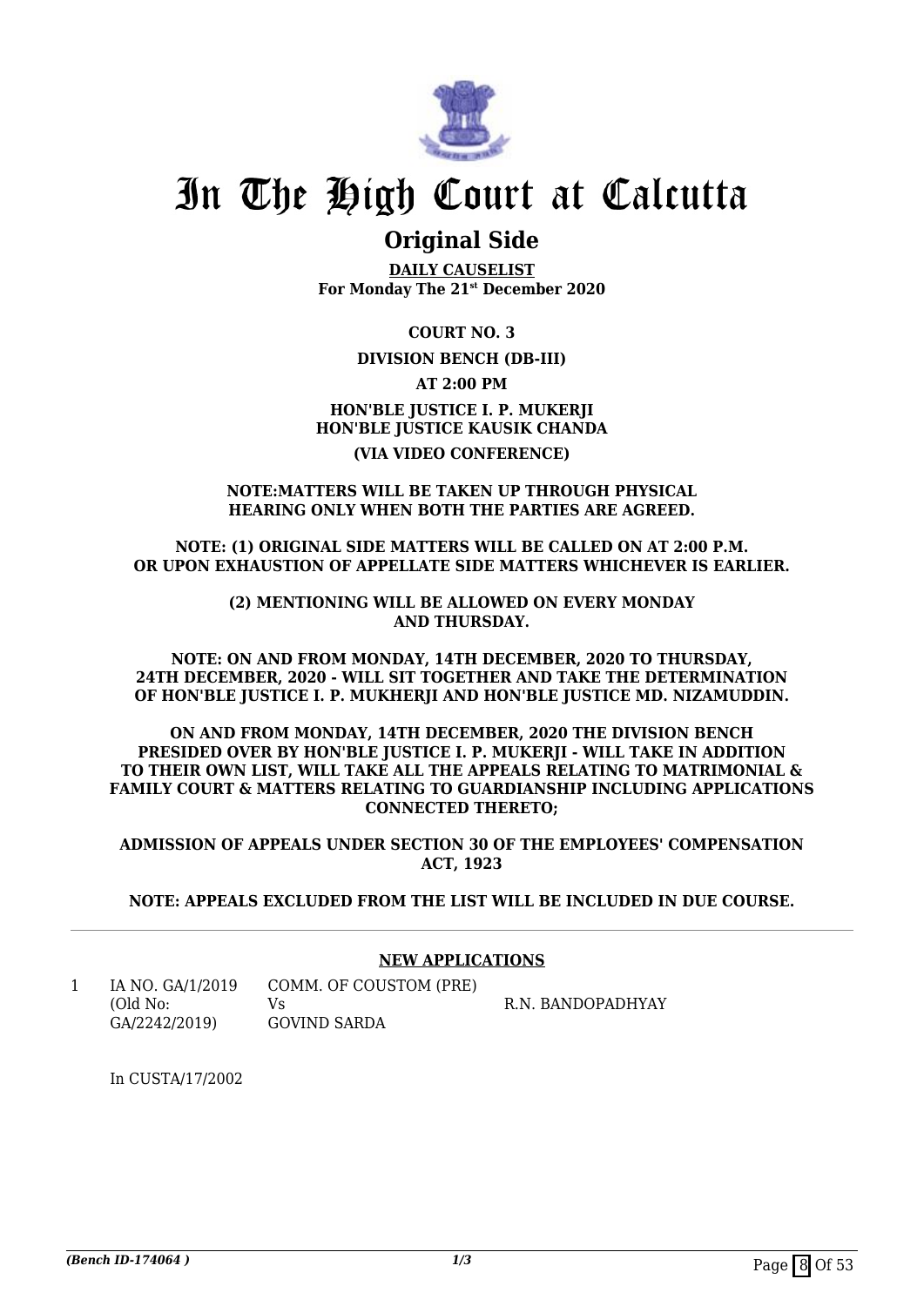# In The High Court at Calcutta

## Original Side

**DAILY CAUSELIST**
**For Monday The 21st December 2020**

**COURT NO. 3**

**DIVISION BENCH (DB-III)**

**AT 2:00 PM**

**HON'BLE JUSTICE I. P. MUKERJI**
**HON'BLE JUSTICE KAUSIK CHANDA**

**(VIA VIDEO CONFERENCE)**

**NOTE:MATTERS WILL BE TAKEN UP THROUGH PHYSICAL HEARING ONLY WHEN BOTH THE PARTIES ARE AGREED.**

**NOTE: (1) ORIGINAL SIDE MATTERS WILL BE CALLED ON AT 2:00 P.M. OR UPON EXHAUSTION OF APPELLATE SIDE MATTERS WHICHEVER IS EARLIER.**

**(2) MENTIONING WILL BE ALLOWED ON EVERY MONDAY AND THURSDAY.**

**NOTE: ON AND FROM MONDAY, 14TH DECEMBER, 2020 TO THURSDAY, 24TH DECEMBER, 2020 - WILL SIT TOGETHER AND TAKE THE DETERMINATION OF HON'BLE JUSTICE I. P. MUKHERJI AND HON'BLE JUSTICE MD. NIZAMUDDIN.**

**ON AND FROM MONDAY, 14TH DECEMBER, 2020 THE DIVISION BENCH PRESIDED OVER BY HON'BLE JUSTICE I. P. MUKERJI - WILL TAKE IN ADDITION TO THEIR OWN LIST, WILL TAKE ALL THE APPEALS RELATING TO MATRIMONIAL & FAMILY COURT & MATTERS RELATING TO GUARDIANSHIP INCLUDING APPLICATIONS CONNECTED THERETO;**

**ADMISSION OF APPEALS UNDER SECTION 30 OF THE EMPLOYEES' COMPENSATION ACT, 1923**

**NOTE: APPEALS EXCLUDED FROM THE LIST WILL BE INCLUDED IN DUE COURSE.**

---

**NEW APPLICATIONS**

| | | | |
|---|---|---|---|
| 1 | IA NO. GA/1/2019 (Old No: GA/2242/2019) | COMM. OF COUSTOM (PRE) Vs GOVIND SARDA | R.N. BANDOPADHYAY |

In CUSTA/17/2002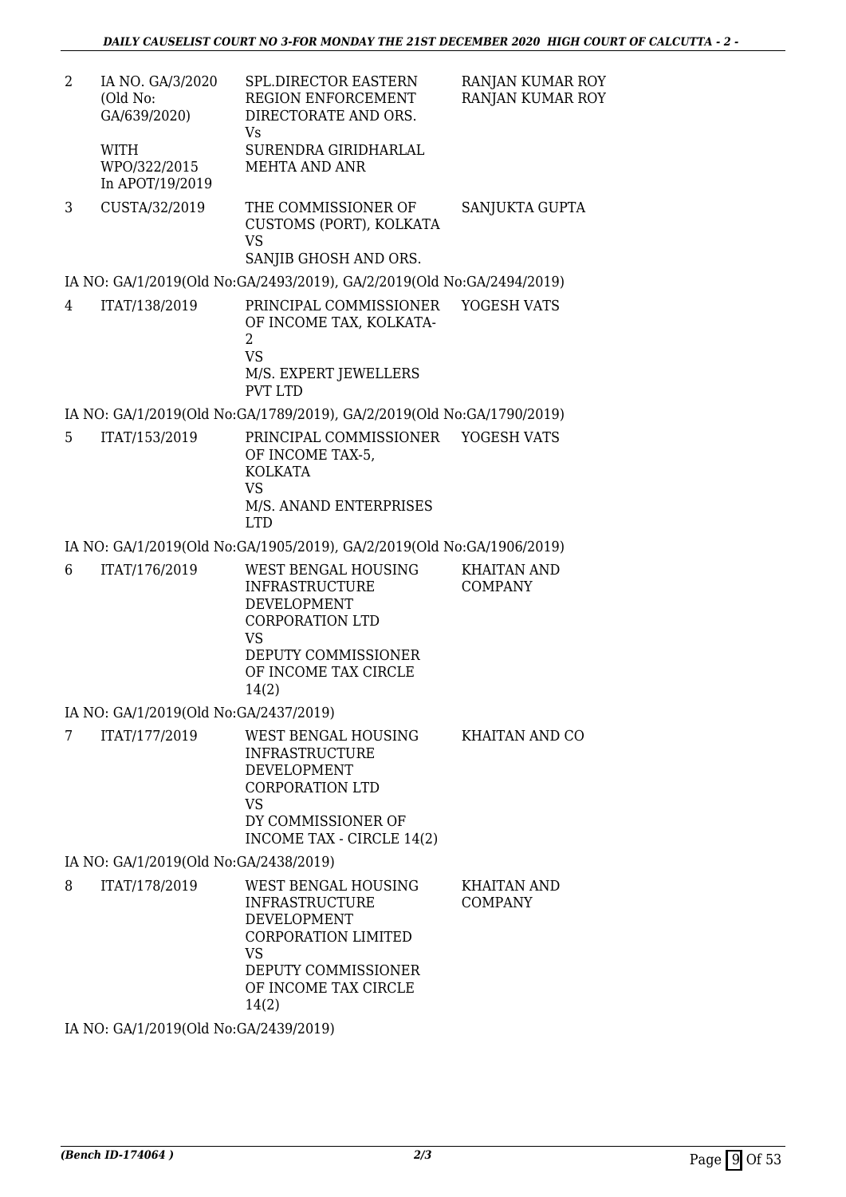| | | | |
|---|---|---|---|
| 2 | IA NO. GA/3/2020 (Old No: GA/639/2020)<br><br>WITH WPO/322/2015 In APOT/19/2019 | SPL.DIRECTOR EASTERN REGION ENFORCEMENT DIRECTORATE AND ORS.<br>Vs<br>SURENDRA GIRIDHARLAL MEHTA AND ANR | RANJAN KUMAR ROY<br>RANJAN KUMAR ROY |
| 3 | CUSTA/32/2019 | THE COMMISSIONER OF CUSTOMS (PORT), KOLKATA<br>VS<br>SANJIB GHOSH AND ORS. | SANJUKTA GUPTA |

IA NO: GA/1/2019(Old No:GA/2493/2019), GA/2/2019(Old No:GA/2494/2019)

| | | | |
|---|---|---|---|
| 4 | ITAT/138/2019 | PRINCIPAL COMMISSIONER OF INCOME TAX, KOLKATA-2<br>VS<br>M/S. EXPERT JEWELLERS PVT LTD | YOGESH VATS |

IA NO: GA/1/2019(Old No:GA/1789/2019), GA/2/2019(Old No:GA/1790/2019)

| | | | |
|---|---|---|---|
| 5 | ITAT/153/2019 | PRINCIPAL COMMISSIONER OF INCOME TAX-5, KOLKATA<br>VS<br>M/S. ANAND ENTERPRISES LTD | YOGESH VATS |

IA NO: GA/1/2019(Old No:GA/1905/2019), GA/2/2019(Old No:GA/1906/2019)

| | | | |
|---|---|---|---|
| 6 | ITAT/176/2019 | WEST BENGAL HOUSING INFRASTRUCTURE DEVELOPMENT CORPORATION LTD<br>VS<br>DEPUTY COMMISSIONER OF INCOME TAX CIRCLE 14(2) | KHAITAN AND COMPANY |

IA NO: GA/1/2019(Old No:GA/2437/2019)

| | | | |
|---|---|---|---|
| 7 | ITAT/177/2019 | WEST BENGAL HOUSING INFRASTRUCTURE DEVELOPMENT CORPORATION LTD<br>VS<br>DY COMMISSIONER OF INCOME TAX - CIRCLE 14(2) | KHAITAN AND CO |

IA NO: GA/1/2019(Old No:GA/2438/2019)

| | | | |
|---|---|---|---|
| 8 | ITAT/178/2019 | WEST BENGAL HOUSING INFRASTRUCTURE DEVELOPMENT CORPORATION LIMITED<br>VS<br>DEPUTY COMMISSIONER OF INCOME TAX CIRCLE 14(2) | KHAITAN AND COMPANY |

IA NO: GA/1/2019(Old No:GA/2439/2019)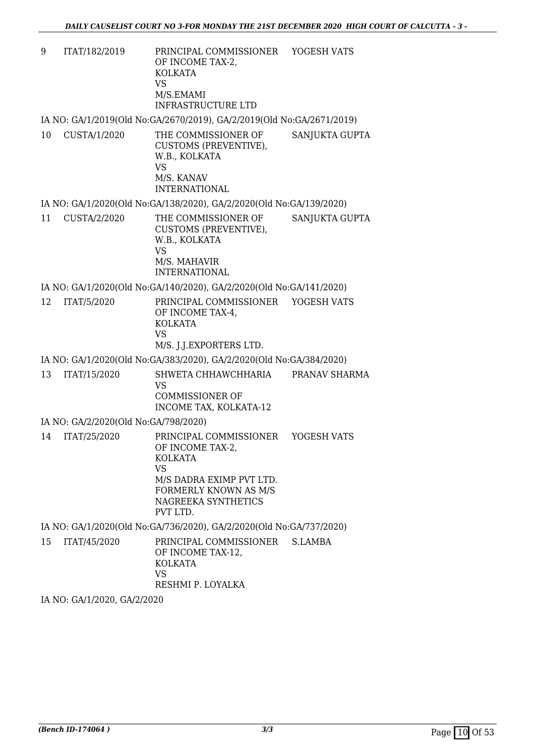| | | | |
|---|---|---|---|
| 9 | ITAT/182/2019 | PRINCIPAL COMMISSIONER OF INCOME TAX-2, KOLKATA<br>VS<br>M/S.EMAMI INFRASTRUCTURE LTD | YOGESH VATS |
| | IA NO: GA/1/2019(Old No:GA/2670/2019), GA/2/2019(Old No:GA/2671/2019) | | |
| 10 | CUSTA/1/2020 | THE COMMISSIONER OF CUSTOMS (PREVENTIVE), W.B., KOLKATA<br>VS<br>M/S. KANAV INTERNATIONAL | SANJUKTA GUPTA |
| | IA NO: GA/1/2020(Old No:GA/138/2020), GA/2/2020(Old No:GA/139/2020) | | |
| 11 | CUSTA/2/2020 | THE COMMISSIONER OF CUSTOMS (PREVENTIVE), W.B., KOLKATA<br>VS<br>M/S. MAHAVIR INTERNATIONAL | SANJUKTA GUPTA |
| | IA NO: GA/1/2020(Old No:GA/140/2020), GA/2/2020(Old No:GA/141/2020) | | |
| 12 | ITAT/5/2020 | PRINCIPAL COMMISSIONER OF INCOME TAX-4, KOLKATA<br>VS<br>M/S. J.J.EXPORTERS LTD. | YOGESH VATS |
| | IA NO: GA/1/2020(Old No:GA/383/2020), GA/2/2020(Old No:GA/384/2020) | | |
| 13 | ITAT/15/2020 | SHWETA CHHAWCHHARIA<br>VS<br>COMMISSIONER OF INCOME TAX, KOLKATA-12 | PRANAV SHARMA |
| | IA NO: GA/2/2020(Old No:GA/798/2020) | | |
| 14 | ITAT/25/2020 | PRINCIPAL COMMISSIONER OF INCOME TAX-2, KOLKATA<br>VS<br>M/S DADRA EXIMP PVT LTD. FORMERLY KNOWN AS M/S NAGREEKA SYNTHETICS PVT LTD. | YOGESH VATS |
| | IA NO: GA/1/2020(Old No:GA/736/2020), GA/2/2020(Old No:GA/737/2020) | | |
| 15 | ITAT/45/2020 | PRINCIPAL COMMISSIONER OF INCOME TAX-12, KOLKATA<br>VS<br>RESHMI P. LOYALKA | S.LAMBA |
| | IA NO: GA/1/2020, GA/2/2020 | | |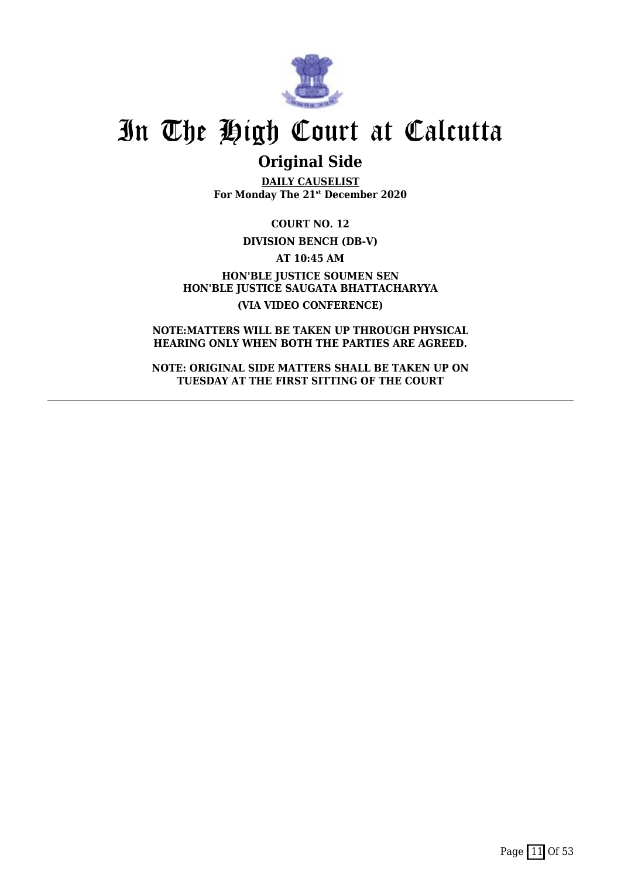# In The High Court at Calcutta

## Original Side

**DAILY CAUSELIST**
**For Monday The 21st December 2020**

**COURT NO. 12**

**DIVISION BENCH (DB-V)**

**AT 10:45 AM**

**HON'BLE JUSTICE SOUMEN SEN**
**HON'BLE JUSTICE SAUGATA BHATTACHARYYA**

**(VIA VIDEO CONFERENCE)**

**NOTE:MATTERS WILL BE TAKEN UP THROUGH PHYSICAL HEARING ONLY WHEN BOTH THE PARTIES ARE AGREED.**

**NOTE: ORIGINAL SIDE MATTERS SHALL BE TAKEN UP ON TUESDAY AT THE FIRST SITTING OF THE COURT**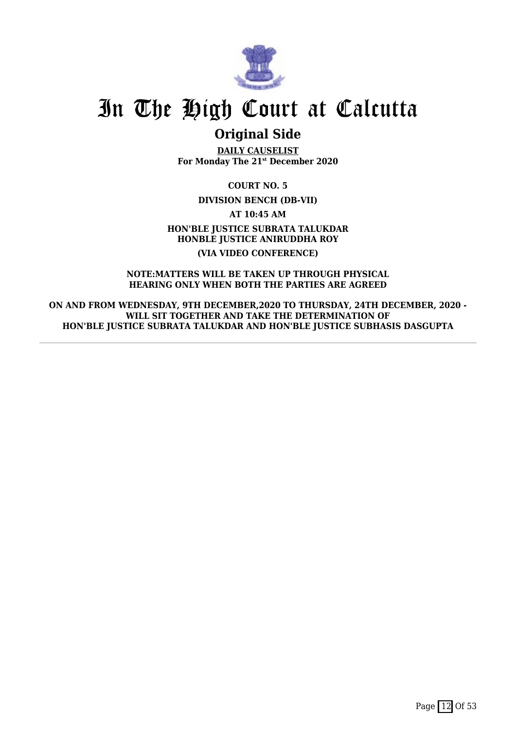# In The High Court at Calcutta

## Original Side

**DAILY CAUSELIST**
**For Monday The 21st December 2020**

**COURT NO. 5**

**DIVISION BENCH (DB-VII)**

**AT 10:45 AM**

**HON'BLE JUSTICE SUBRATA TALUKDAR**
**HONBLE JUSTICE ANIRUDDHA ROY**

**(VIA VIDEO CONFERENCE)**

**NOTE:MATTERS WILL BE TAKEN UP THROUGH PHYSICAL HEARING ONLY WHEN BOTH THE PARTIES ARE AGREED**

**ON AND FROM WEDNESDAY, 9TH DECEMBER,2020 TO THURSDAY, 24TH DECEMBER, 2020 - WILL SIT TOGETHER AND TAKE THE DETERMINATION OF HON'BLE JUSTICE SUBRATA TALUKDAR AND HON'BLE JUSTICE SUBHASIS DASGUPTA**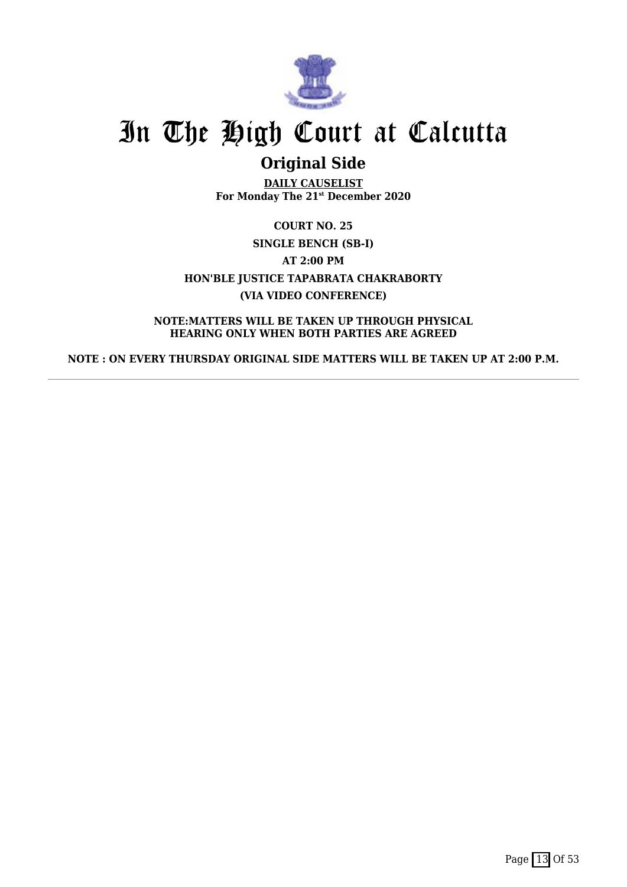# In The High Court at Calcutta

## Original Side

**DAILY CAUSELIST**
**For Monday The 21st December 2020**

**COURT NO. 25**

**SINGLE BENCH (SB-I)**

**AT 2:00 PM**

**HON'BLE JUSTICE TAPABRATA CHAKRABORTY**

**(VIA VIDEO CONFERENCE)**

**NOTE:MATTERS WILL BE TAKEN UP THROUGH PHYSICAL HEARING ONLY WHEN BOTH PARTIES ARE AGREED**

**NOTE : ON EVERY THURSDAY ORIGINAL SIDE MATTERS WILL BE TAKEN UP AT 2:00 P.M.**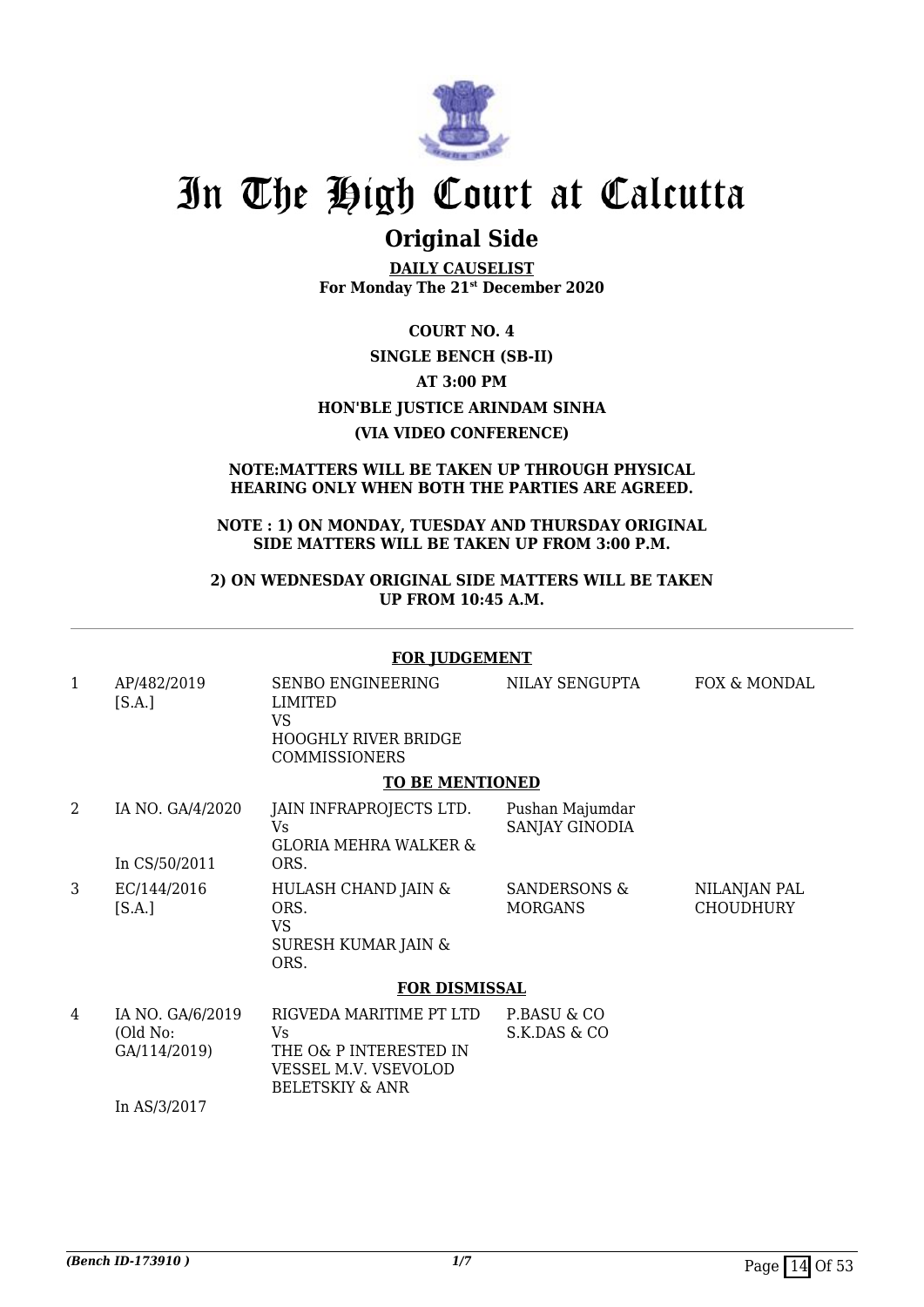# In The High Court at Calcutta

## Original Side

**DAILY CAUSELIST**
**For Monday The 21st December 2020**

**COURT NO. 4**

**SINGLE BENCH (SB-II)**

**AT 3:00 PM**

**HON'BLE JUSTICE ARINDAM SINHA**

**(VIA VIDEO CONFERENCE)**

**NOTE:MATTERS WILL BE TAKEN UP THROUGH PHYSICAL HEARING ONLY WHEN BOTH THE PARTIES ARE AGREED.**

**NOTE : 1) ON MONDAY, TUESDAY AND THURSDAY ORIGINAL SIDE MATTERS WILL BE TAKEN UP FROM 3:00 P.M.**

**2) ON WEDNESDAY ORIGINAL SIDE MATTERS WILL BE TAKEN UP FROM 10:45 A.M.**

**FOR JUDGEMENT**

| | | | | |
|---|---|---|---|---|
| 1 | AP/482/2019 [S.A.] | SENBO ENGINEERING LIMITED VS HOOGHLY RIVER BRIDGE COMMISSIONERS | NILAY SENGUPTA | FOX & MONDAL |

**TO BE MENTIONED**

| | | | | |
|---|---|---|---|---|
| 2 | IA NO. GA/4/2020 In CS/50/2011 | JAIN INFRAPROJECTS LTD. Vs GLORIA MEHRA WALKER & ORS. | Pushan Majumdar SANJAY GINODIA | |
| 3 | EC/144/2016 [S.A.] | HULASH CHAND JAIN & ORS. VS SURESH KUMAR JAIN & ORS. | SANDERSONS & MORGANS | NILANJAN PAL CHOUDHURY |

**FOR DISMISSAL**

| | | | | |
|---|---|---|---|---|
| 4 | IA NO. GA/6/2019 (Old No: GA/114/2019) In AS/3/2017 | RIGVEDA MARITIME PT LTD Vs THE O& P INTERESTED IN VESSEL M.V. VSEVOLOD BELETSKIY & ANR | P.BASU & CO S.K.DAS & CO | |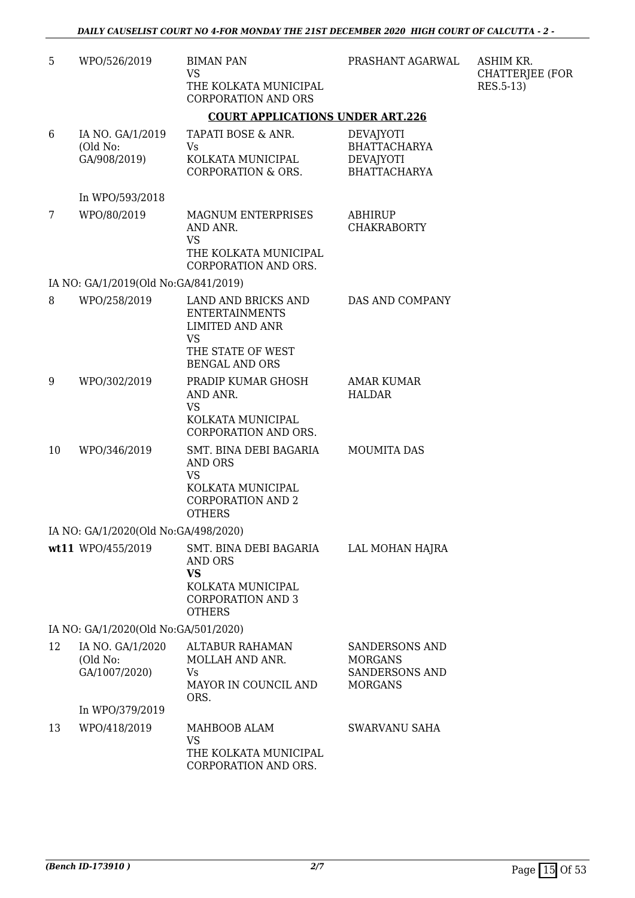| | | | | |
|---|---|---|---|---|
| 5 | WPO/526/2019 | BIMAN PAN<br>VS<br>THE KOLKATA MUNICIPAL CORPORATION AND ORS | PRASHANT AGARWAL | ASHIM KR. CHATTERJEE (FOR RES.5-13) |

**COURT APPLICATIONS UNDER ART.226**

| | | | | |
|---|---|---|---|---|
| 6 | IA NO. GA/1/2019 (Old No: GA/908/2019)<br><br>In WPO/593/2018 | TAPATI BOSE & ANR.<br>Vs<br>KOLKATA MUNICIPAL CORPORATION & ORS. | DEVAJYOTI BHATTACHARYA<br>DEVAJYOTI BHATTACHARYA | |
| 7 | WPO/80/2019 | MAGNUM ENTERPRISES AND ANR.<br>VS<br>THE KOLKATA MUNICIPAL CORPORATION AND ORS. | ABHIRUP CHAKRABORTY | |
| | IA NO: GA/1/2019(Old No:GA/841/2019) | | | |
| 8 | WPO/258/2019 | LAND AND BRICKS AND ENTERTAINMENTS LIMITED AND ANR<br>VS<br>THE STATE OF WEST BENGAL AND ORS | DAS AND COMPANY | |
| 9 | WPO/302/2019 | PRADIP KUMAR GHOSH AND ANR.<br>VS<br>KOLKATA MUNICIPAL CORPORATION AND ORS. | AMAR KUMAR HALDAR | |
| 10 | WPO/346/2019 | SMT. BINA DEBI BAGARIA AND ORS<br>VS<br>KOLKATA MUNICIPAL CORPORATION AND 2 OTHERS | MOUMITA DAS | |
| | IA NO: GA/1/2020(Old No:GA/498/2020) | | | |
| **wt11** | WPO/455/2019 | SMT. BINA DEBI BAGARIA AND ORS<br>**VS**<br>KOLKATA MUNICIPAL CORPORATION AND 3 OTHERS | LAL MOHAN HAJRA | |
| | IA NO: GA/1/2020(Old No:GA/501/2020) | | | |
| 12 | IA NO. GA/1/2020 (Old No: GA/1007/2020)<br><br>In WPO/379/2019 | ALTABUR RAHAMAN MOLLAH AND ANR.<br>Vs<br>MAYOR IN COUNCIL AND ORS. | SANDERSONS AND MORGANS<br>SANDERSONS AND MORGANS | |
| 13 | WPO/418/2019 | MAHBOOB ALAM<br>VS<br>THE KOLKATA MUNICIPAL CORPORATION AND ORS. | SWARVANU SAHA | |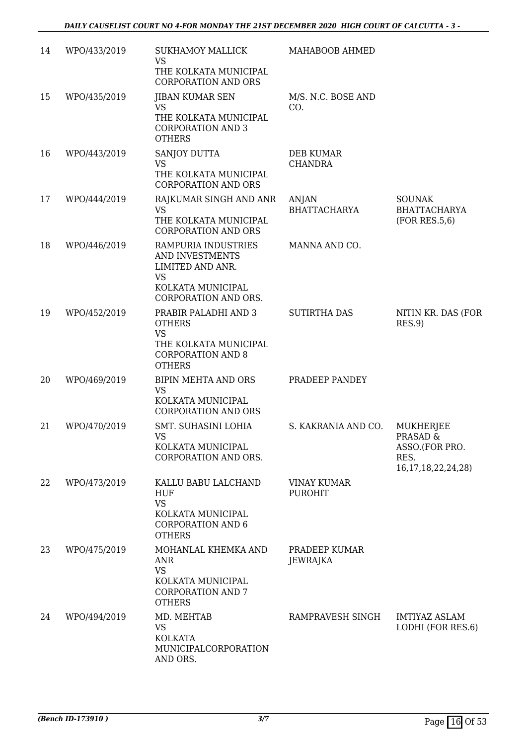| 14 | WPO/433/2019 | SUKHAMOY MALLICK<br>VS<br>THE KOLKATA MUNICIPAL CORPORATION AND ORS | MAHABOOB AHMED | |
|---|---|---|---|---|
| 15 | WPO/435/2019 | JIBAN KUMAR SEN<br>VS<br>THE KOLKATA MUNICIPAL CORPORATION AND 3 OTHERS | M/S. N.C. BOSE AND CO. | |
| 16 | WPO/443/2019 | SANJOY DUTTA<br>VS<br>THE KOLKATA MUNICIPAL CORPORATION AND ORS | DEB KUMAR CHANDRA | |
| 17 | WPO/444/2019 | RAJKUMAR SINGH AND ANR<br>VS<br>THE KOLKATA MUNICIPAL CORPORATION AND ORS | ANJAN BHATTACHARYA | SOUNAK BHATTACHARYA (FOR RES.5,6) |
| 18 | WPO/446/2019 | RAMPURIA INDUSTRIES AND INVESTMENTS LIMITED AND ANR.<br>VS<br>KOLKATA MUNICIPAL CORPORATION AND ORS. | MANNA AND CO. | |
| 19 | WPO/452/2019 | PRABIR PALADHI AND 3 OTHERS<br>VS<br>THE KOLKATA MUNICIPAL CORPORATION AND 8 OTHERS | SUTIRTHA DAS | NITIN KR. DAS (FOR RES.9) |
| 20 | WPO/469/2019 | BIPIN MEHTA AND ORS<br>VS<br>KOLKATA MUNICIPAL CORPORATION AND ORS | PRADEEP PANDEY | |
| 21 | WPO/470/2019 | SMT. SUHASINI LOHIA<br>VS<br>KOLKATA MUNICIPAL CORPORATION AND ORS. | S. KAKRANIA AND CO. | MUKHERJEE PRASAD & ASSO.(FOR PRO. RES. 16,17,18,22,24,28) |
| 22 | WPO/473/2019 | KALLU BABU LALCHAND HUF<br>VS<br>KOLKATA MUNICIPAL CORPORATION AND 6 OTHERS | VINAY KUMAR PUROHIT | |
| 23 | WPO/475/2019 | MOHANLAL KHEMKA AND ANR<br>VS<br>KOLKATA MUNICIPAL CORPORATION AND 7 OTHERS | PRADEEP KUMAR JEWRAJKA | |
| 24 | WPO/494/2019 | MD. MEHTAB<br>VS<br>KOLKATA MUNICIPALCORPORATION AND ORS. | RAMPRAVESH SINGH | IMTIYAZ ASLAM LODHI (FOR RES.6) |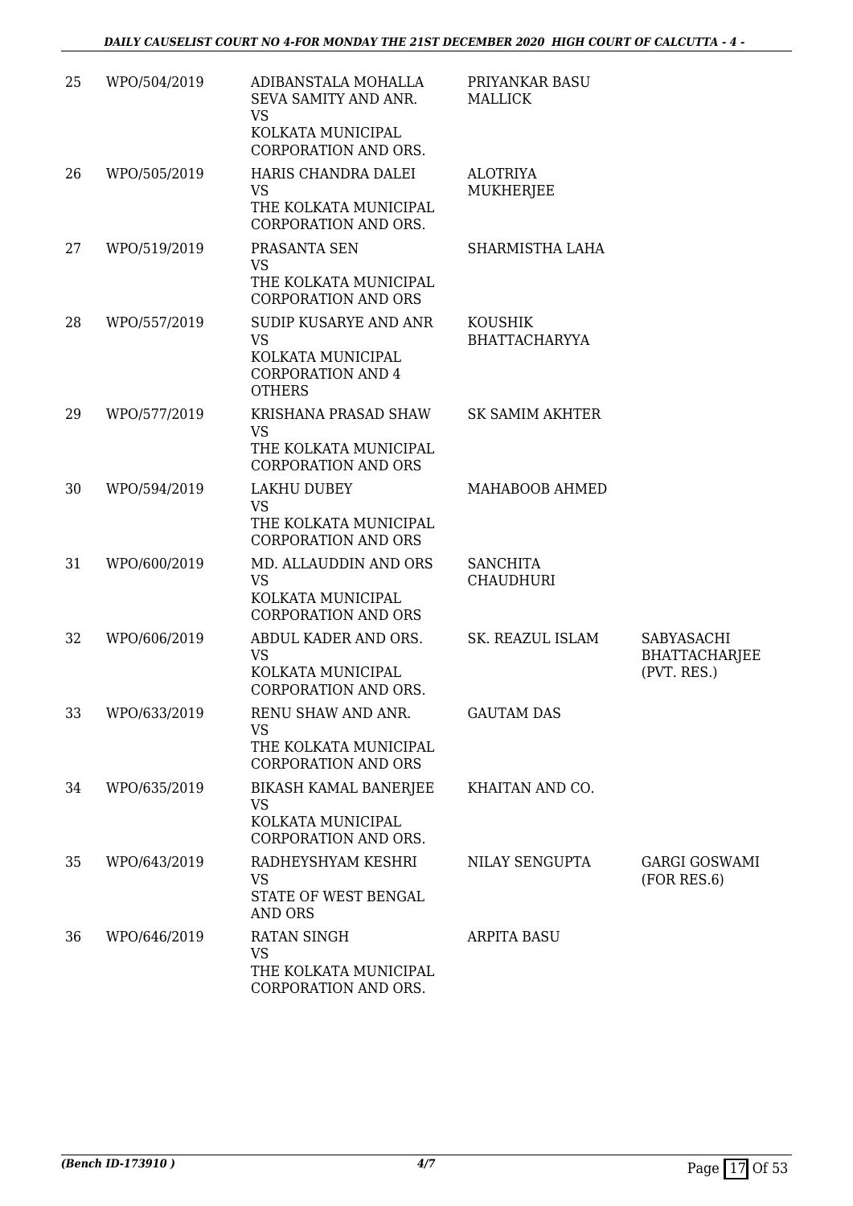| | | | | |
|---|---|---|---|---|
| 25 | WPO/504/2019 | ADIBANSTALA MOHALLA SEVA SAMITY AND ANR. VS KOLKATA MUNICIPAL CORPORATION AND ORS. | PRIYANKAR BASU MALLICK | |
| 26 | WPO/505/2019 | HARIS CHANDRA DALEI VS THE KOLKATA MUNICIPAL CORPORATION AND ORS. | ALOTRIYA MUKHERJEE | |
| 27 | WPO/519/2019 | PRASANTA SEN VS THE KOLKATA MUNICIPAL CORPORATION AND ORS | SHARMISTHA LAHA | |
| 28 | WPO/557/2019 | SUDIP KUSARYE AND ANR VS KOLKATA MUNICIPAL CORPORATION AND 4 OTHERS | KOUSHIK BHATTACHARYYA | |
| 29 | WPO/577/2019 | KRISHANA PRASAD SHAW VS THE KOLKATA MUNICIPAL CORPORATION AND ORS | SK SAMIM AKHTER | |
| 30 | WPO/594/2019 | LAKHU DUBEY VS THE KOLKATA MUNICIPAL CORPORATION AND ORS | MAHABOOB AHMED | |
| 31 | WPO/600/2019 | MD. ALLAUDDIN AND ORS VS KOLKATA MUNICIPAL CORPORATION AND ORS | SANCHITA CHAUDHURI | |
| 32 | WPO/606/2019 | ABDUL KADER AND ORS. VS KOLKATA MUNICIPAL CORPORATION AND ORS. | SK. REAZUL ISLAM | SABYASACHI BHATTACHARJEE (PVT. RES.) |
| 33 | WPO/633/2019 | RENU SHAW AND ANR. VS THE KOLKATA MUNICIPAL CORPORATION AND ORS | GAUTAM DAS | |
| 34 | WPO/635/2019 | BIKASH KAMAL BANERJEE VS KOLKATA MUNICIPAL CORPORATION AND ORS. | KHAITAN AND CO. | |
| 35 | WPO/643/2019 | RADHEYSHYAM KESHRI VS STATE OF WEST BENGAL AND ORS | NILAY SENGUPTA | GARGI GOSWAMI (FOR RES.6) |
| 36 | WPO/646/2019 | RATAN SINGH VS THE KOLKATA MUNICIPAL CORPORATION AND ORS. | ARPITA BASU | |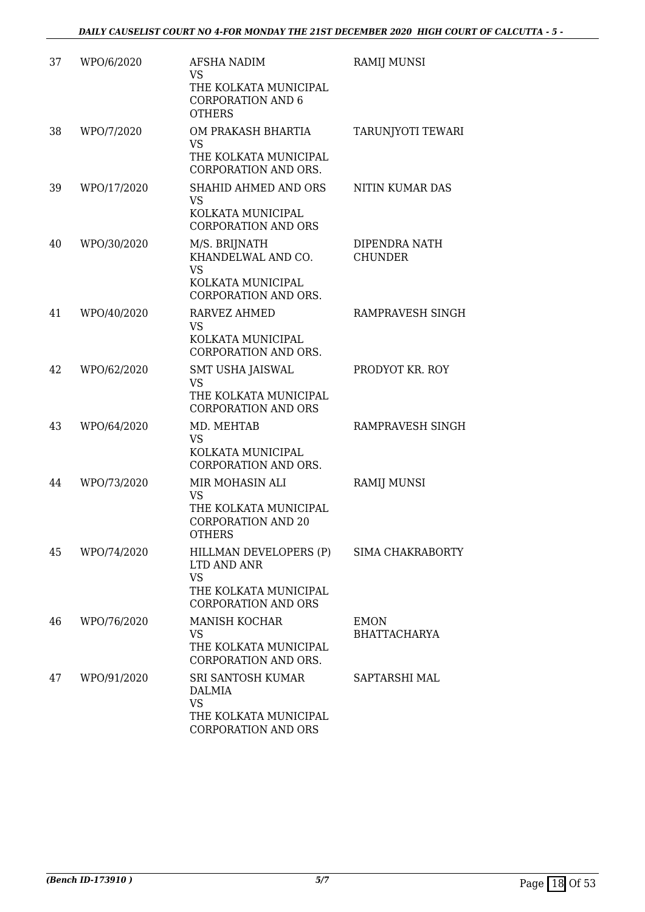| 37 | WPO/6/2020 | AFSHA NADIM<br>VS<br>THE KOLKATA MUNICIPAL CORPORATION AND 6 OTHERS | RAMIJ MUNSI |
|---|---|---|---|
| 38 | WPO/7/2020 | OM PRAKASH BHARTIA<br>VS<br>THE KOLKATA MUNICIPAL CORPORATION AND ORS. | TARUNJYOTI TEWARI |
| 39 | WPO/17/2020 | SHAHID AHMED AND ORS<br>VS<br>KOLKATA MUNICIPAL CORPORATION AND ORS | NITIN KUMAR DAS |
| 40 | WPO/30/2020 | M/S. BRIJNATH KHANDELWAL AND CO.<br>VS<br>KOLKATA MUNICIPAL CORPORATION AND ORS. | DIPENDRA NATH CHUNDER |
| 41 | WPO/40/2020 | RARVEZ AHMED<br>VS<br>KOLKATA MUNICIPAL CORPORATION AND ORS. | RAMPRAVESH SINGH |
| 42 | WPO/62/2020 | SMT USHA JAISWAL<br>VS<br>THE KOLKATA MUNICIPAL CORPORATION AND ORS | PRODYOT KR. ROY |
| 43 | WPO/64/2020 | MD. MEHTAB<br>VS<br>KOLKATA MUNICIPAL CORPORATION AND ORS. | RAMPRAVESH SINGH |
| 44 | WPO/73/2020 | MIR MOHASIN ALI<br>VS<br>THE KOLKATA MUNICIPAL CORPORATION AND 20 OTHERS | RAMIJ MUNSI |
| 45 | WPO/74/2020 | HILLMAN DEVELOPERS (P) LTD AND ANR<br>VS<br>THE KOLKATA MUNICIPAL CORPORATION AND ORS | SIMA CHAKRABORTY |
| 46 | WPO/76/2020 | MANISH KOCHAR<br>VS<br>THE KOLKATA MUNICIPAL CORPORATION AND ORS. | EMON BHATTACHARYA |
| 47 | WPO/91/2020 | SRI SANTOSH KUMAR DALMIA<br>VS<br>THE KOLKATA MUNICIPAL CORPORATION AND ORS | SAPTARSHI MAL |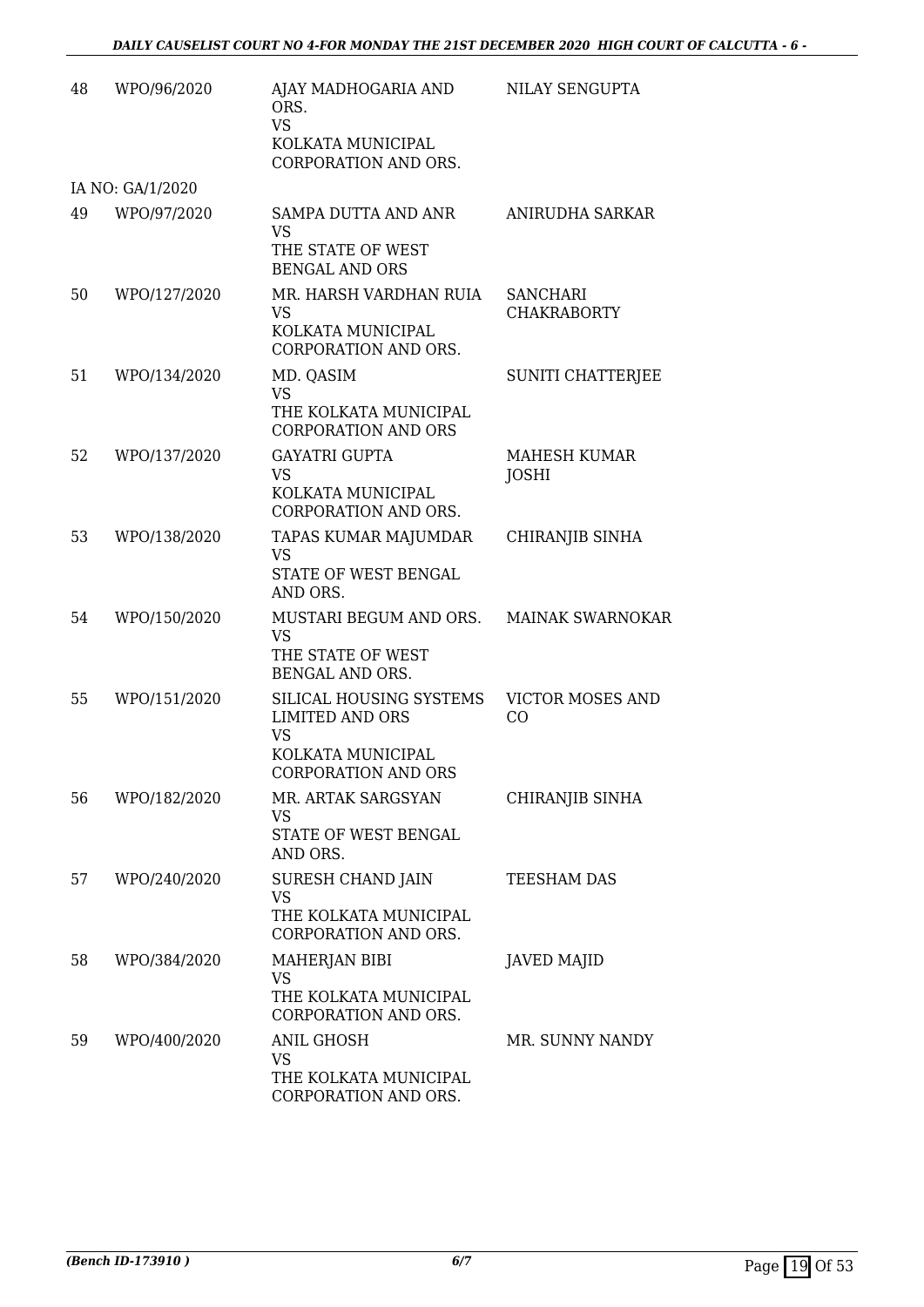| | | | |
|---|---|---|---|
| 48 | WPO/96/2020 | AJAY MADHOGARIA AND ORS.<br>VS<br>KOLKATA MUNICIPAL CORPORATION AND ORS. | NILAY SENGUPTA |
| | IA NO: GA/1/2020 | | |
| 49 | WPO/97/2020 | SAMPA DUTTA AND ANR<br>VS<br>THE STATE OF WEST BENGAL AND ORS | ANIRUDHA SARKAR |
| 50 | WPO/127/2020 | MR. HARSH VARDHAN RUIA<br>VS<br>KOLKATA MUNICIPAL CORPORATION AND ORS. | SANCHARI CHAKRABORTY |
| 51 | WPO/134/2020 | MD. QASIM<br>VS<br>THE KOLKATA MUNICIPAL CORPORATION AND ORS | SUNITI CHATTERJEE |
| 52 | WPO/137/2020 | GAYATRI GUPTA<br>VS<br>KOLKATA MUNICIPAL CORPORATION AND ORS. | MAHESH KUMAR JOSHI |
| 53 | WPO/138/2020 | TAPAS KUMAR MAJUMDAR<br>VS<br>STATE OF WEST BENGAL AND ORS. | CHIRANJIB SINHA |
| 54 | WPO/150/2020 | MUSTARI BEGUM AND ORS.<br>VS<br>THE STATE OF WEST BENGAL AND ORS. | MAINAK SWARNOKAR |
| 55 | WPO/151/2020 | SILICAL HOUSING SYSTEMS LIMITED AND ORS<br>VS<br>KOLKATA MUNICIPAL CORPORATION AND ORS | VICTOR MOSES AND CO |
| 56 | WPO/182/2020 | MR. ARTAK SARGSYAN<br>VS<br>STATE OF WEST BENGAL AND ORS. | CHIRANJIB SINHA |
| 57 | WPO/240/2020 | SURESH CHAND JAIN<br>VS<br>THE KOLKATA MUNICIPAL CORPORATION AND ORS. | TEESHAM DAS |
| 58 | WPO/384/2020 | MAHERJAN BIBI<br>VS<br>THE KOLKATA MUNICIPAL CORPORATION AND ORS. | JAVED MAJID |
| 59 | WPO/400/2020 | ANIL GHOSH<br>VS<br>THE KOLKATA MUNICIPAL CORPORATION AND ORS. | MR. SUNNY NANDY |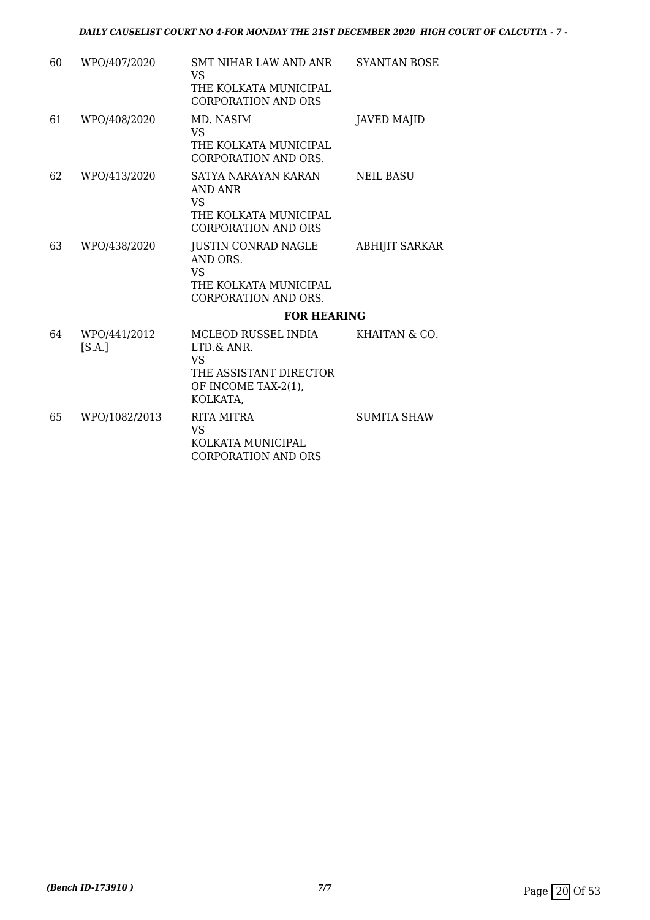| | | | |
|---|---|---|---|
| 60 | WPO/407/2020 | SMT NIHAR LAW AND ANR<br>VS<br>THE KOLKATA MUNICIPAL CORPORATION AND ORS | SYANTAN BOSE |
| 61 | WPO/408/2020 | MD. NASIM<br>VS<br>THE KOLKATA MUNICIPAL CORPORATION AND ORS. | JAVED MAJID |
| 62 | WPO/413/2020 | SATYA NARAYAN KARAN AND ANR<br>VS<br>THE KOLKATA MUNICIPAL CORPORATION AND ORS | NEIL BASU |
| 63 | WPO/438/2020 | JUSTIN CONRAD NAGLE AND ORS.<br>VS<br>THE KOLKATA MUNICIPAL CORPORATION AND ORS. | ABHIJIT SARKAR |

**FOR HEARING**

| | | | |
|---|---|---|---|
| 64 | WPO/441/2012 [S.A.] | MCLEOD RUSSEL INDIA LTD.& ANR.<br>VS<br>THE ASSISTANT DIRECTOR OF INCOME TAX-2(1), KOLKATA, | KHAITAN & CO. |
| 65 | WPO/1082/2013 | RITA MITRA<br>VS<br>KOLKATA MUNICIPAL CORPORATION AND ORS | SUMITA SHAW |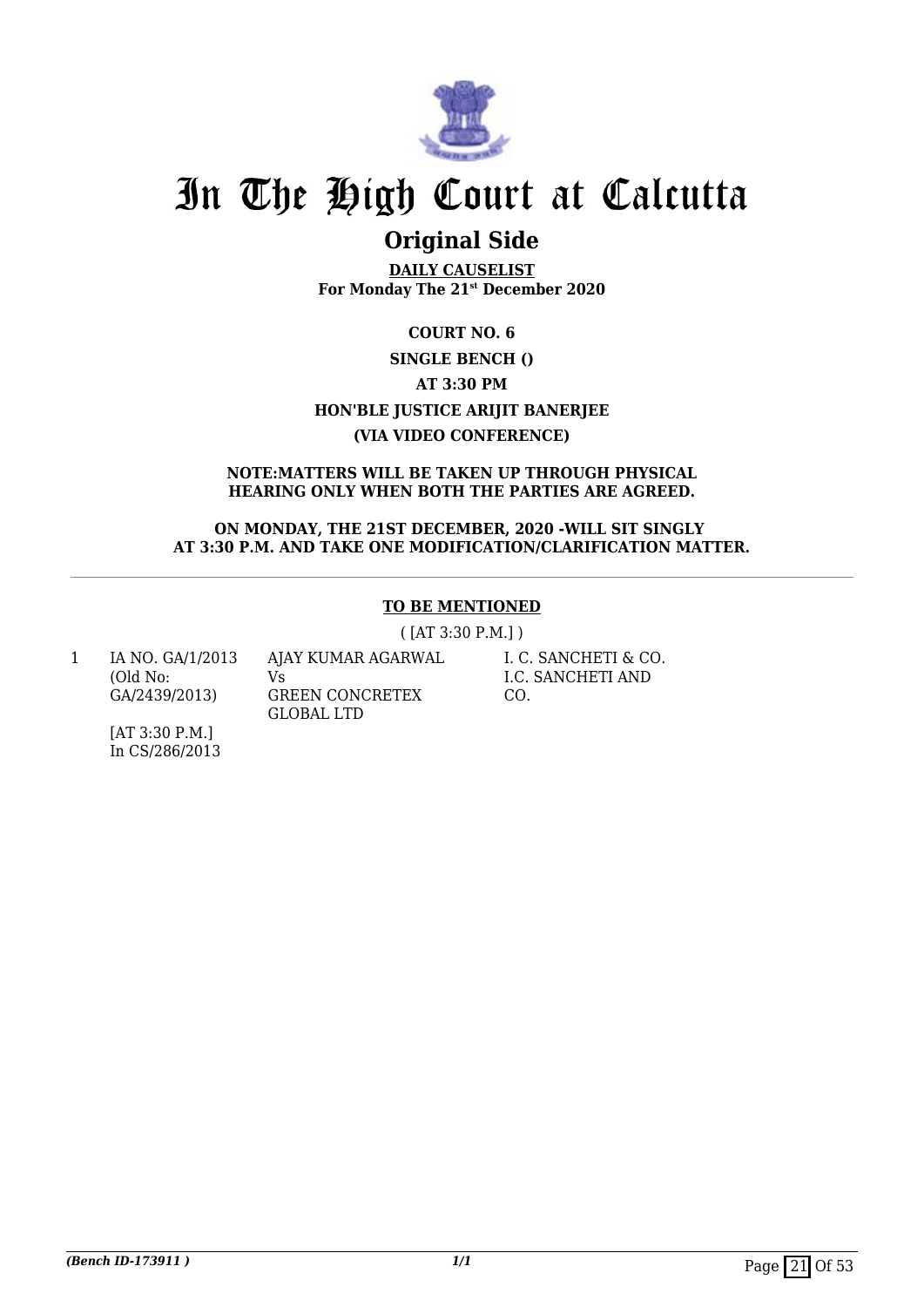# In The High Court at Calcutta

## Original Side

**DAILY CAUSELIST**
**For Monday The 21st December 2020**

**COURT NO. 6**

**SINGLE BENCH ()**

**AT 3:30 PM**

**HON'BLE JUSTICE ARIJIT BANERJEE**

**(VIA VIDEO CONFERENCE)**

**NOTE:MATTERS WILL BE TAKEN UP THROUGH PHYSICAL HEARING ONLY WHEN BOTH THE PARTIES ARE AGREED.**

**ON MONDAY, THE 21ST DECEMBER, 2020 -WILL SIT SINGLY AT 3:30 P.M. AND TAKE ONE MODIFICATION/CLARIFICATION MATTER.**

---

**TO BE MENTIONED**

( [AT 3:30 P.M.] )

| | | | |
|---|---|---|---|
| 1 | IA NO. GA/1/2013 (Old No: GA/2439/2013)<br><br>[AT 3:30 P.M.]<br>In CS/286/2013 | AJAY KUMAR AGARWAL<br>Vs<br>GREEN CONCRETEX GLOBAL LTD | I. C. SANCHETI & CO.<br>I.C. SANCHETI AND CO. |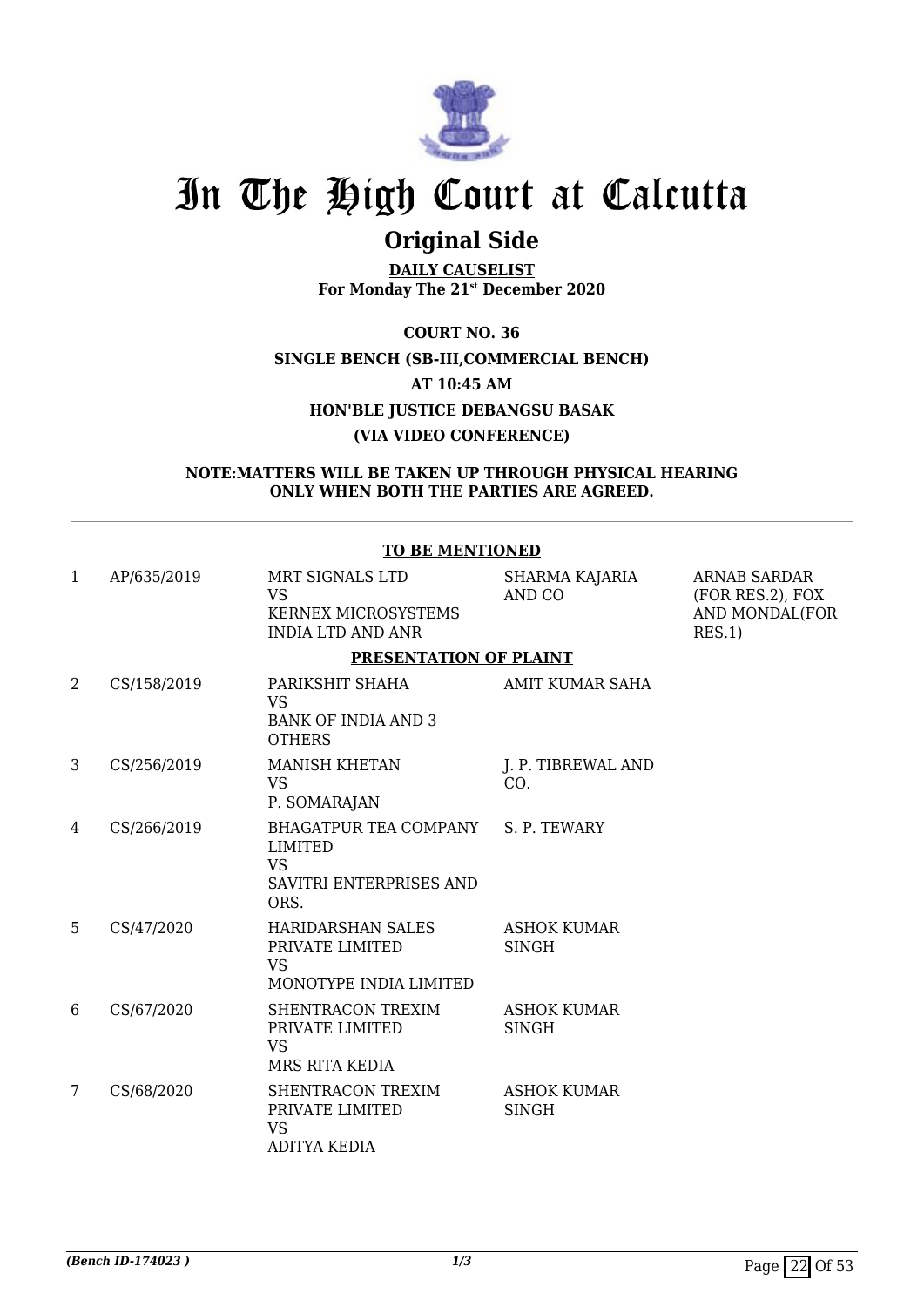# In The High Court at Calcutta

## Original Side

**DAILY CAUSELIST**
**For Monday The 21st December 2020**

**COURT NO. 36**

**SINGLE BENCH (SB-III,COMMERCIAL BENCH)**

**AT 10:45 AM**

**HON'BLE JUSTICE DEBANGSU BASAK**

**(VIA VIDEO CONFERENCE)**

**NOTE:MATTERS WILL BE TAKEN UP THROUGH PHYSICAL HEARING ONLY WHEN BOTH THE PARTIES ARE AGREED.**

**TO BE MENTIONED**

| | | | | |
|---|---|---|---|---|
| 1 | AP/635/2019 | MRT SIGNALS LTD<br>VS<br>KERNEX MICROSYSTEMS INDIA LTD AND ANR | SHARMA KAJARIA AND CO | ARNAB SARDAR (FOR RES.2), FOX AND MONDAL(FOR RES.1) |

**PRESENTATION OF PLAINT**

| | | | | |
|---|---|---|---|---|
| 2 | CS/158/2019 | PARIKSHIT SHAHA<br>VS<br>BANK OF INDIA AND 3 OTHERS | AMIT KUMAR SAHA | |
| 3 | CS/256/2019 | MANISH KHETAN<br>VS<br>P. SOMARAJAN | J. P. TIBREWAL AND CO. | |
| 4 | CS/266/2019 | BHAGATPUR TEA COMPANY LIMITED<br>VS<br>SAVITRI ENTERPRISES AND ORS. | S. P. TEWARY | |
| 5 | CS/47/2020 | HARIDARSHAN SALES PRIVATE LIMITED<br>VS<br>MONOTYPE INDIA LIMITED | ASHOK KUMAR SINGH | |
| 6 | CS/67/2020 | SHENTRACON TREXIM PRIVATE LIMITED<br>VS<br>MRS RITA KEDIA | ASHOK KUMAR SINGH | |
| 7 | CS/68/2020 | SHENTRACON TREXIM PRIVATE LIMITED<br>VS<br>ADITYA KEDIA | ASHOK KUMAR SINGH | |

*(Bench ID-174023 )*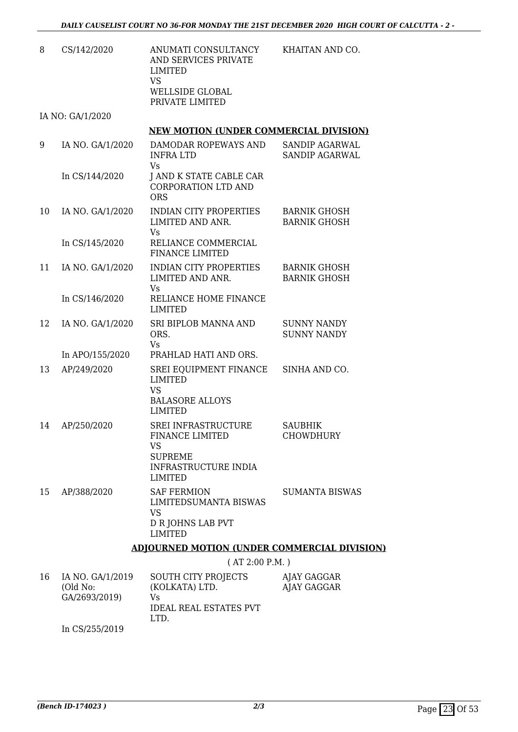| | | | |
|---|---|---|---|
| 8 | CS/142/2020 | ANUMATI CONSULTANCY AND SERVICES PRIVATE LIMITED<br>VS<br>WELLSIDE GLOBAL PRIVATE LIMITED | KHAITAN AND CO. |
| | IA NO: GA/1/2020 | | |

## NEW MOTION (UNDER COMMERCIAL DIVISION)

| | | | |
|---|---|---|---|
| 9 | IA NO. GA/1/2020<br><br>In CS/144/2020 | DAMODAR ROPEWAYS AND INFRA LTD<br>Vs<br>J AND K STATE CABLE CAR CORPORATION LTD AND ORS | SANDIP AGARWAL<br>SANDIP AGARWAL |
| 10 | IA NO. GA/1/2020<br><br>In CS/145/2020 | INDIAN CITY PROPERTIES LIMITED AND ANR.<br>Vs<br>RELIANCE COMMERCIAL FINANCE LIMITED | BARNIK GHOSH<br>BARNIK GHOSH |
| 11 | IA NO. GA/1/2020<br><br>In CS/146/2020 | INDIAN CITY PROPERTIES LIMITED AND ANR.<br>Vs<br>RELIANCE HOME FINANCE LIMITED | BARNIK GHOSH<br>BARNIK GHOSH |
| 12 | IA NO. GA/1/2020<br><br>In APO/155/2020 | SRI BIPLOB MANNA AND ORS.<br>Vs<br>PRAHLAD HATI AND ORS. | SUNNY NANDY<br>SUNNY NANDY |
| 13 | AP/249/2020 | SREI EQUIPMENT FINANCE LIMITED<br>VS<br>BALASORE ALLOYS LIMITED | SINHA AND CO. |
| 14 | AP/250/2020 | SREI INFRASTRUCTURE FINANCE LIMITED<br>VS<br>SUPREME INFRASTRUCTURE INDIA LIMITED | SAUBHIK CHOWDHURY |
| 15 | AP/388/2020 | SAF FERMION LIMITEDSUMANTA BISWAS<br>VS<br>D R JOHNS LAB PVT LIMITED | SUMANTA BISWAS |

## ADJOURNED MOTION (UNDER COMMERCIAL DIVISION)

( AT 2:00 P.M. )

| | | | |
|---|---|---|---|
| 16 | IA NO. GA/1/2019 (Old No: GA/2693/2019)<br><br>In CS/255/2019 | SOUTH CITY PROJECTS (KOLKATA) LTD.<br>Vs<br>IDEAL REAL ESTATES PVT LTD. | AJAY GAGGAR<br>AJAY GAGGAR |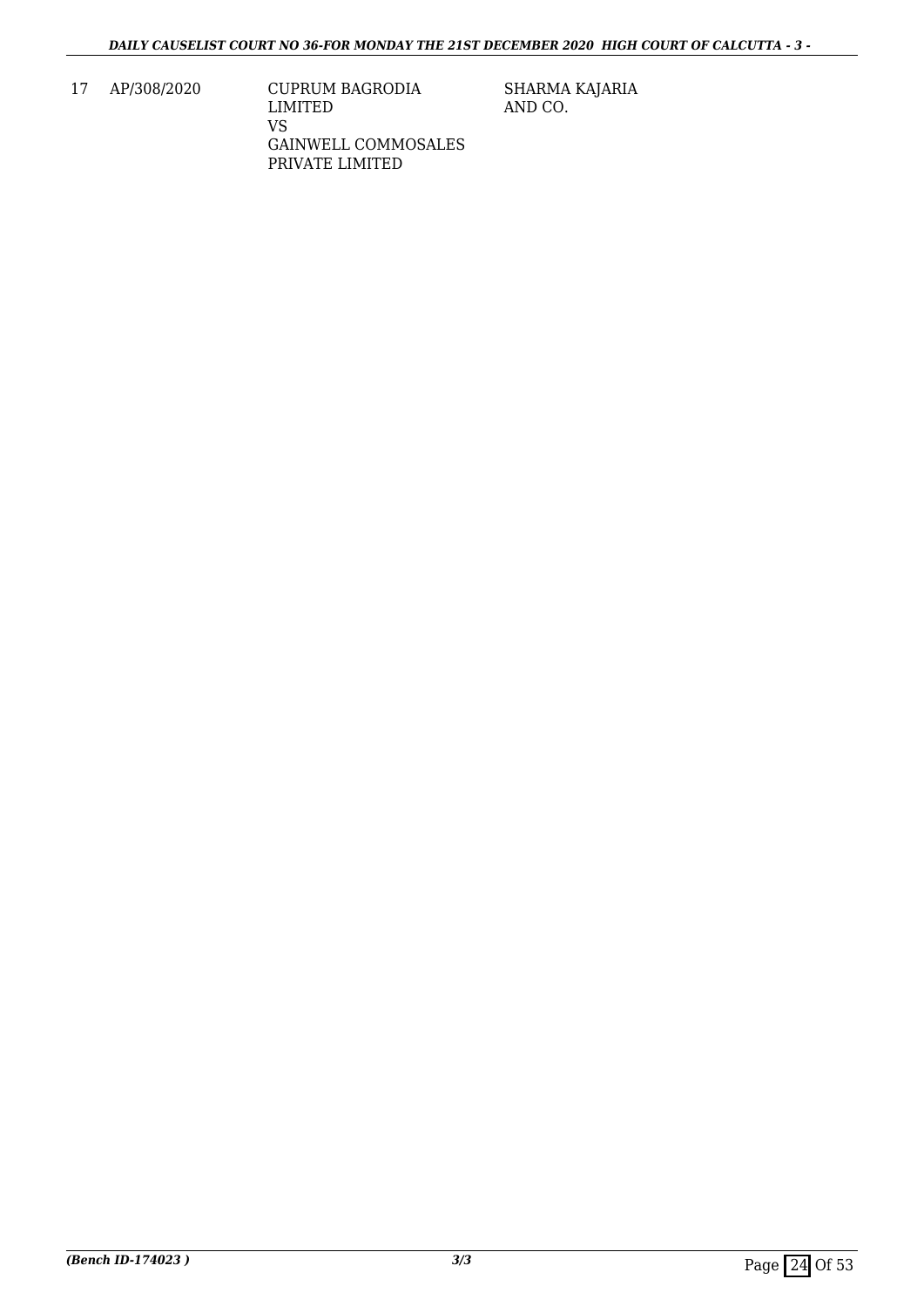| 17 | AP/308/2020 | CUPRUM BAGRODIA LIMITED VS GAINWELL COMMOSALES PRIVATE LIMITED | SHARMA KAJARIA AND CO. |
|---|---|---|---|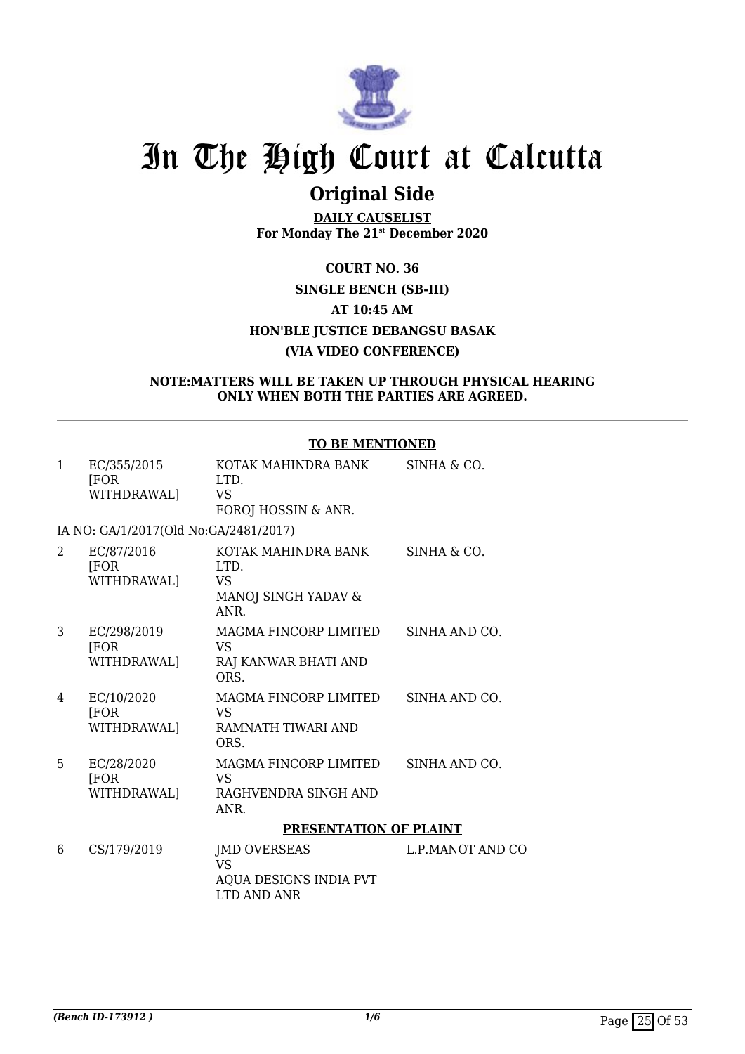# In The High Court at Calcutta

## Original Side

**DAILY CAUSELIST**
**For Monday The 21st December 2020**

**COURT NO. 36**

**SINGLE BENCH (SB-III)**

**AT 10:45 AM**

**HON'BLE JUSTICE DEBANGSU BASAK**

**(VIA VIDEO CONFERENCE)**

**NOTE:MATTERS WILL BE TAKEN UP THROUGH PHYSICAL HEARING ONLY WHEN BOTH THE PARTIES ARE AGREED.**

**TO BE MENTIONED**

| | | | |
|---|---|---|---|
| 1 | EC/355/2015 [FOR WITHDRAWAL] | KOTAK MAHINDRA BANK LTD. VS FOROJ HOSSIN & ANR. | SINHA & CO. |
| | IA NO: GA/1/2017(Old No:GA/2481/2017) | | |
| 2 | EC/87/2016 [FOR WITHDRAWAL] | KOTAK MAHINDRA BANK LTD. VS MANOJ SINGH YADAV & ANR. | SINHA & CO. |
| 3 | EC/298/2019 [FOR WITHDRAWAL] | MAGMA FINCORP LIMITED VS RAJ KANWAR BHATI AND ORS. | SINHA AND CO. |
| 4 | EC/10/2020 [FOR WITHDRAWAL] | MAGMA FINCORP LIMITED VS RAMNATH TIWARI AND ORS. | SINHA AND CO. |
| 5 | EC/28/2020 [FOR WITHDRAWAL] | MAGMA FINCORP LIMITED VS RAGHVENDRA SINGH AND ANR. | SINHA AND CO. |

**PRESENTATION OF PLAINT**

| | | | |
|---|---|---|---|
| 6 | CS/179/2019 | JMD OVERSEAS VS AQUA DESIGNS INDIA PVT LTD AND ANR | L.P.MANOT AND CO |

*(Bench ID-173912 )*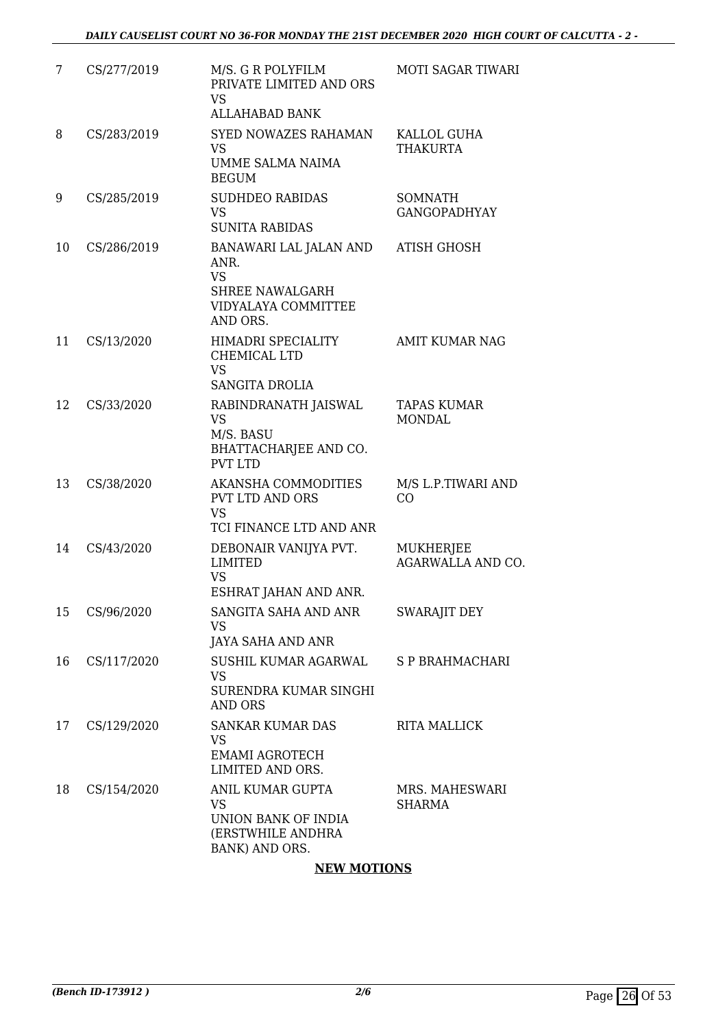| | | | |
|---|---|---|---|
| 7 | CS/277/2019 | M/S. G R POLYFILM PRIVATE LIMITED AND ORS<br>VS<br>ALLAHABAD BANK | MOTI SAGAR TIWARI |
| 8 | CS/283/2019 | SYED NOWAZES RAHAMAN<br>VS<br>UMME SALMA NAIMA BEGUM | KALLOL GUHA THAKURTA |
| 9 | CS/285/2019 | SUDHDEO RABIDAS<br>VS<br>SUNITA RABIDAS | SOMNATH GANGOPADHYAY |
| 10 | CS/286/2019 | BANAWARI LAL JALAN AND ANR.<br>VS<br>SHREE NAWALGARH VIDYALAYA COMMITTEE AND ORS. | ATISH GHOSH |
| 11 | CS/13/2020 | HIMADRI SPECIALITY CHEMICAL LTD<br>VS<br>SANGITA DROLIA | AMIT KUMAR NAG |
| 12 | CS/33/2020 | RABINDRANATH JAISWAL<br>VS<br>M/S. BASU BHATTACHARJEE AND CO. PVT LTD | TAPAS KUMAR MONDAL |
| 13 | CS/38/2020 | AKANSHA COMMODITIES PVT LTD AND ORS<br>VS<br>TCI FINANCE LTD AND ANR | M/S L.P.TIWARI AND CO |
| 14 | CS/43/2020 | DEBONAIR VANIJYA PVT. LIMITED<br>VS<br>ESHRAT JAHAN AND ANR. | MUKHERJEE AGARWALLA AND CO. |
| 15 | CS/96/2020 | SANGITA SAHA AND ANR<br>VS<br>JAYA SAHA AND ANR | SWARAJIT DEY |
| 16 | CS/117/2020 | SUSHIL KUMAR AGARWAL<br>VS<br>SURENDRA KUMAR SINGHI AND ORS | S P BRAHMACHARI |
| 17 | CS/129/2020 | SANKAR KUMAR DAS<br>VS<br>EMAMI AGROTECH LIMITED AND ORS. | RITA MALLICK |
| 18 | CS/154/2020 | ANIL KUMAR GUPTA<br>VS<br>UNION BANK OF INDIA (ERSTWHILE ANDHRA BANK) AND ORS. | MRS. MAHESWARI SHARMA |

**NEW MOTIONS**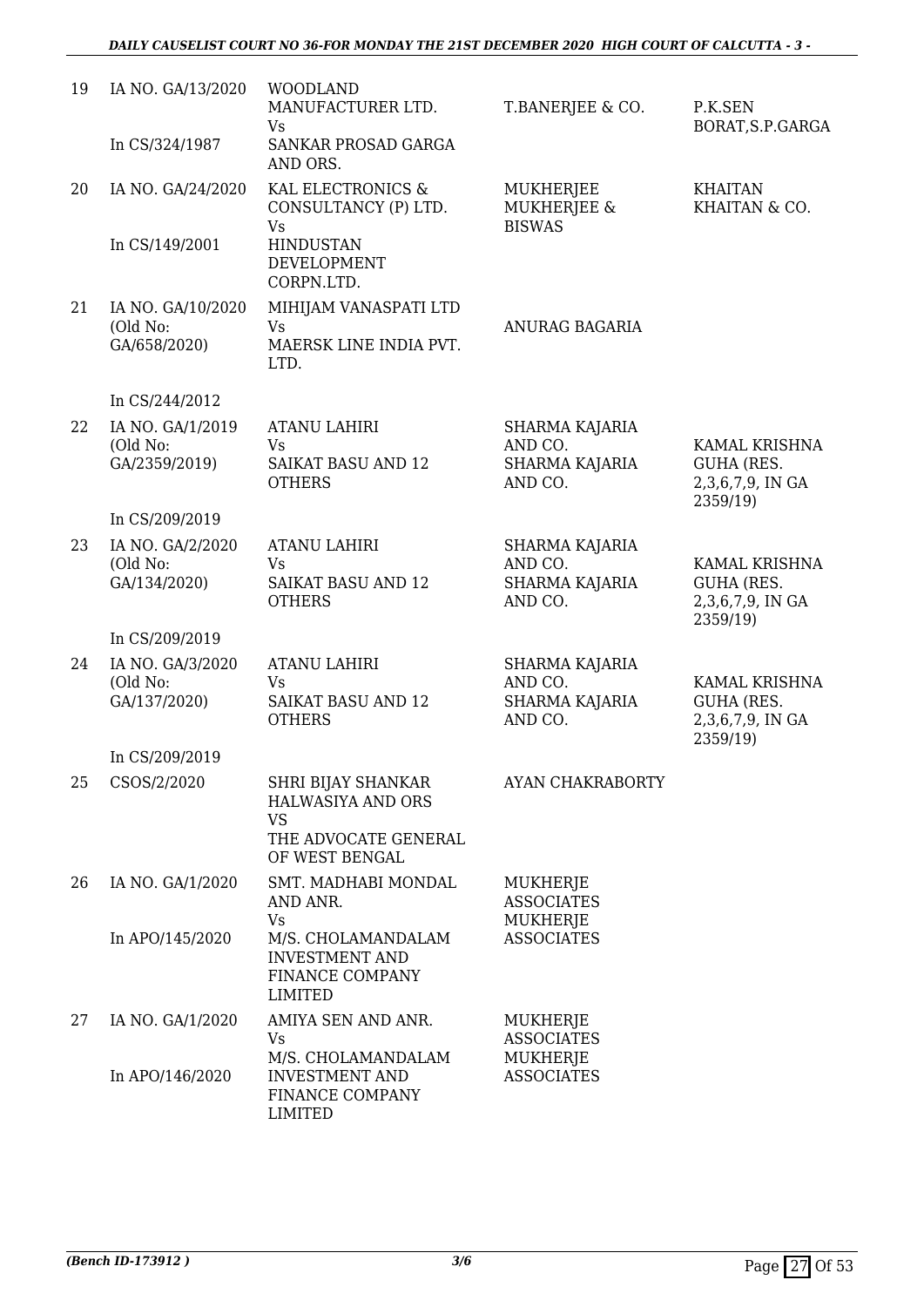| | | | | |
|---|---|---|---|---|
| 19 | IA NO. GA/13/2020<br><br>In CS/324/1987 | WOODLAND MANUFACTURER LTD.<br>Vs<br>SANKAR PROSAD GARGA AND ORS. | T.BANERJEE & CO. | P.K.SEN BORAT,S.P.GARGA |
| 20 | IA NO. GA/24/2020<br><br>In CS/149/2001 | KAL ELECTRONICS & CONSULTANCY (P) LTD.<br>Vs<br>HINDUSTAN DEVELOPMENT CORPN.LTD. | MUKHERJEE MUKHERJEE & BISWAS | KHAITAN KHAITAN & CO. |
| 21 | IA NO. GA/10/2020 (Old No: GA/658/2020)<br><br>In CS/244/2012 | MIHIJAM VANASPATI LTD<br>Vs<br>MAERSK LINE INDIA PVT. LTD. | ANURAG BAGARIA | |
| 22 | IA NO. GA/1/2019 (Old No: GA/2359/2019)<br><br>In CS/209/2019 | ATANU LAHIRI<br>Vs<br>SAIKAT BASU AND 12 OTHERS | SHARMA KAJARIA AND CO.<br>SHARMA KAJARIA AND CO. | KAMAL KRISHNA GUHA (RES. 2,3,6,7,9, IN GA 2359/19) |
| 23 | IA NO. GA/2/2020 (Old No: GA/134/2020)<br><br>In CS/209/2019 | ATANU LAHIRI<br>Vs<br>SAIKAT BASU AND 12 OTHERS | SHARMA KAJARIA AND CO.<br>SHARMA KAJARIA AND CO. | KAMAL KRISHNA GUHA (RES. 2,3,6,7,9, IN GA 2359/19) |
| 24 | IA NO. GA/3/2020 (Old No: GA/137/2020)<br><br>In CS/209/2019 | ATANU LAHIRI<br>Vs<br>SAIKAT BASU AND 12 OTHERS | SHARMA KAJARIA AND CO.<br>SHARMA KAJARIA AND CO. | KAMAL KRISHNA GUHA (RES. 2,3,6,7,9, IN GA 2359/19) |
| 25 | CSOS/2/2020 | SHRI BIJAY SHANKAR HALWASIYA AND ORS<br>VS<br>THE ADVOCATE GENERAL OF WEST BENGAL | AYAN CHAKRABORTY | |
| 26 | IA NO. GA/1/2020<br><br>In APO/145/2020 | SMT. MADHABI MONDAL AND ANR.<br>Vs<br>M/S. CHOLAMANDALAM INVESTMENT AND FINANCE COMPANY LIMITED | MUKHERJE ASSOCIATES<br>MUKHERJE ASSOCIATES | |
| 27 | IA NO. GA/1/2020<br><br>In APO/146/2020 | AMIYA SEN AND ANR.<br>Vs<br>M/S. CHOLAMANDALAM INVESTMENT AND FINANCE COMPANY LIMITED | MUKHERJE ASSOCIATES<br>MUKHERJE ASSOCIATES | |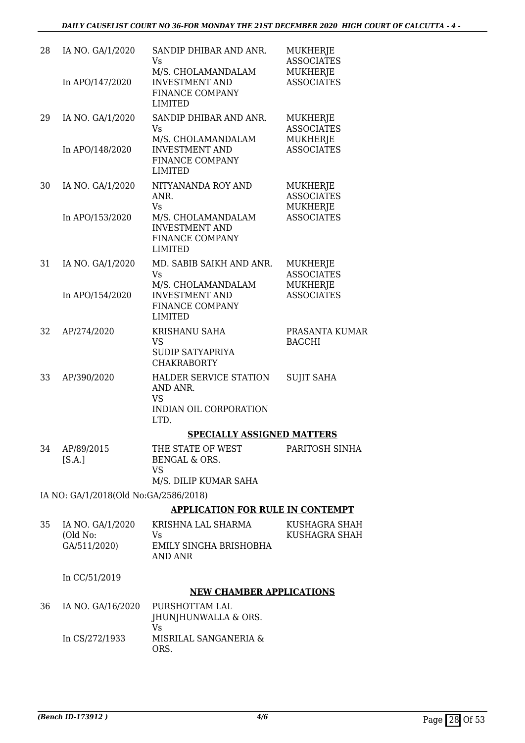| | | | |
|---|---|---|---|
| 28 | IA NO. GA/1/2020<br><br>In APO/147/2020 | SANDIP DHIBAR AND ANR.<br>Vs<br>M/S. CHOLAMANDALAM INVESTMENT AND FINANCE COMPANY LIMITED | MUKHERJE ASSOCIATES<br>MUKHERJE ASSOCIATES |
| 29 | IA NO. GA/1/2020<br><br>In APO/148/2020 | SANDIP DHIBAR AND ANR.<br>Vs<br>M/S. CHOLAMANDALAM INVESTMENT AND FINANCE COMPANY LIMITED | MUKHERJE ASSOCIATES<br>MUKHERJE ASSOCIATES |
| 30 | IA NO. GA/1/2020<br><br>In APO/153/2020 | NITYANANDA ROY AND ANR.<br>Vs<br>M/S. CHOLAMANDALAM INVESTMENT AND FINANCE COMPANY LIMITED | MUKHERJE ASSOCIATES<br>MUKHERJE ASSOCIATES |
| 31 | IA NO. GA/1/2020<br><br>In APO/154/2020 | MD. SABIB SAIKH AND ANR.<br>Vs<br>M/S. CHOLAMANDALAM INVESTMENT AND FINANCE COMPANY LIMITED | MUKHERJE ASSOCIATES<br>MUKHERJE ASSOCIATES |
| 32 | AP/274/2020 | KRISHANU SAHA<br>VS<br>SUDIP SATYAPRIYA CHAKRABORTY | PRASANTA KUMAR BAGCHI |
| 33 | AP/390/2020 | HALDER SERVICE STATION AND ANR.<br>VS<br>INDIAN OIL CORPORATION LTD. | SUJIT SAHA |

**SPECIALLY ASSIGNED MATTERS**

| | | | |
|---|---|---|---|
| 34 | AP/89/2015<br>[S.A.] | THE STATE OF WEST BENGAL & ORS.<br>VS<br>M/S. DILIP KUMAR SAHA | PARITOSH SINHA |

IA NO: GA/1/2018(Old No:GA/2586/2018)

**APPLICATION FOR RULE IN CONTEMPT**

| | | | |
|---|---|---|---|
| 35 | IA NO. GA/1/2020<br>(Old No: GA/511/2020)<br><br>In CC/51/2019 | KRISHNA LAL SHARMA<br>Vs<br>EMILY SINGHA BRISHOBHA AND ANR | KUSHAGRA SHAH<br>KUSHAGRA SHAH |

**NEW CHAMBER APPLICATIONS**

| | | | |
|---|---|---|---|
| 36 | IA NO. GA/16/2020<br><br>In CS/272/1933 | PURSHOTTAM LAL JHUNJHUNWALLA & ORS.<br>Vs<br>MISRILAL SANGANERIA & ORS. | |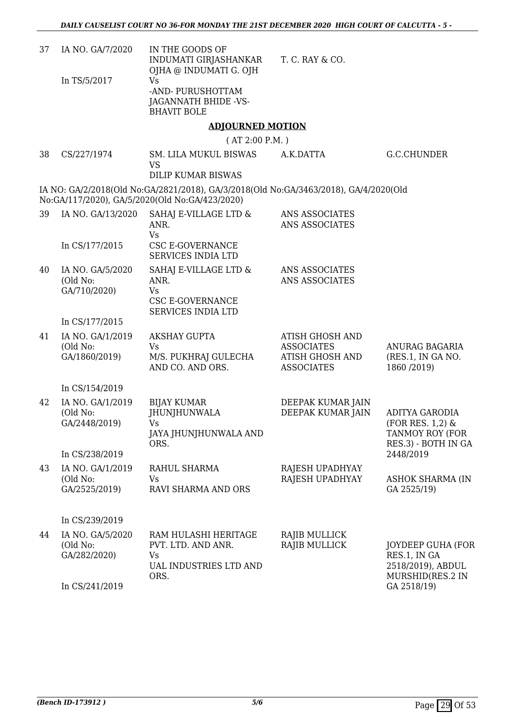| | | | | |
|---|---|---|---|---|
| 37 | IA NO. GA/7/2020<br><br>In TS/5/2017 | IN THE GOODS OF INDUMATI GIRJASHANKAR OJHA @ INDUMATI G. OJH<br>Vs<br>-AND- PURUSHOTTAM JAGANNATH BHIDE -VS- BHAVIT BOLE | T. C. RAY & CO. | |

**ADJOURNED MOTION**

( AT 2:00 P.M. )

| | | | | |
|---|---|---|---|---|
| 38 | CS/227/1974 | SM. LILA MUKUL BISWAS<br>VS<br>DILIP KUMAR BISWAS | A.K.DATTA | G.C.CHUNDER |

IA NO: GA/2/2018(Old No:GA/2821/2018), GA/3/2018(Old No:GA/3463/2018), GA/4/2020(Old No:GA/117/2020), GA/5/2020(Old No:GA/423/2020)

| | | | | |
|---|---|---|---|---|
| 39 | IA NO. GA/13/2020<br><br>In CS/177/2015 | SAHAJ E-VILLAGE LTD & ANR.<br>Vs<br>CSC E-GOVERNANCE SERVICES INDIA LTD | ANS ASSOCIATES<br>ANS ASSOCIATES | |
| 40 | IA NO. GA/5/2020 (Old No: GA/710/2020)<br><br>In CS/177/2015 | SAHAJ E-VILLAGE LTD & ANR.<br>Vs<br>CSC E-GOVERNANCE SERVICES INDIA LTD | ANS ASSOCIATES<br>ANS ASSOCIATES | |
| 41 | IA NO. GA/1/2019 (Old No: GA/1860/2019)<br><br>In CS/154/2019 | AKSHAY GUPTA<br>Vs<br>M/S. PUKHRAJ GULECHA AND CO. AND ORS. | ATISH GHOSH AND ASSOCIATES<br>ATISH GHOSH AND ASSOCIATES | ANURAG BAGARIA (RES.1, IN GA NO. 1860 /2019) |
| 42 | IA NO. GA/1/2019 (Old No: GA/2448/2019)<br><br>In CS/238/2019 | BIJAY KUMAR JHUNJHUNWALA<br>Vs<br>JAYA JHUNJHUNWALA AND ORS. | DEEPAK KUMAR JAIN<br>DEEPAK KUMAR JAIN | ADITYA GARODIA (FOR RES. 1,2) & TANMOY ROY (FOR RES.3) - BOTH IN GA 2448/2019 |
| 43 | IA NO. GA/1/2019 (Old No: GA/2525/2019)<br><br>In CS/239/2019 | RAHUL SHARMA<br>Vs<br>RAVI SHARMA AND ORS | RAJESH UPADHYAY<br>RAJESH UPADHYAY | ASHOK SHARMA (IN GA 2525/19) |
| 44 | IA NO. GA/5/2020 (Old No: GA/282/2020)<br><br>In CS/241/2019 | RAM HULASHI HERITAGE PVT. LTD. AND ANR.<br>Vs<br>UAL INDUSTRIES LTD AND ORS. | RAJIB MULLICK<br>RAJIB MULLICK | JOYDEEP GUHA (FOR RES.1, IN GA 2518/2019), ABDUL MURSHID(RES.2 IN GA 2518/19) |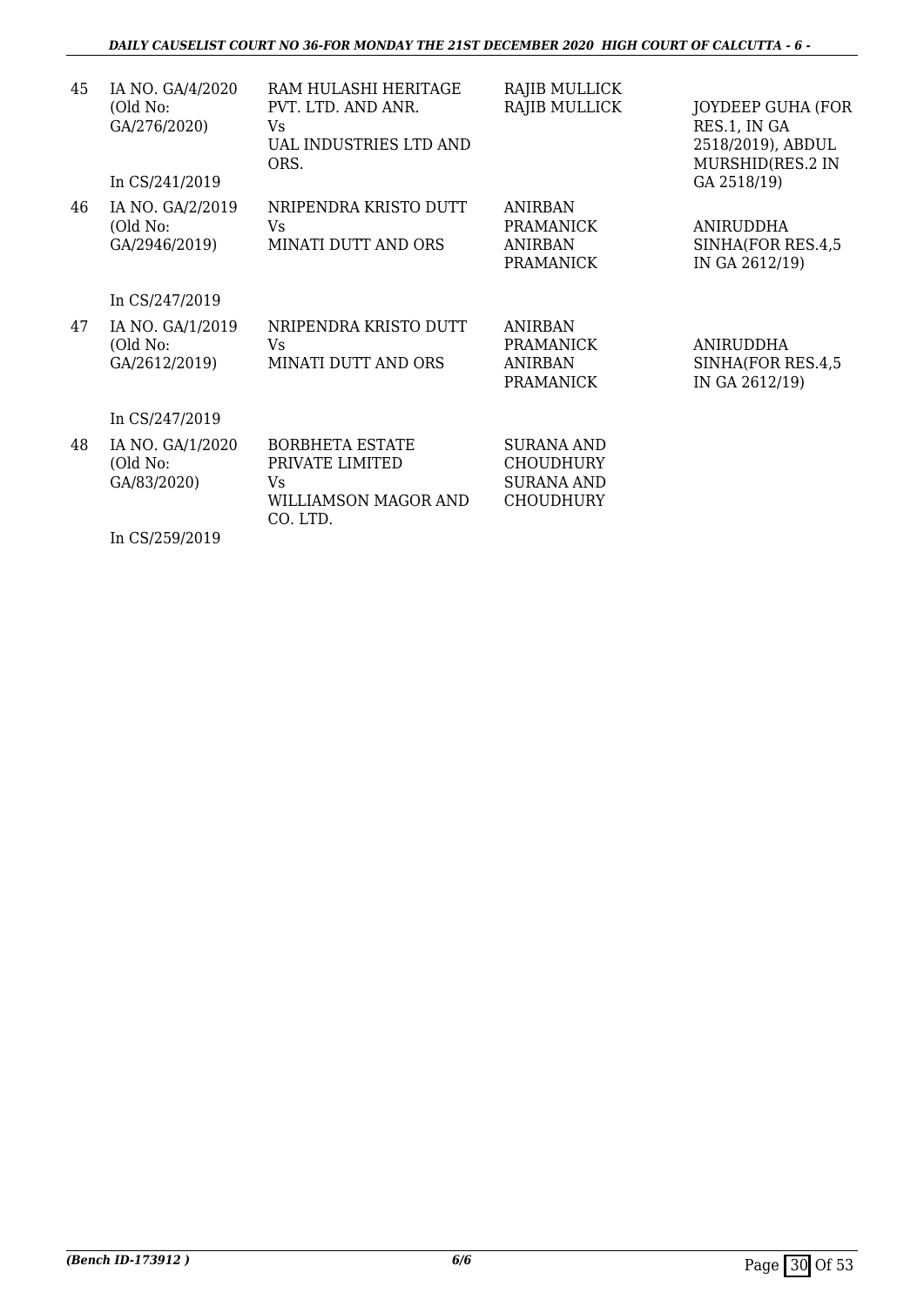| | | | | |
|---|---|---|---|---|
| 45 | IA NO. GA/4/2020 (Old No: GA/276/2020)<br><br>In CS/241/2019 | RAM HULASHI HERITAGE PVT. LTD. AND ANR.<br>Vs<br>UAL INDUSTRIES LTD AND ORS. | RAJIB MULLICK<br>RAJIB MULLICK | JOYDEEP GUHA (FOR RES.1, IN GA 2518/2019), ABDUL MURSHID(RES.2 IN GA 2518/19) |
| 46 | IA NO. GA/2/2019 (Old No: GA/2946/2019)<br><br>In CS/247/2019 | NRIPENDRA KRISTO DUTT<br>Vs<br>MINATI DUTT AND ORS | ANIRBAN PRAMANICK<br>ANIRBAN PRAMANICK | ANIRUDDHA SINHA(FOR RES.4,5 IN GA 2612/19) |
| 47 | IA NO. GA/1/2019 (Old No: GA/2612/2019)<br><br>In CS/247/2019 | NRIPENDRA KRISTO DUTT<br>Vs<br>MINATI DUTT AND ORS | ANIRBAN PRAMANICK<br>ANIRBAN PRAMANICK | ANIRUDDHA SINHA(FOR RES.4,5 IN GA 2612/19) |
| 48 | IA NO. GA/1/2020 (Old No: GA/83/2020)<br><br>In CS/259/2019 | BORBHETA ESTATE PRIVATE LIMITED<br>Vs<br>WILLIAMSON MAGOR AND CO. LTD. | SURANA AND CHOUDHURY<br>SURANA AND CHOUDHURY | |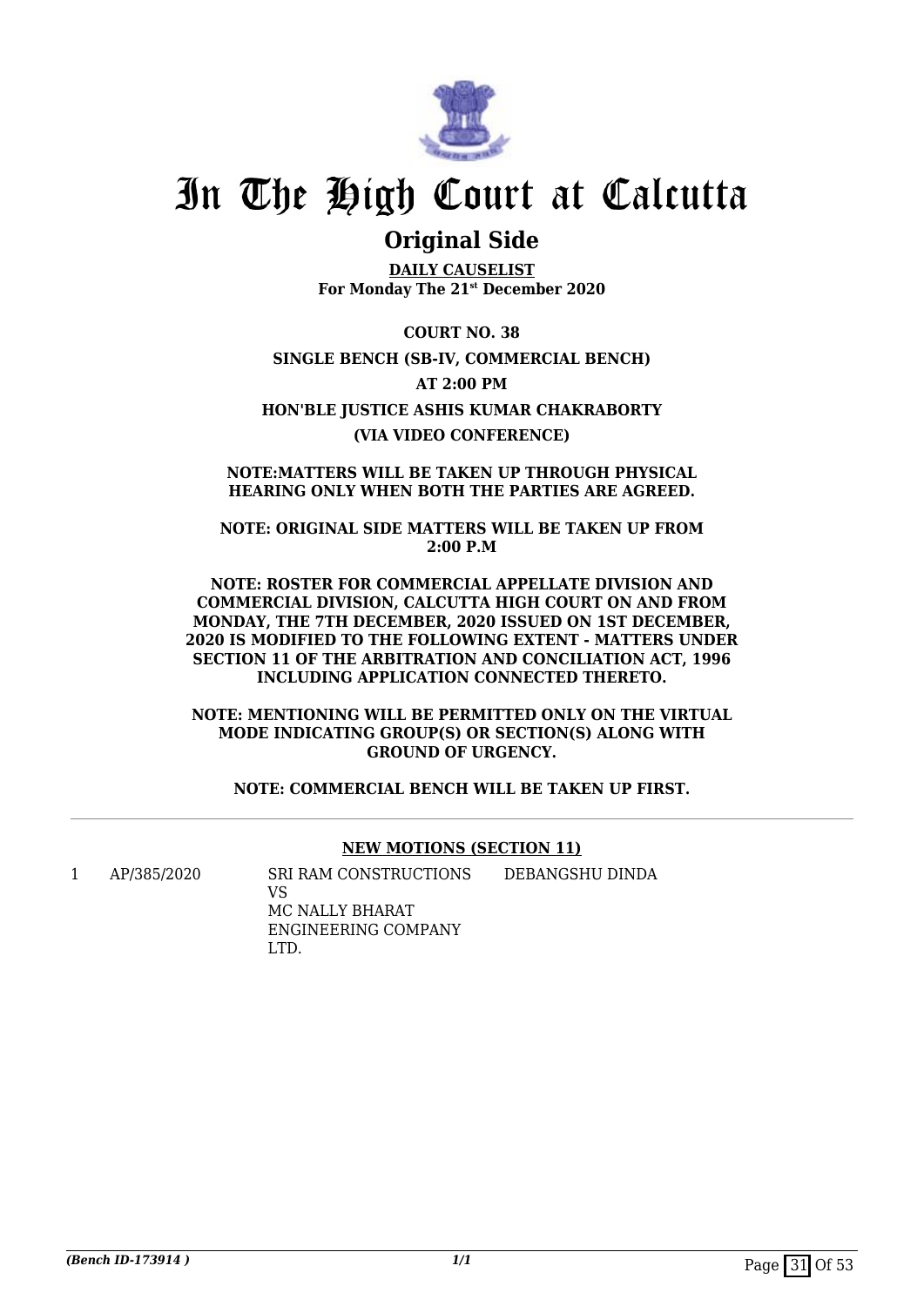# In The High Court at Calcutta

## Original Side

**DAILY CAUSELIST**
**For Monday The 21st December 2020**

**COURT NO. 38**

**SINGLE BENCH (SB-IV, COMMERCIAL BENCH)**

**AT 2:00 PM**

**HON'BLE JUSTICE ASHIS KUMAR CHAKRABORTY**

**(VIA VIDEO CONFERENCE)**

**NOTE:MATTERS WILL BE TAKEN UP THROUGH PHYSICAL HEARING ONLY WHEN BOTH THE PARTIES ARE AGREED.**

**NOTE: ORIGINAL SIDE MATTERS WILL BE TAKEN UP FROM 2:00 P.M**

**NOTE: ROSTER FOR COMMERCIAL APPELLATE DIVISION AND COMMERCIAL DIVISION, CALCUTTA HIGH COURT ON AND FROM MONDAY, THE 7TH DECEMBER, 2020 ISSUED ON 1ST DECEMBER, 2020 IS MODIFIED TO THE FOLLOWING EXTENT - MATTERS UNDER SECTION 11 OF THE ARBITRATION AND CONCILIATION ACT, 1996 INCLUDING APPLICATION CONNECTED THERETO.**

**NOTE: MENTIONING WILL BE PERMITTED ONLY ON THE VIRTUAL MODE INDICATING GROUP(S) OR SECTION(S) ALONG WITH GROUND OF URGENCY.**

**NOTE: COMMERCIAL BENCH WILL BE TAKEN UP FIRST.**

### NEW MOTIONS (SECTION 11)

| | | | |
|---|---|---|---|
| 1 | AP/385/2020 | SRI RAM CONSTRUCTIONS<br>VS<br>MC NALLY BHARAT ENGINEERING COMPANY LTD. | DEBANGSHU DINDA |

*(Bench ID-173914 )*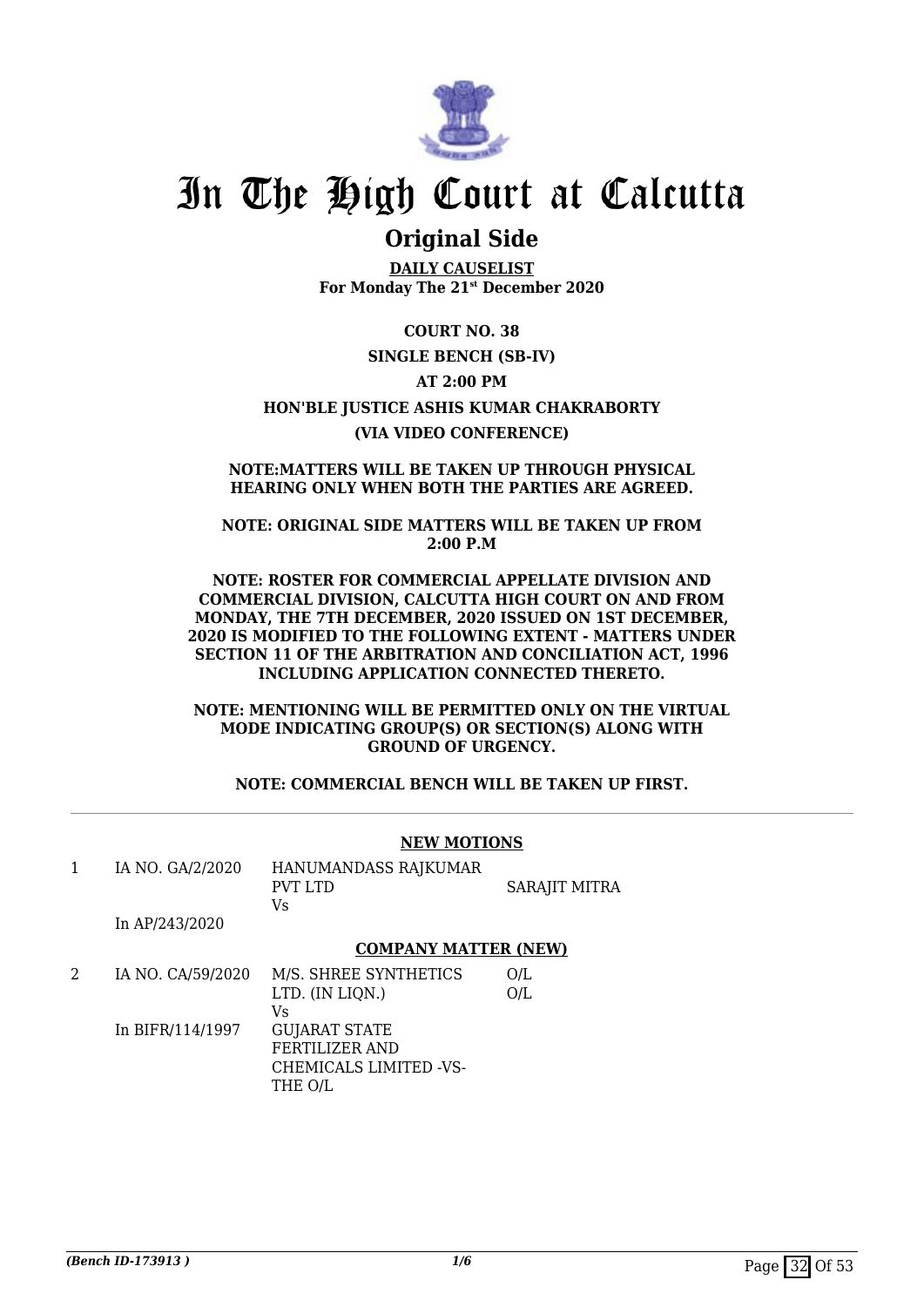# In The High Court at Calcutta

## Original Side

**DAILY CAUSELIST**
**For Monday The 21st December 2020**

**COURT NO. 38**

**SINGLE BENCH (SB-IV)**

**AT 2:00 PM**

**HON'BLE JUSTICE ASHIS KUMAR CHAKRABORTY**

**(VIA VIDEO CONFERENCE)**

**NOTE:MATTERS WILL BE TAKEN UP THROUGH PHYSICAL HEARING ONLY WHEN BOTH THE PARTIES ARE AGREED.**

**NOTE: ORIGINAL SIDE MATTERS WILL BE TAKEN UP FROM 2:00 P.M**

**NOTE: ROSTER FOR COMMERCIAL APPELLATE DIVISION AND COMMERCIAL DIVISION, CALCUTTA HIGH COURT ON AND FROM MONDAY, THE 7TH DECEMBER, 2020 ISSUED ON 1ST DECEMBER, 2020 IS MODIFIED TO THE FOLLOWING EXTENT - MATTERS UNDER SECTION 11 OF THE ARBITRATION AND CONCILIATION ACT, 1996 INCLUDING APPLICATION CONNECTED THERETO.**

**NOTE: MENTIONING WILL BE PERMITTED ONLY ON THE VIRTUAL MODE INDICATING GROUP(S) OR SECTION(S) ALONG WITH GROUND OF URGENCY.**

**NOTE: COMMERCIAL BENCH WILL BE TAKEN UP FIRST.**

**NEW MOTIONS**

| | | | |
|---|---|---|---|
| 1 | IA NO. GA/2/2020<br>In AP/243/2020 | HANUMANDASS RAJKUMAR PVT LTD<br>Vs | SARAJIT MITRA |

**COMPANY MATTER (NEW)**

| | | | |
|---|---|---|---|
| 2 | IA NO. CA/59/2020<br>In BIFR/114/1997 | M/S. SHREE SYNTHETICS LTD. (IN LIQN.)<br>Vs<br>GUJARAT STATE FERTILIZER AND CHEMICALS LIMITED -VS- THE O/L | O/L<br>O/L |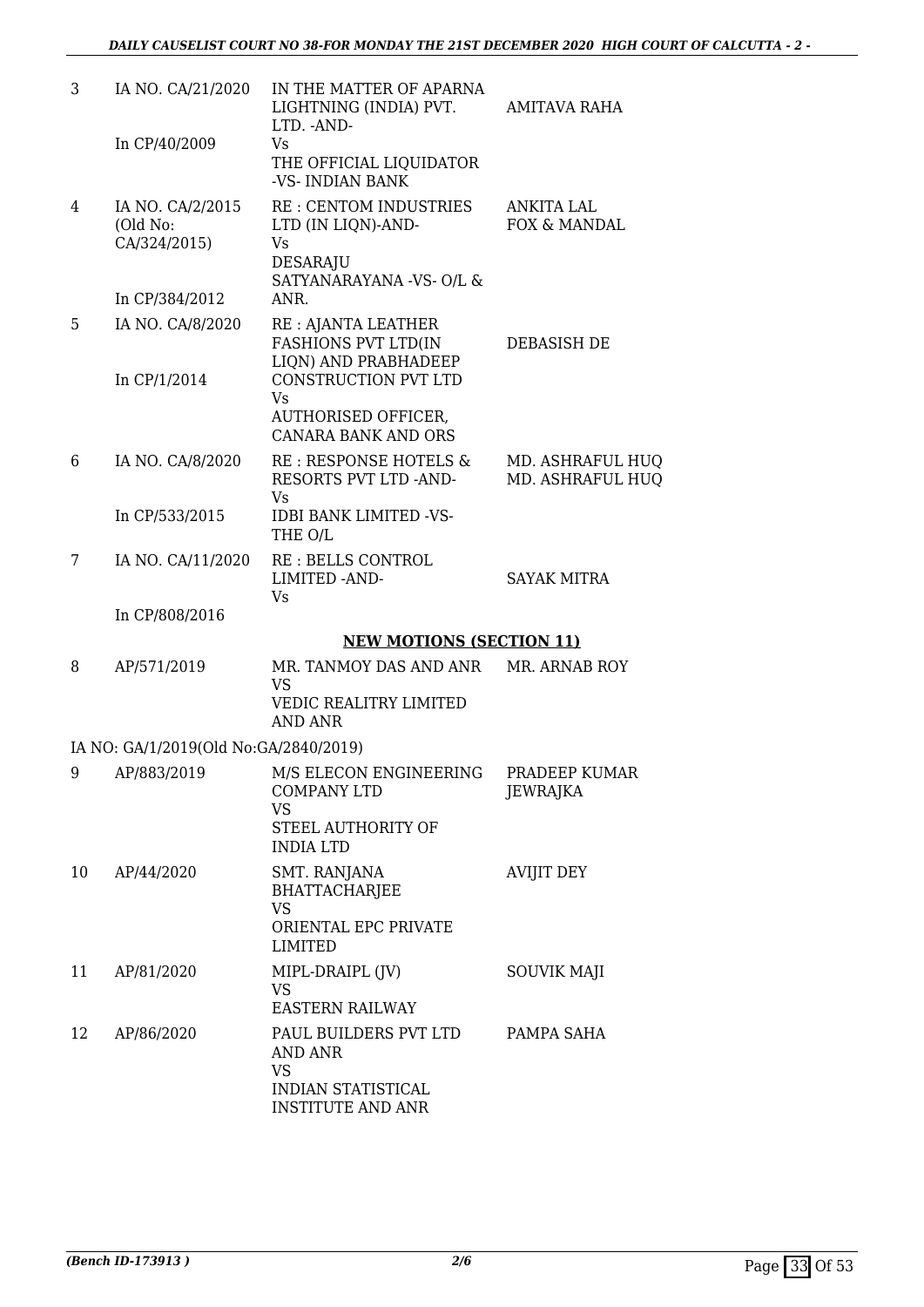| 3 | IA NO. CA/21/2020<br><br>In CP/40/2009 | IN THE MATTER OF APARNA LIGHTNING (INDIA) PVT. LTD. -AND-<br>Vs<br>THE OFFICIAL LIQUIDATOR -VS- INDIAN BANK | AMITAVA RAHA |
|---|---|---|---|
| 4 | IA NO. CA/2/2015 (Old No: CA/324/2015)<br><br>In CP/384/2012 | RE : CENTOM INDUSTRIES LTD (IN LIQN)-AND-<br>Vs<br>DESARAJU SATYANARAYANA -VS- O/L & ANR. | ANKITA LAL<br>FOX & MANDAL |
| 5 | IA NO. CA/8/2020<br><br>In CP/1/2014 | RE : AJANTA LEATHER FASHIONS PVT LTD(IN LIQN) AND PRABHADEEP CONSTRUCTION PVT LTD<br>Vs<br>AUTHORISED OFFICER, CANARA BANK AND ORS | DEBASISH DE |
| 6 | IA NO. CA/8/2020<br><br>In CP/533/2015 | RE : RESPONSE HOTELS & RESORTS PVT LTD -AND-<br>Vs<br>IDBI BANK LIMITED -VS- THE O/L | MD. ASHRAFUL HUQ<br>MD. ASHRAFUL HUQ |
| 7 | IA NO. CA/11/2020<br><br>In CP/808/2016 | RE : BELLS CONTROL LIMITED -AND-<br>Vs | SAYAK MITRA |

**NEW MOTIONS (SECTION 11)**

| 8 | AP/571/2019 | MR. TANMOY DAS AND ANR<br>VS<br>VEDIC REALITRY LIMITED AND ANR | MR. ARNAB ROY |
|---|---|---|---|

IA NO: GA/1/2019(Old No:GA/2840/2019)

| 9 | AP/883/2019 | M/S ELECON ENGINEERING COMPANY LTD<br>VS<br>STEEL AUTHORITY OF INDIA LTD | PRADEEP KUMAR JEWRAJKA |
|---|---|---|---|
| 10 | AP/44/2020 | SMT. RANJANA BHATTACHARJEE<br>VS<br>ORIENTAL EPC PRIVATE LIMITED | AVIJIT DEY |
| 11 | AP/81/2020 | MIPL-DRAIPL (JV)<br>VS<br>EASTERN RAILWAY | SOUVIK MAJI |
| 12 | AP/86/2020 | PAUL BUILDERS PVT LTD AND ANR<br>VS<br>INDIAN STATISTICAL INSTITUTE AND ANR | PAMPA SAHA |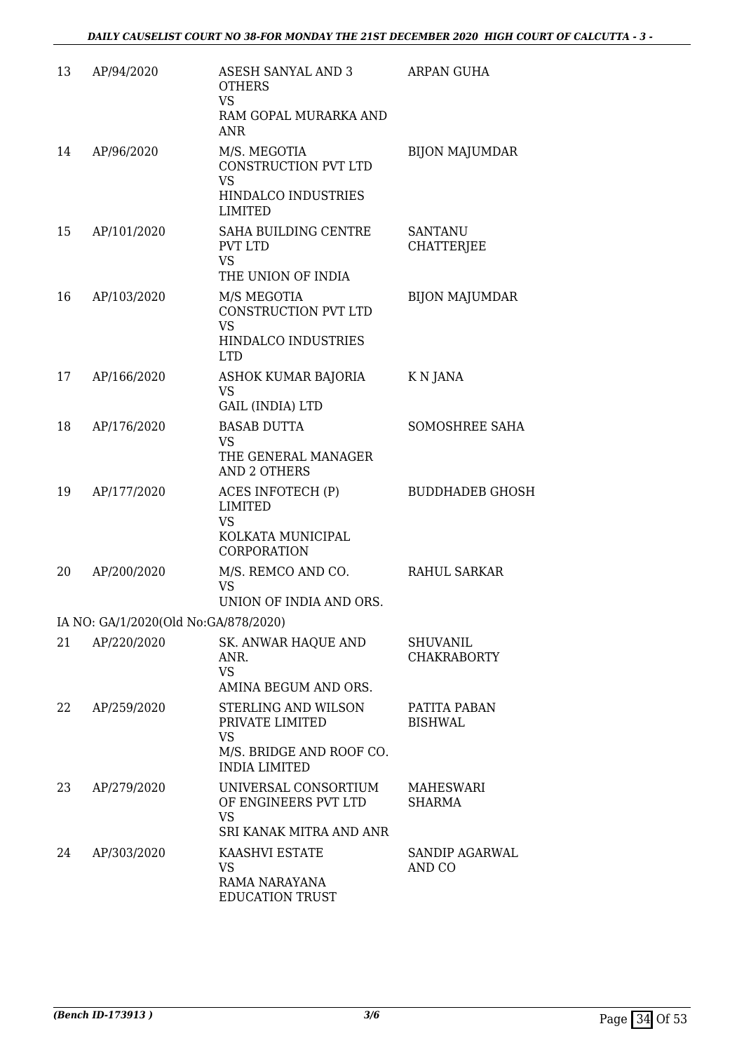| 13 | AP/94/2020 | ASESH SANYAL AND 3 OTHERS<br>VS<br>RAM GOPAL MURARKA AND ANR | ARPAN GUHA |
|---|---|---|---|
| 14 | AP/96/2020 | M/S. MEGOTIA CONSTRUCTION PVT LTD<br>VS<br>HINDALCO INDUSTRIES LIMITED | BIJON MAJUMDAR |
| 15 | AP/101/2020 | SAHA BUILDING CENTRE PVT LTD<br>VS<br>THE UNION OF INDIA | SANTANU CHATTERJEE |
| 16 | AP/103/2020 | M/S MEGOTIA CONSTRUCTION PVT LTD<br>VS<br>HINDALCO INDUSTRIES LTD | BIJON MAJUMDAR |
| 17 | AP/166/2020 | ASHOK KUMAR BAJORIA<br>VS<br>GAIL (INDIA) LTD | K N JANA |
| 18 | AP/176/2020 | BASAB DUTTA<br>VS<br>THE GENERAL MANAGER AND 2 OTHERS | SOMOSHREE SAHA |
| 19 | AP/177/2020 | ACES INFOTECH (P) LIMITED<br>VS<br>KOLKATA MUNICIPAL CORPORATION | BUDDHADEB GHOSH |
| 20 | AP/200/2020 | M/S. REMCO AND CO.<br>VS<br>UNION OF INDIA AND ORS. | RAHUL SARKAR |
| | IA NO: GA/1/2020(Old No:GA/878/2020) | | |
| 21 | AP/220/2020 | SK. ANWAR HAQUE AND ANR.<br>VS<br>AMINA BEGUM AND ORS. | SHUVANIL CHAKRABORTY |
| 22 | AP/259/2020 | STERLING AND WILSON PRIVATE LIMITED<br>VS<br>M/S. BRIDGE AND ROOF CO. INDIA LIMITED | PATITA PABAN BISHWAL |
| 23 | AP/279/2020 | UNIVERSAL CONSORTIUM OF ENGINEERS PVT LTD<br>VS<br>SRI KANAK MITRA AND ANR | MAHESWARI SHARMA |
| 24 | AP/303/2020 | KAASHVI ESTATE<br>VS<br>RAMA NARAYANA EDUCATION TRUST | SANDIP AGARWAL AND CO |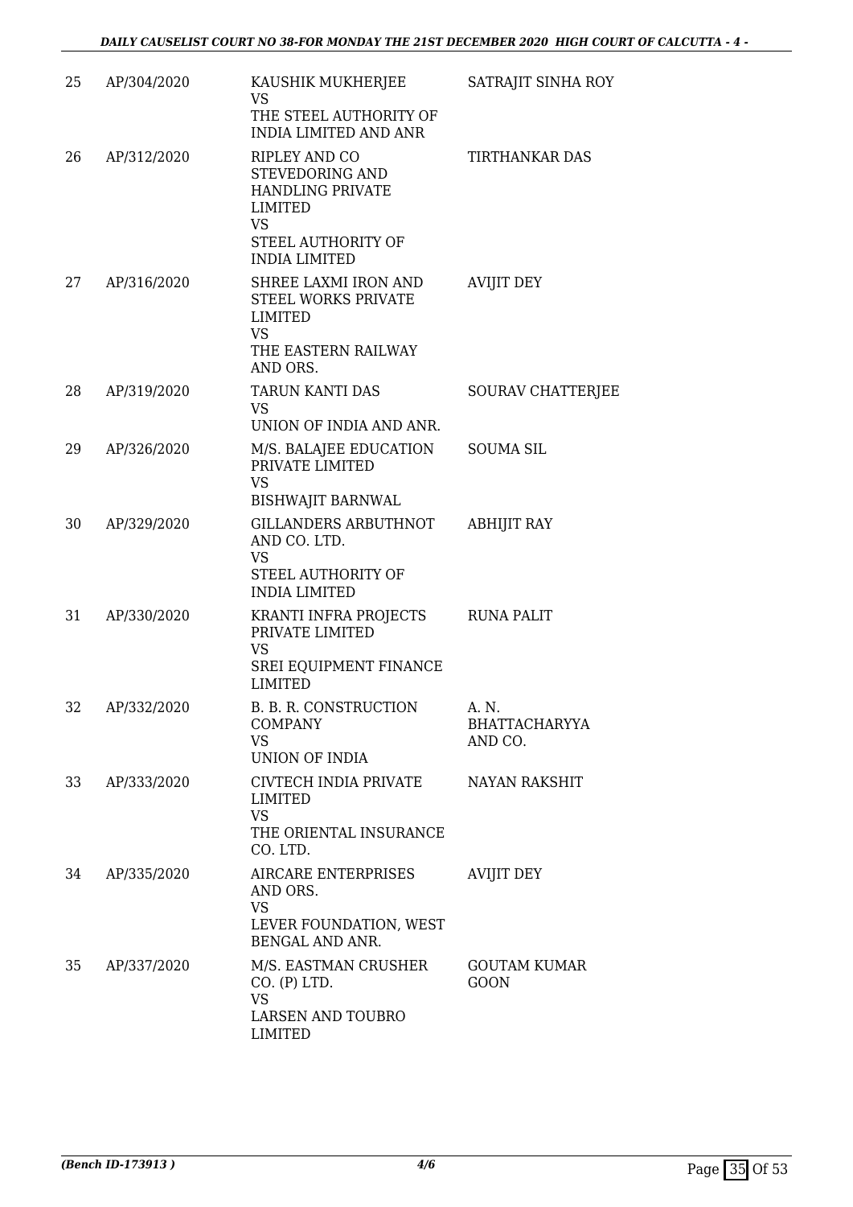| | | | |
|---|---|---|---|
| 25 | AP/304/2020 | KAUSHIK MUKHERJEE<br>VS<br>THE STEEL AUTHORITY OF INDIA LIMITED AND ANR | SATRAJIT SINHA ROY |
| 26 | AP/312/2020 | RIPLEY AND CO STEVEDORING AND HANDLING PRIVATE LIMITED<br>VS<br>STEEL AUTHORITY OF INDIA LIMITED | TIRTHANKAR DAS |
| 27 | AP/316/2020 | SHREE LAXMI IRON AND STEEL WORKS PRIVATE LIMITED<br>VS<br>THE EASTERN RAILWAY AND ORS. | AVIJIT DEY |
| 28 | AP/319/2020 | TARUN KANTI DAS<br>VS<br>UNION OF INDIA AND ANR. | SOURAV CHATTERJEE |
| 29 | AP/326/2020 | M/S. BALAJEE EDUCATION PRIVATE LIMITED<br>VS<br>BISHWAJIT BARNWAL | SOUMA SIL |
| 30 | AP/329/2020 | GILLANDERS ARBUTHNOT AND CO. LTD.<br>VS<br>STEEL AUTHORITY OF INDIA LIMITED | ABHIJIT RAY |
| 31 | AP/330/2020 | KRANTI INFRA PROJECTS PRIVATE LIMITED<br>VS<br>SREI EQUIPMENT FINANCE LIMITED | RUNA PALIT |
| 32 | AP/332/2020 | B. B. R. CONSTRUCTION COMPANY<br>VS<br>UNION OF INDIA | A. N. BHATTACHARYYA AND CO. |
| 33 | AP/333/2020 | CIVTECH INDIA PRIVATE LIMITED<br>VS<br>THE ORIENTAL INSURANCE CO. LTD. | NAYAN RAKSHIT |
| 34 | AP/335/2020 | AIRCARE ENTERPRISES AND ORS.<br>VS<br>LEVER FOUNDATION, WEST BENGAL AND ANR. | AVIJIT DEY |
| 35 | AP/337/2020 | M/S. EASTMAN CRUSHER CO. (P) LTD.<br>VS<br>LARSEN AND TOUBRO LIMITED | GOUTAM KUMAR GOON |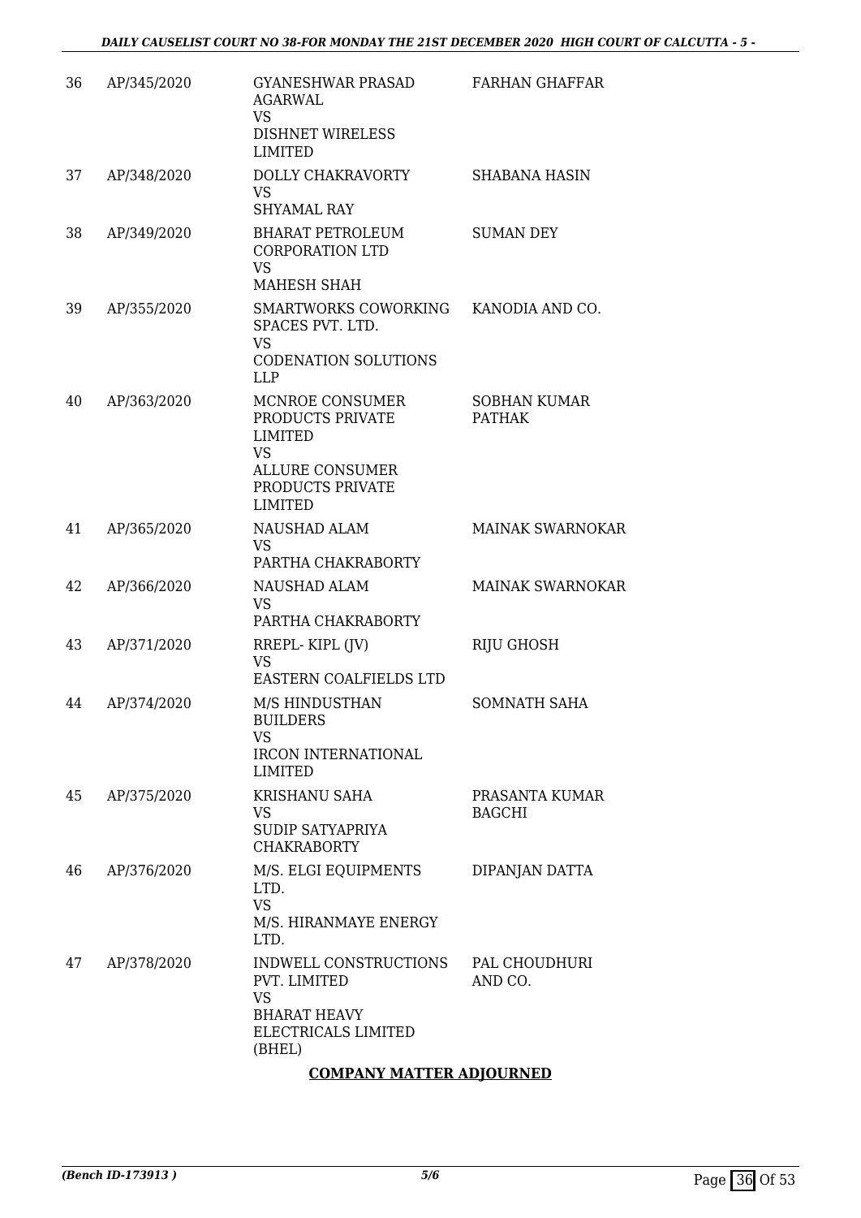| | | | |
|---|---|---|---|
| 36 | AP/345/2020 | GYANESHWAR PRASAD AGARWAL<br>VS<br>DISHNET WIRELESS LIMITED | FARHAN GHAFFAR |
| 37 | AP/348/2020 | DOLLY CHAKRAVORTY<br>VS<br>SHYAMAL RAY | SHABANA HASIN |
| 38 | AP/349/2020 | BHARAT PETROLEUM CORPORATION LTD<br>VS<br>MAHESH SHAH | SUMAN DEY |
| 39 | AP/355/2020 | SMARTWORKS COWORKING SPACES PVT. LTD.<br>VS<br>CODENATION SOLUTIONS LLP | KANODIA AND CO. |
| 40 | AP/363/2020 | MCNROE CONSUMER PRODUCTS PRIVATE LIMITED<br>VS<br>ALLURE CONSUMER PRODUCTS PRIVATE LIMITED | SOBHAN KUMAR PATHAK |
| 41 | AP/365/2020 | NAUSHAD ALAM<br>VS<br>PARTHA CHAKRABORTY | MAINAK SWARNOKAR |
| 42 | AP/366/2020 | NAUSHAD ALAM<br>VS<br>PARTHA CHAKRABORTY | MAINAK SWARNOKAR |
| 43 | AP/371/2020 | RREPL- KIPL (JV)<br>VS<br>EASTERN COALFIELDS LTD | RIJU GHOSH |
| 44 | AP/374/2020 | M/S HINDUSTHAN BUILDERS<br>VS<br>IRCON INTERNATIONAL LIMITED | SOMNATH SAHA |
| 45 | AP/375/2020 | KRISHANU SAHA<br>VS<br>SUDIP SATYAPRIYA CHAKRABORTY | PRASANTA KUMAR BAGCHI |
| 46 | AP/376/2020 | M/S. ELGI EQUIPMENTS LTD.<br>VS<br>M/S. HIRANMAYE ENERGY LTD. | DIPANJAN DATTA |
| 47 | AP/378/2020 | INDWELL CONSTRUCTIONS PVT. LIMITED<br>VS<br>BHARAT HEAVY ELECTRICALS LIMITED (BHEL) | PAL CHOUDHURI AND CO. |

**COMPANY MATTER ADJOURNED**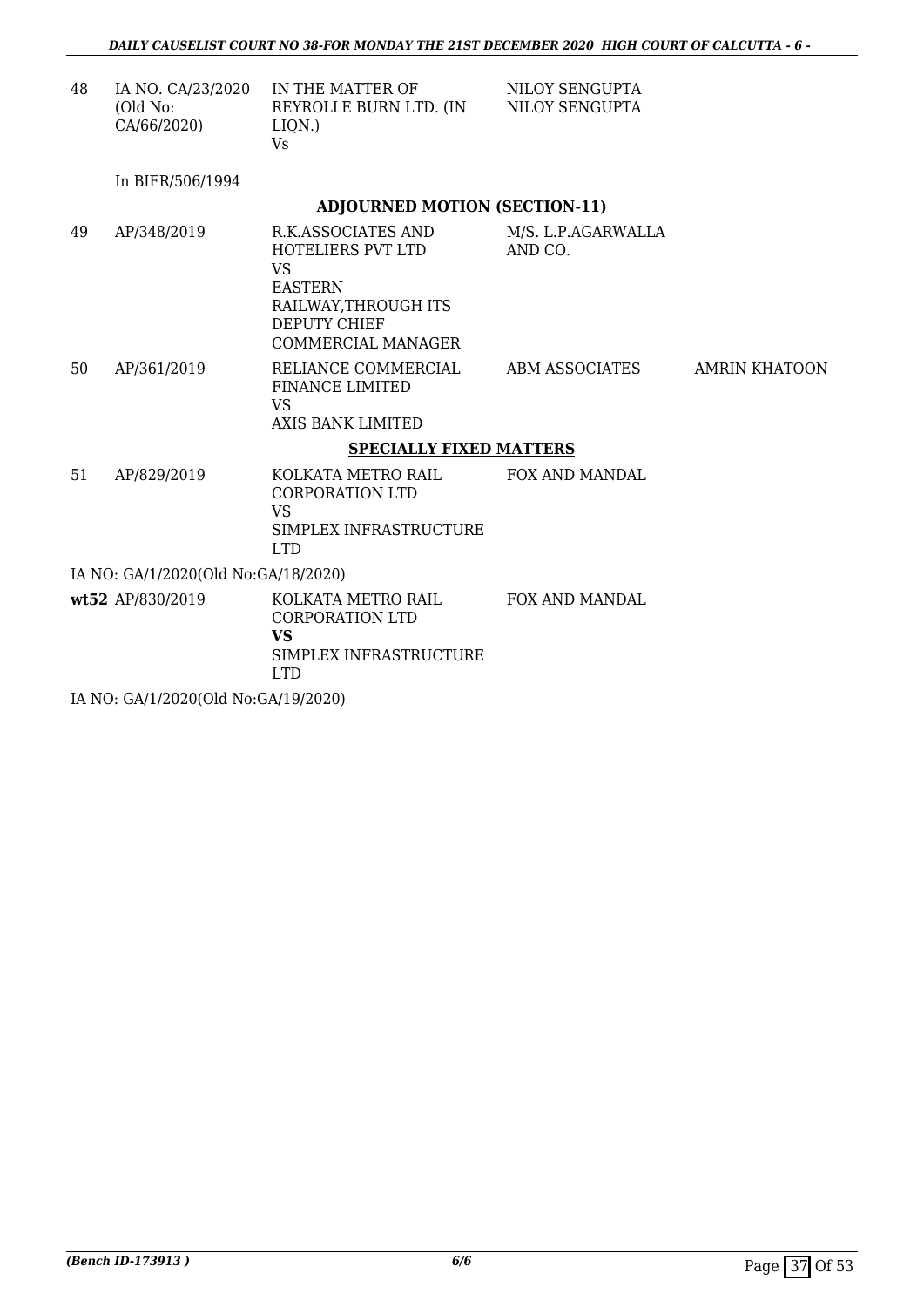| | | | | |
|---|---|---|---|---|
| 48 | IA NO. CA/23/2020 (Old No: CA/66/2020) | IN THE MATTER OF REYROLLE BURN LTD. (IN LIQN.) Vs | NILOY SENGUPTA NILOY SENGUPTA | |
| | In BIFR/506/1994 | | | |

**ADJOURNED MOTION (SECTION-11)**

| | | | | |
|---|---|---|---|---|
| 49 | AP/348/2019 | R.K.ASSOCIATES AND HOTELIERS PVT LTD VS EASTERN RAILWAY,THROUGH ITS DEPUTY CHIEF COMMERCIAL MANAGER | M/S. L.P.AGARWALLA AND CO. | |
| 50 | AP/361/2019 | RELIANCE COMMERCIAL FINANCE LIMITED VS AXIS BANK LIMITED | ABM ASSOCIATES | AMRIN KHATOON |

**SPECIALLY FIXED MATTERS**

| | | | | |
|---|---|---|---|---|
| 51 | AP/829/2019 | KOLKATA METRO RAIL CORPORATION LTD VS SIMPLEX INFRASTRUCTURE LTD | FOX AND MANDAL | |
| | IA NO: GA/1/2020(Old No:GA/18/2020) | | | |
| **wt52** | AP/830/2019 | KOLKATA METRO RAIL CORPORATION LTD **VS** SIMPLEX INFRASTRUCTURE LTD | FOX AND MANDAL | |
| | IA NO: GA/1/2020(Old No:GA/19/2020) | | | |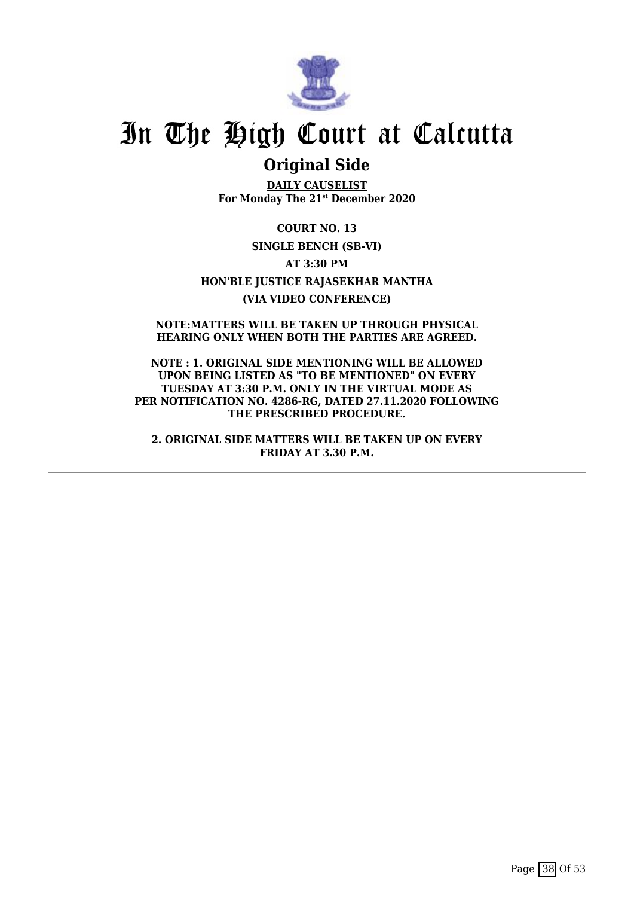# In The High Court at Calcutta

## Original Side

**DAILY CAUSELIST**
**For Monday The 21st December 2020**

**COURT NO. 13**

**SINGLE BENCH (SB-VI)**

**AT 3:30 PM**

**HON'BLE JUSTICE RAJASEKHAR MANTHA**

**(VIA VIDEO CONFERENCE)**

**NOTE:MATTERS WILL BE TAKEN UP THROUGH PHYSICAL HEARING ONLY WHEN BOTH THE PARTIES ARE AGREED.**

**NOTE : 1. ORIGINAL SIDE MENTIONING WILL BE ALLOWED UPON BEING LISTED AS "TO BE MENTIONED" ON EVERY TUESDAY AT 3:30 P.M. ONLY IN THE VIRTUAL MODE AS PER NOTIFICATION NO. 4286-RG, DATED 27.11.2020 FOLLOWING THE PRESCRIBED PROCEDURE.**

**2. ORIGINAL SIDE MATTERS WILL BE TAKEN UP ON EVERY FRIDAY AT 3.30 P.M.**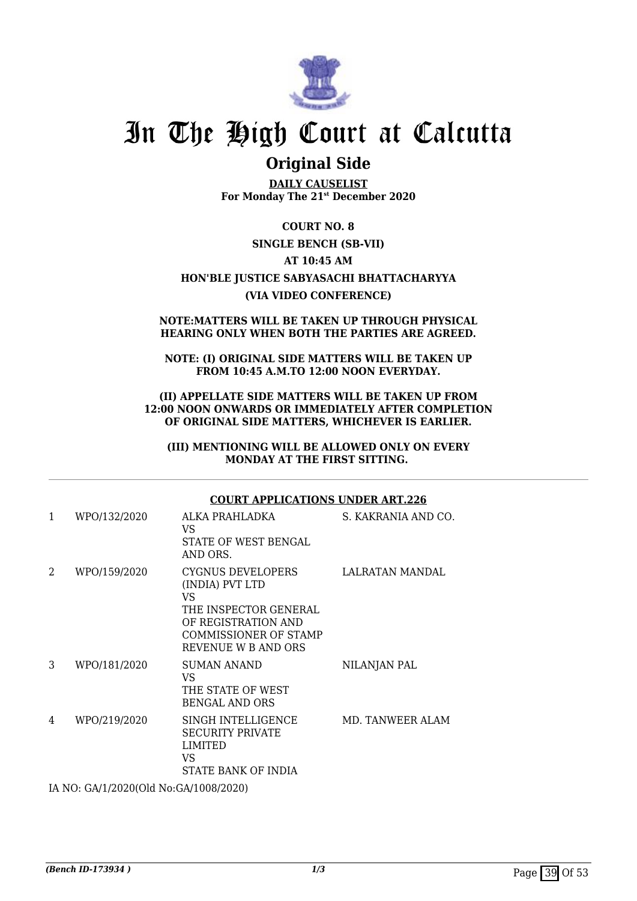# In The High Court at Calcutta

## Original Side

**DAILY CAUSELIST**
**For Monday The 21st December 2020**

**COURT NO. 8**

**SINGLE BENCH (SB-VII)**

**AT 10:45 AM**

**HON'BLE JUSTICE SABYASACHI BHATTACHARYYA**

**(VIA VIDEO CONFERENCE)**

**NOTE:MATTERS WILL BE TAKEN UP THROUGH PHYSICAL HEARING ONLY WHEN BOTH THE PARTIES ARE AGREED.**

**NOTE: (I) ORIGINAL SIDE MATTERS WILL BE TAKEN UP FROM 10:45 A.M.TO 12:00 NOON EVERYDAY.**

**(II) APPELLATE SIDE MATTERS WILL BE TAKEN UP FROM 12:00 NOON ONWARDS OR IMMEDIATELY AFTER COMPLETION OF ORIGINAL SIDE MATTERS, WHICHEVER IS EARLIER.**

**(III) MENTIONING WILL BE ALLOWED ONLY ON EVERY MONDAY AT THE FIRST SITTING.**

**COURT APPLICATIONS UNDER ART.226**

| | | | |
|---|---|---|---|
| 1 | WPO/132/2020 | ALKA PRAHLADKA<br>VS<br>STATE OF WEST BENGAL AND ORS. | S. KAKRANIA AND CO. |
| 2 | WPO/159/2020 | CYGNUS DEVELOPERS (INDIA) PVT LTD<br>VS<br>THE INSPECTOR GENERAL OF REGISTRATION AND COMMISSIONER OF STAMP REVENUE W B AND ORS | LALRATAN MANDAL |
| 3 | WPO/181/2020 | SUMAN ANAND<br>VS<br>THE STATE OF WEST BENGAL AND ORS | NILANJAN PAL |
| 4 | WPO/219/2020 | SINGH INTELLIGENCE SECURITY PRIVATE LIMITED<br>VS<br>STATE BANK OF INDIA | MD. TANWEER ALAM |

IA NO: GA/1/2020(Old No:GA/1008/2020)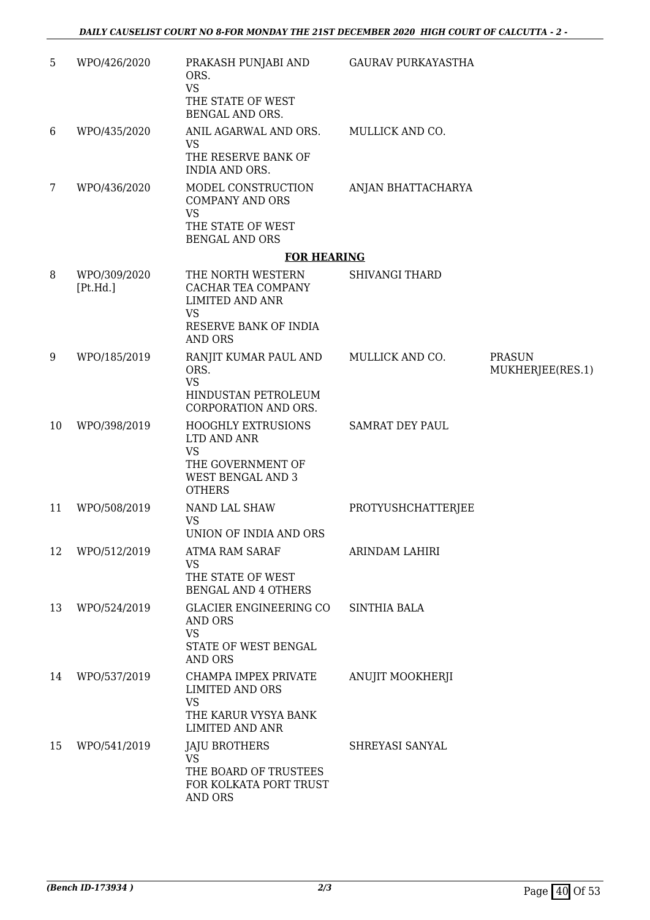| | | | | |
|---|---|---|---|---|
| 5 | WPO/426/2020 | PRAKASH PUNJABI AND ORS. VS THE STATE OF WEST BENGAL AND ORS. | GAURAV PURKAYASTHA | |
| 6 | WPO/435/2020 | ANIL AGARWAL AND ORS. VS THE RESERVE BANK OF INDIA AND ORS. | MULLICK AND CO. | |
| 7 | WPO/436/2020 | MODEL CONSTRUCTION COMPANY AND ORS VS THE STATE OF WEST BENGAL AND ORS | ANJAN BHATTACHARYA | |

**FOR HEARING**

| | | | | |
|---|---|---|---|---|
| 8 | WPO/309/2020 [Pt.Hd.] | THE NORTH WESTERN CACHAR TEA COMPANY LIMITED AND ANR VS RESERVE BANK OF INDIA AND ORS | SHIVANGI THARD | |
| 9 | WPO/185/2019 | RANJIT KUMAR PAUL AND ORS. VS HINDUSTAN PETROLEUM CORPORATION AND ORS. | MULLICK AND CO. | PRASUN MUKHERJEE(RES.1) |
| 10 | WPO/398/2019 | HOOGHLY EXTRUSIONS LTD AND ANR VS THE GOVERNMENT OF WEST BENGAL AND 3 OTHERS | SAMRAT DEY PAUL | |
| 11 | WPO/508/2019 | NAND LAL SHAW VS UNION OF INDIA AND ORS | PROTYUSHCHATTERJEE | |
| 12 | WPO/512/2019 | ATMA RAM SARAF VS THE STATE OF WEST BENGAL AND 4 OTHERS | ARINDAM LAHIRI | |
| 13 | WPO/524/2019 | GLACIER ENGINEERING CO AND ORS VS STATE OF WEST BENGAL AND ORS | SINTHIA BALA | |
| 14 | WPO/537/2019 | CHAMPA IMPEX PRIVATE LIMITED AND ORS VS THE KARUR VYSYA BANK LIMITED AND ANR | ANUJIT MOOKHERJI | |
| 15 | WPO/541/2019 | JAJU BROTHERS VS THE BOARD OF TRUSTEES FOR KOLKATA PORT TRUST AND ORS | SHREYASI SANYAL | |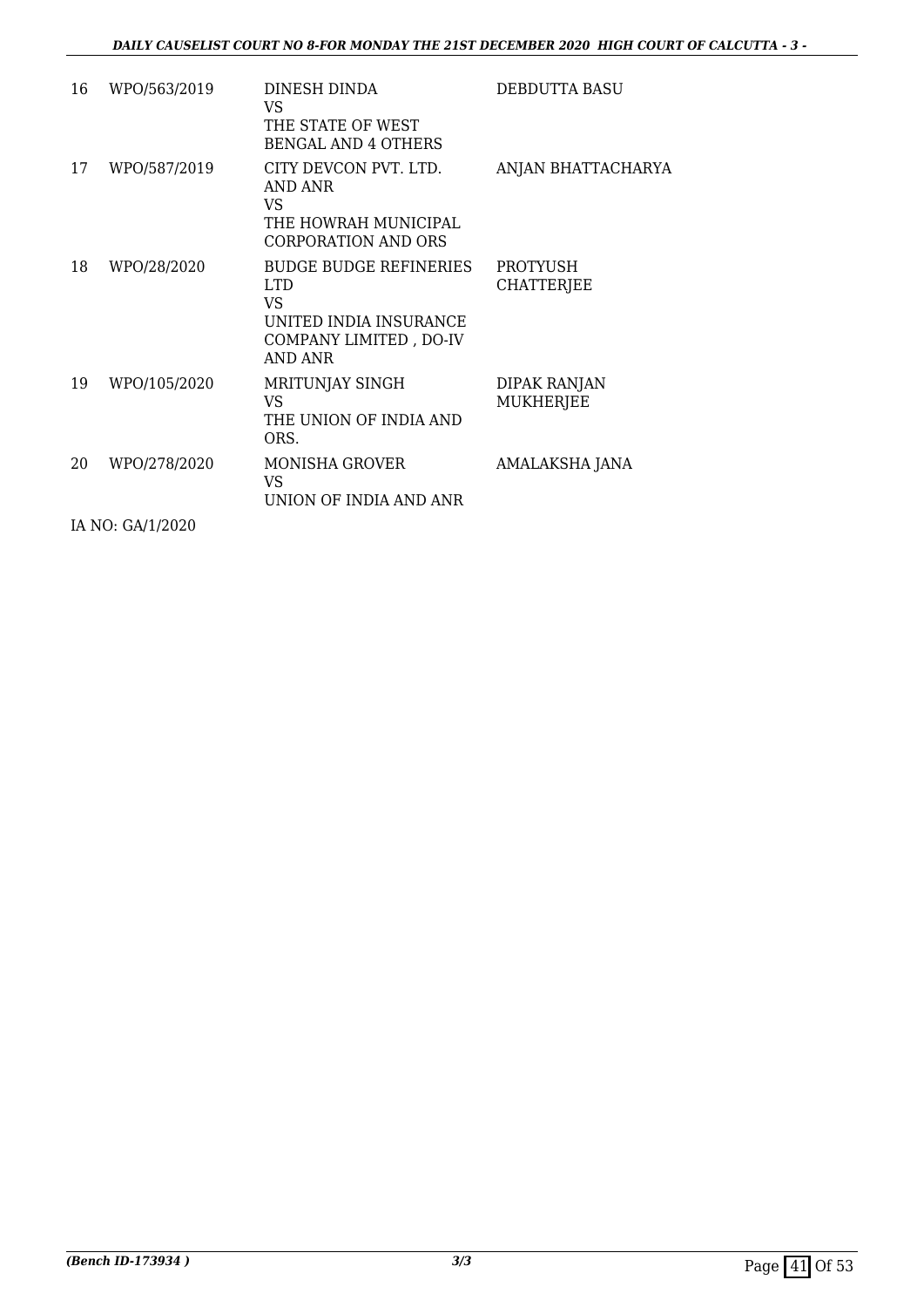| | | | |
|---|---|---|---|
| 16 | WPO/563/2019 | DINESH DINDA<br>VS<br>THE STATE OF WEST BENGAL AND 4 OTHERS | DEBDUTTA BASU |
| 17 | WPO/587/2019 | CITY DEVCON PVT. LTD. AND ANR<br>VS<br>THE HOWRAH MUNICIPAL CORPORATION AND ORS | ANJAN BHATTACHARYA |
| 18 | WPO/28/2020 | BUDGE BUDGE REFINERIES LTD<br>VS<br>UNITED INDIA INSURANCE COMPANY LIMITED , DO-IV AND ANR | PROTYUSH CHATTERJEE |
| 19 | WPO/105/2020 | MRITUNJAY SINGH<br>VS<br>THE UNION OF INDIA AND ORS. | DIPAK RANJAN MUKHERJEE |
| 20 | WPO/278/2020 | MONISHA GROVER<br>VS<br>UNION OF INDIA AND ANR | AMALAKSHA JANA |

IA NO: GA/1/2020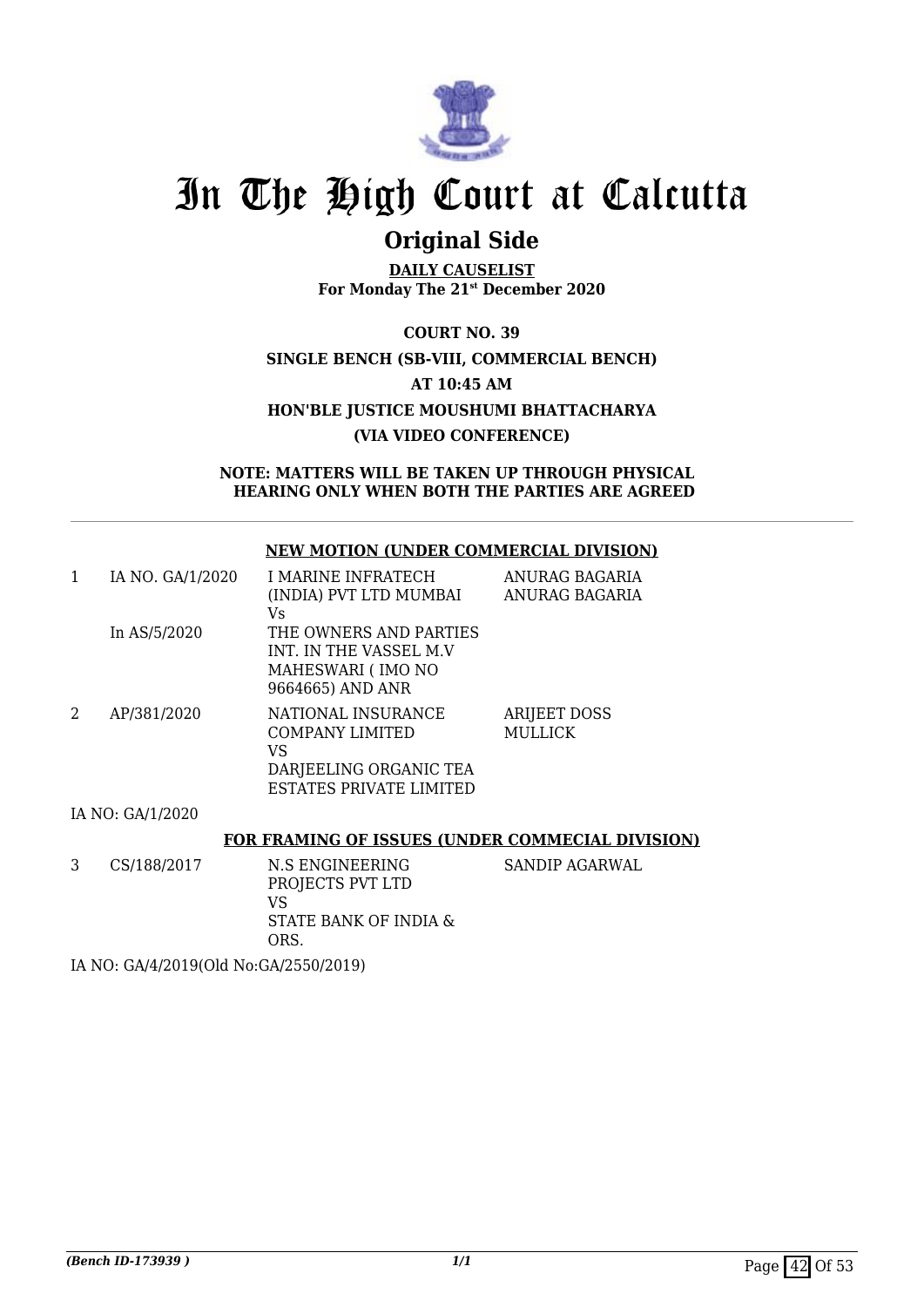# In The High Court at Calcutta

## Original Side

**DAILY CAUSELIST**
**For Monday The 21st December 2020**

**COURT NO. 39**

**SINGLE BENCH (SB-VIII, COMMERCIAL BENCH)**

**AT 10:45 AM**

**HON'BLE JUSTICE MOUSHUMI BHATTACHARYA**

**(VIA VIDEO CONFERENCE)**

**NOTE: MATTERS WILL BE TAKEN UP THROUGH PHYSICAL HEARING ONLY WHEN BOTH THE PARTIES ARE AGREED**

---

**NEW MOTION (UNDER COMMERCIAL DIVISION)**

| | | | |
|---|---|---|---|
| 1 | IA NO. GA/1/2020<br><br>In AS/5/2020 | I MARINE INFRATECH (INDIA) PVT LTD MUMBAI<br>Vs<br>THE OWNERS AND PARTIES INT. IN THE VASSEL M.V MAHESWARI ( IMO NO 9664665) AND ANR | ANURAG BAGARIA<br>ANURAG BAGARIA |
| 2 | AP/381/2020 | NATIONAL INSURANCE COMPANY LIMITED<br>VS<br>DARJEELING ORGANIC TEA ESTATES PRIVATE LIMITED | ARIJEET DOSS MULLICK |

IA NO: GA/1/2020

**FOR FRAMING OF ISSUES (UNDER COMMECIAL DIVISION)**

| | | | |
|---|---|---|---|
| 3 | CS/188/2017 | N.S ENGINEERING PROJECTS PVT LTD<br>VS<br>STATE BANK OF INDIA & ORS. | SANDIP AGARWAL |

IA NO: GA/4/2019(Old No:GA/2550/2019)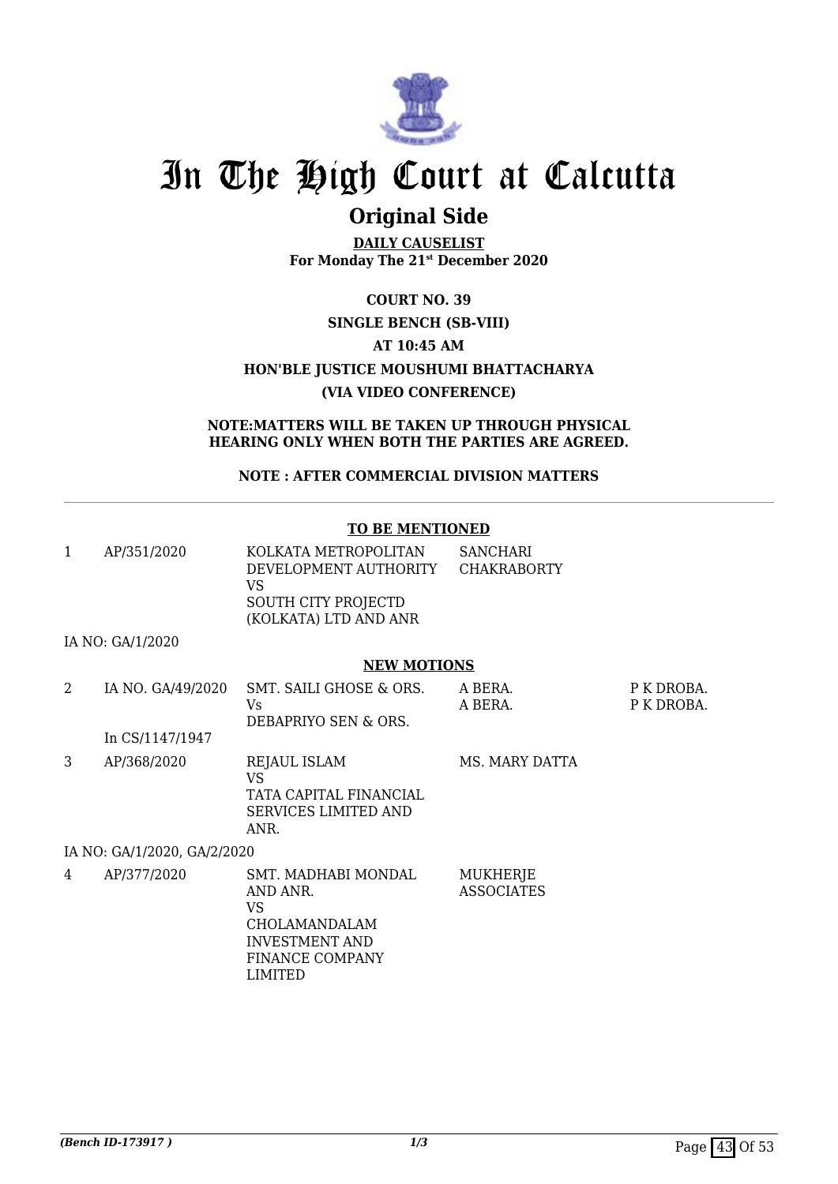# In The High Court at Calcutta

## Original Side

**DAILY CAUSELIST**
**For Monday The 21st December 2020**

**COURT NO. 39**
**SINGLE BENCH (SB-VIII)**
**AT 10:45 AM**
**HON'BLE JUSTICE MOUSHUMI BHATTACHARYA**
**(VIA VIDEO CONFERENCE)**

**NOTE:MATTERS WILL BE TAKEN UP THROUGH PHYSICAL HEARING ONLY WHEN BOTH THE PARTIES ARE AGREED.**

**NOTE : AFTER COMMERCIAL DIVISION MATTERS**

**TO BE MENTIONED**

| | | | | |
|---|---|---|---|---|
| 1 | AP/351/2020 | KOLKATA METROPOLITAN DEVELOPMENT AUTHORITY VS SOUTH CITY PROJECTD (KOLKATA) LTD AND ANR | SANCHARI CHAKRABORTY | |
| | IA NO: GA/1/2020 | | | |

**NEW MOTIONS**

| | | | | |
|---|---|---|---|---|
| 2 | IA NO. GA/49/2020 In CS/1147/1947 | SMT. SAILI GHOSE & ORS. Vs DEBAPRIYO SEN & ORS. | A BERA. A BERA. | P K DROBA. P K DROBA. |
| 3 | AP/368/2020 | REJAUL ISLAM VS TATA CAPITAL FINANCIAL SERVICES LIMITED AND ANR. | MS. MARY DATTA | |
| | IA NO: GA/1/2020, GA/2/2020 | | | |
| 4 | AP/377/2020 | SMT. MADHABI MONDAL AND ANR. VS CHOLAMANDALAM INVESTMENT AND FINANCE COMPANY LIMITED | MUKHERJE ASSOCIATES | |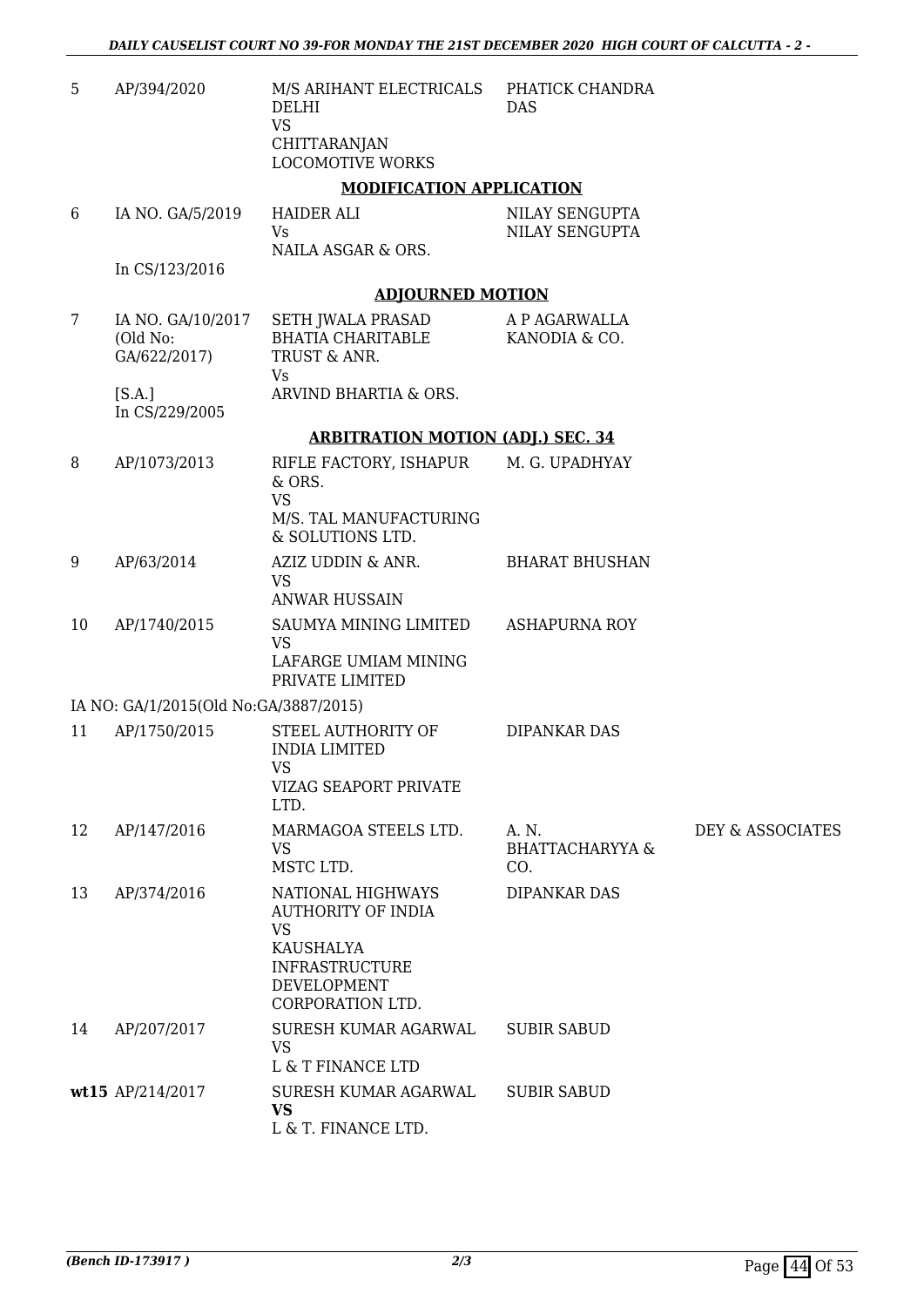| | | | | |
|---|---|---|---|---|
| 5 | AP/394/2020 | M/S ARIHANT ELECTRICALS DELHI<br>VS<br>CHITTARANJAN LOCOMOTIVE WORKS | PHATICK CHANDRA DAS | |

**MODIFICATION APPLICATION**

| | | | | |
|---|---|---|---|---|
| 6 | IA NO. GA/5/2019<br><br>In CS/123/2016 | HAIDER ALI<br>Vs<br>NAILA ASGAR & ORS. | NILAY SENGUPTA<br>NILAY SENGUPTA | |

**ADJOURNED MOTION**

| | | | | |
|---|---|---|---|---|
| 7 | IA NO. GA/10/2017 (Old No: GA/622/2017)<br><br>[S.A.]<br>In CS/229/2005 | SETH JWALA PRASAD BHATIA CHARITABLE TRUST & ANR.<br>Vs<br>ARVIND BHARTIA & ORS. | A P AGARWALLA KANODIA & CO. | |

**ARBITRATION MOTION (ADJ.) SEC. 34**

| | | | | |
|---|---|---|---|---|
| 8 | AP/1073/2013 | RIFLE FACTORY, ISHAPUR & ORS.<br>VS<br>M/S. TAL MANUFACTURING & SOLUTIONS LTD. | M. G. UPADHYAY | |
| 9 | AP/63/2014 | AZIZ UDDIN & ANR.<br>VS<br>ANWAR HUSSAIN | BHARAT BHUSHAN | |
| 10 | AP/1740/2015 | SAUMYA MINING LIMITED<br>VS<br>LAFARGE UMIAM MINING PRIVATE LIMITED | ASHAPURNA ROY | |
| | IA NO: GA/1/2015(Old No:GA/3887/2015) | | | |
| 11 | AP/1750/2015 | STEEL AUTHORITY OF INDIA LIMITED<br>VS<br>VIZAG SEAPORT PRIVATE LTD. | DIPANKAR DAS | |
| 12 | AP/147/2016 | MARMAGOA STEELS LTD.<br>VS<br>MSTC LTD. | A. N. BHATTACHARYYA & CO. | DEY & ASSOCIATES |
| 13 | AP/374/2016 | NATIONAL HIGHWAYS AUTHORITY OF INDIA<br>VS<br>KAUSHALYA INFRASTRUCTURE DEVELOPMENT CORPORATION LTD. | DIPANKAR DAS | |
| 14 | AP/207/2017 | SURESH KUMAR AGARWAL<br>VS<br>L & T FINANCE LTD | SUBIR SABUD | |
| **wt15** | AP/214/2017 | SURESH KUMAR AGARWAL<br>**VS**<br>L & T. FINANCE LTD. | SUBIR SABUD | |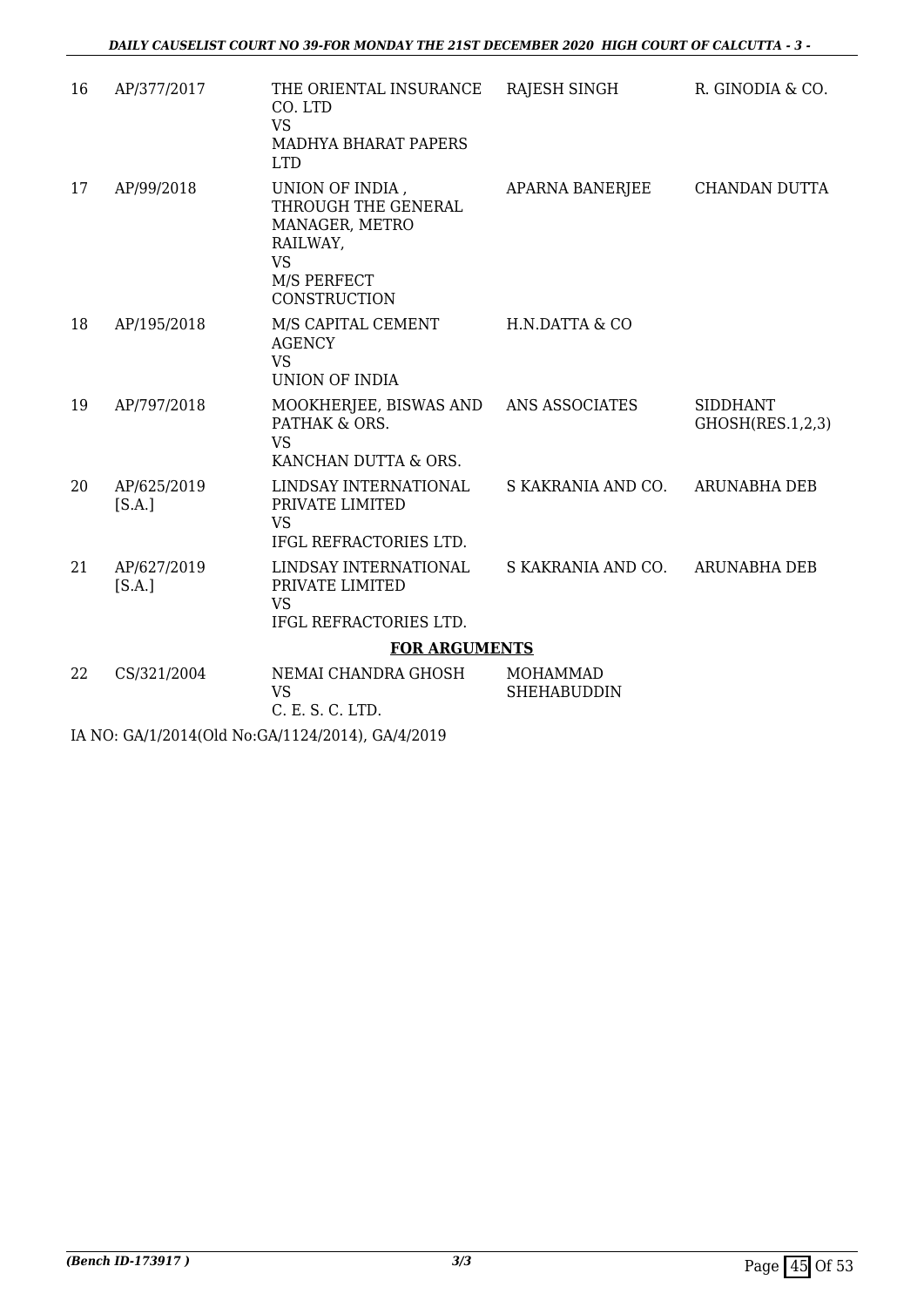| | | | | |
|---|---|---|---|---|
| 16 | AP/377/2017 | THE ORIENTAL INSURANCE CO. LTD<br>VS<br>MADHYA BHARAT PAPERS LTD | RAJESH SINGH | R. GINODIA & CO. |
| 17 | AP/99/2018 | UNION OF INDIA , THROUGH THE GENERAL MANAGER, METRO RAILWAY,<br>VS<br>M/S PERFECT CONSTRUCTION | APARNA BANERJEE | CHANDAN DUTTA |
| 18 | AP/195/2018 | M/S CAPITAL CEMENT AGENCY<br>VS<br>UNION OF INDIA | H.N.DATTA & CO | |
| 19 | AP/797/2018 | MOOKHERJEE, BISWAS AND PATHAK & ORS.<br>VS<br>KANCHAN DUTTA & ORS. | ANS ASSOCIATES | SIDDHANT GHOSH(RES.1,2,3) |
| 20 | AP/625/2019 [S.A.] | LINDSAY INTERNATIONAL PRIVATE LIMITED<br>VS<br>IFGL REFRACTORIES LTD. | S KAKRANIA AND CO. | ARUNABHA DEB |
| 21 | AP/627/2019 [S.A.] | LINDSAY INTERNATIONAL PRIVATE LIMITED<br>VS<br>IFGL REFRACTORIES LTD. | S KAKRANIA AND CO. | ARUNABHA DEB |

**FOR ARGUMENTS**

| | | | | |
|---|---|---|---|---|
| 22 | CS/321/2004 | NEMAI CHANDRA GHOSH<br>VS<br>C. E. S. C. LTD. | MOHAMMAD SHEHABUDDIN | |

IA NO: GA/1/2014(Old No:GA/1124/2014), GA/4/2019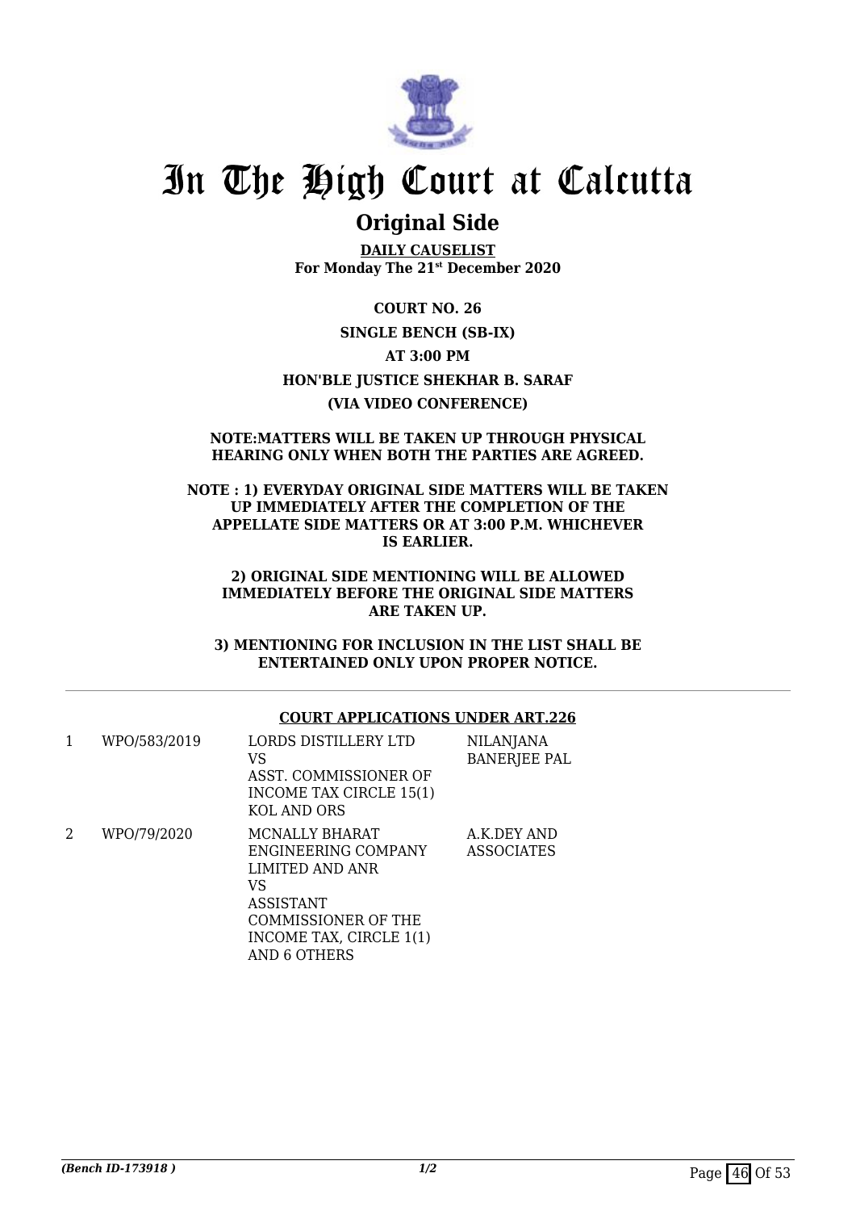# In The High Court at Calcutta

## Original Side

**DAILY CAUSELIST**
**For Monday The 21st December 2020**

**COURT NO. 26**

**SINGLE BENCH (SB-IX)**

**AT 3:00 PM**

**HON'BLE JUSTICE SHEKHAR B. SARAF**

**(VIA VIDEO CONFERENCE)**

**NOTE:MATTERS WILL BE TAKEN UP THROUGH PHYSICAL HEARING ONLY WHEN BOTH THE PARTIES ARE AGREED.**

**NOTE : 1) EVERYDAY ORIGINAL SIDE MATTERS WILL BE TAKEN UP IMMEDIATELY AFTER THE COMPLETION OF THE APPELLATE SIDE MATTERS OR AT 3:00 P.M. WHICHEVER IS EARLIER.**

**2) ORIGINAL SIDE MENTIONING WILL BE ALLOWED IMMEDIATELY BEFORE THE ORIGINAL SIDE MATTERS ARE TAKEN UP.**

**3) MENTIONING FOR INCLUSION IN THE LIST SHALL BE ENTERTAINED ONLY UPON PROPER NOTICE.**

**COURT APPLICATIONS UNDER ART.226**

| | | | |
|---|---|---|---|
| 1 | WPO/583/2019 | LORDS DISTILLERY LTD<br>VS<br>ASST. COMMISSIONER OF INCOME TAX CIRCLE 15(1) KOL AND ORS | NILANJANA BANERJEE PAL |
| 2 | WPO/79/2020 | MCNALLY BHARAT ENGINEERING COMPANY LIMITED AND ANR<br>VS<br>ASSISTANT COMMISSIONER OF THE INCOME TAX, CIRCLE 1(1) AND 6 OTHERS | A.K.DEY AND ASSOCIATES |

*(Bench ID-173918 )* 1/2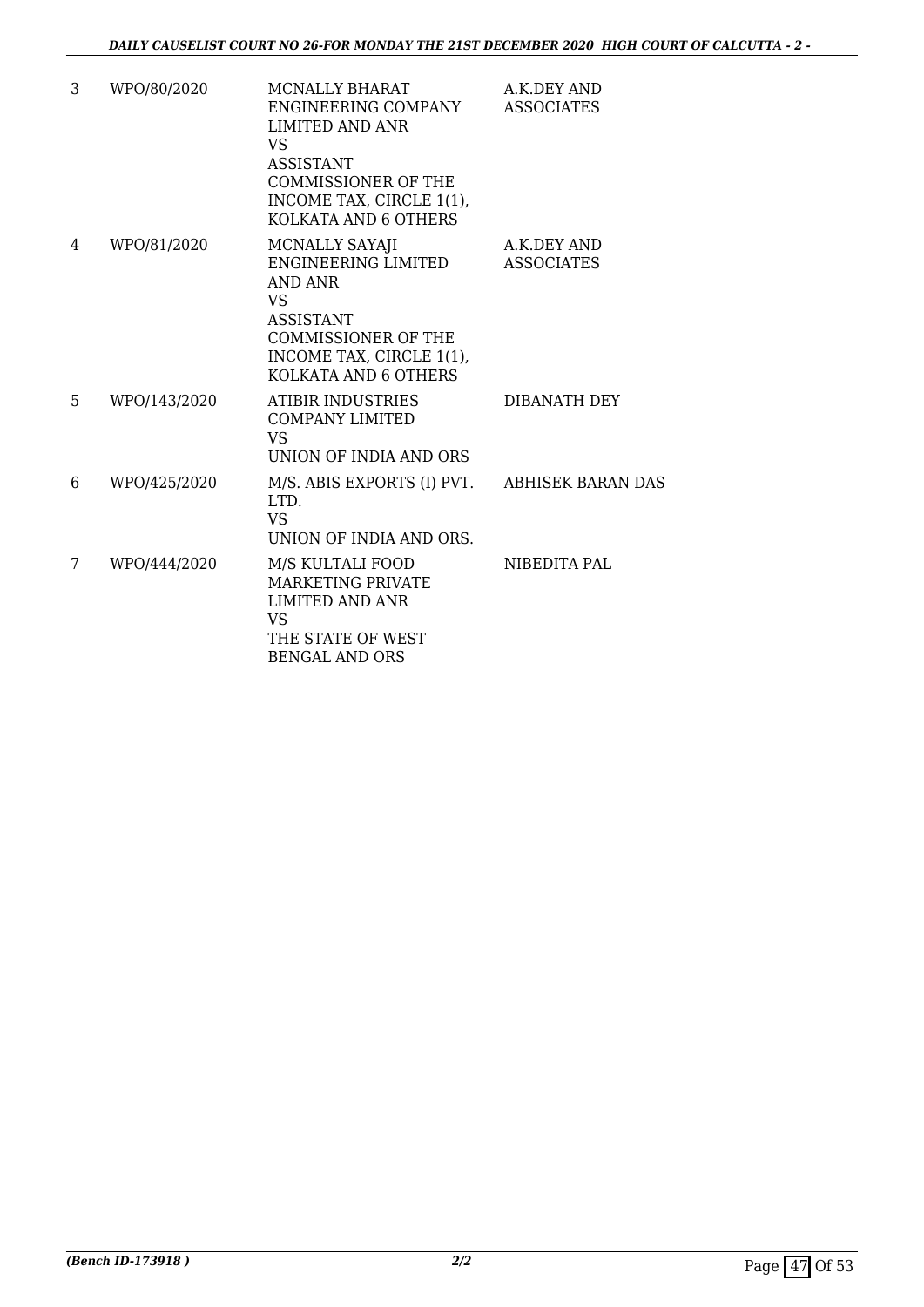| 3 | WPO/80/2020 | MCNALLY BHARAT ENGINEERING COMPANY LIMITED AND ANR VS ASSISTANT COMMISSIONER OF THE INCOME TAX, CIRCLE 1(1), KOLKATA AND 6 OTHERS | A.K.DEY AND ASSOCIATES |
|---|---|---|---|
| 4 | WPO/81/2020 | MCNALLY SAYAJI ENGINEERING LIMITED AND ANR VS ASSISTANT COMMISSIONER OF THE INCOME TAX, CIRCLE 1(1), KOLKATA AND 6 OTHERS | A.K.DEY AND ASSOCIATES |
| 5 | WPO/143/2020 | ATIBIR INDUSTRIES COMPANY LIMITED VS UNION OF INDIA AND ORS | DIBANATH DEY |
| 6 | WPO/425/2020 | M/S. ABIS EXPORTS (I) PVT. LTD. VS UNION OF INDIA AND ORS. | ABHISEK BARAN DAS |
| 7 | WPO/444/2020 | M/S KULTALI FOOD MARKETING PRIVATE LIMITED AND ANR VS THE STATE OF WEST BENGAL AND ORS | NIBEDITA PAL |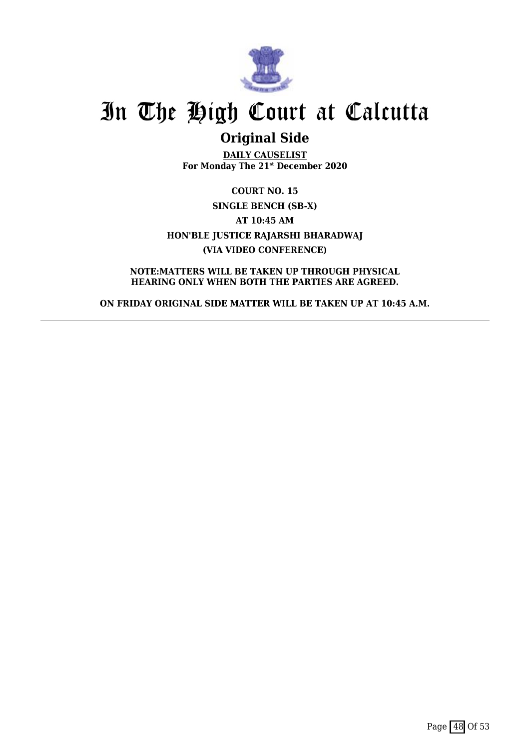# In The High Court at Calcutta

## Original Side

**DAILY CAUSELIST**
**For Monday The 21st December 2020**

**COURT NO. 15**

**SINGLE BENCH (SB-X)**

**AT 10:45 AM**

**HON'BLE JUSTICE RAJARSHI BHARADWAJ**

**(VIA VIDEO CONFERENCE)**

**NOTE:MATTERS WILL BE TAKEN UP THROUGH PHYSICAL HEARING ONLY WHEN BOTH THE PARTIES ARE AGREED.**

**ON FRIDAY ORIGINAL SIDE MATTER WILL BE TAKEN UP AT 10:45 A.M.**

---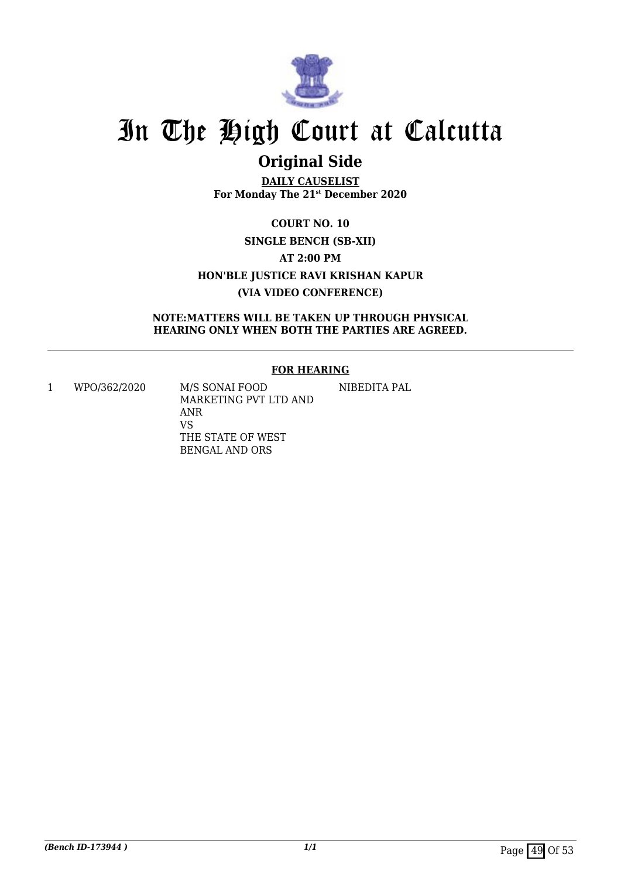# In The High Court at Calcutta

## Original Side

**DAILY CAUSELIST**
**For Monday The 21st December 2020**

**COURT NO. 10**

**SINGLE BENCH (SB-XII)**

**AT 2:00 PM**

**HON'BLE JUSTICE RAVI KRISHAN KAPUR**

**(VIA VIDEO CONFERENCE)**

**NOTE:MATTERS WILL BE TAKEN UP THROUGH PHYSICAL HEARING ONLY WHEN BOTH THE PARTIES ARE AGREED.**

**FOR HEARING**

| | | | |
|---|---|---|---|
| 1 | WPO/362/2020 | M/S SONAI FOOD MARKETING PVT LTD AND ANR VS THE STATE OF WEST BENGAL AND ORS | NIBEDITA PAL |

*(Bench ID-173944 )*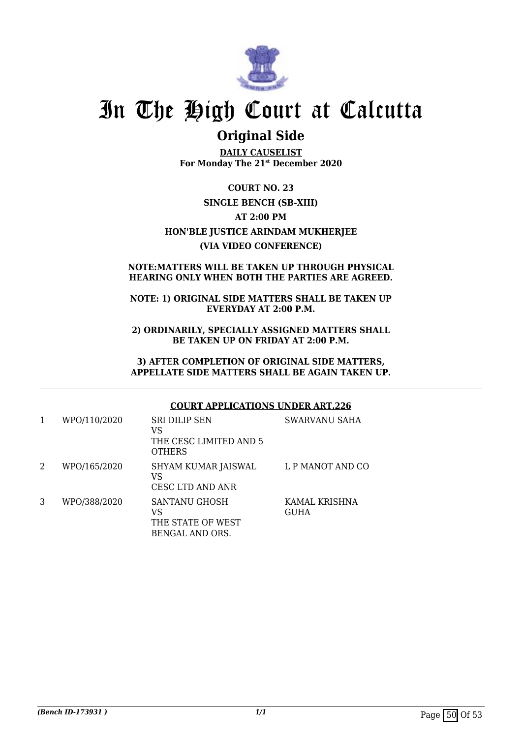# In The High Court at Calcutta

## Original Side

**DAILY CAUSELIST**
**For Monday The 21st December 2020**

**COURT NO. 23**

**SINGLE BENCH (SB-XIII)**

**AT 2:00 PM**

**HON'BLE JUSTICE ARINDAM MUKHERJEE**

**(VIA VIDEO CONFERENCE)**

**NOTE:MATTERS WILL BE TAKEN UP THROUGH PHYSICAL HEARING ONLY WHEN BOTH THE PARTIES ARE AGREED.**

**NOTE: 1) ORIGINAL SIDE MATTERS SHALL BE TAKEN UP EVERYDAY AT 2:00 P.M.**

**2) ORDINARILY, SPECIALLY ASSIGNED MATTERS SHALL BE TAKEN UP ON FRIDAY AT 2:00 P.M.**

**3) AFTER COMPLETION OF ORIGINAL SIDE MATTERS, APPELLATE SIDE MATTERS SHALL BE AGAIN TAKEN UP.**

**COURT APPLICATIONS UNDER ART.226**

| | | | |
|---|---|---|---|
| 1 | WPO/110/2020 | SRI DILIP SEN<br>VS<br>THE CESC LIMITED AND 5 OTHERS | SWARVANU SAHA |
| 2 | WPO/165/2020 | SHYAM KUMAR JAISWAL<br>VS<br>CESC LTD AND ANR | L P MANOT AND CO |
| 3 | WPO/388/2020 | SANTANU GHOSH<br>VS<br>THE STATE OF WEST BENGAL AND ORS. | KAMAL KRISHNA GUHA |

*(Bench ID-173931 )* 1/1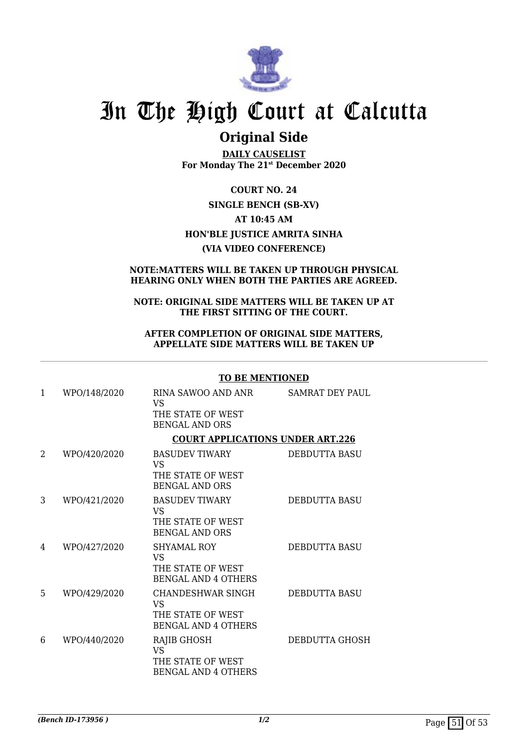# In The High Court at Calcutta

## Original Side

**DAILY CAUSELIST**
**For Monday The 21st December 2020**

**COURT NO. 24**
**SINGLE BENCH (SB-XV)**
**AT 10:45 AM**
**HON'BLE JUSTICE AMRITA SINHA**
**(VIA VIDEO CONFERENCE)**

**NOTE:MATTERS WILL BE TAKEN UP THROUGH PHYSICAL HEARING ONLY WHEN BOTH THE PARTIES ARE AGREED.**

**NOTE: ORIGINAL SIDE MATTERS WILL BE TAKEN UP AT THE FIRST SITTING OF THE COURT.**

**AFTER COMPLETION OF ORIGINAL SIDE MATTERS, APPELLATE SIDE MATTERS WILL BE TAKEN UP**

**TO BE MENTIONED**

| | | | |
|---|---|---|---|
| 1 | WPO/148/2020 | RINA SAWOO AND ANR VS THE STATE OF WEST BENGAL AND ORS | SAMRAT DEY PAUL |

**COURT APPLICATIONS UNDER ART.226**

| | | | |
|---|---|---|---|
| 2 | WPO/420/2020 | BASUDEV TIWARY VS THE STATE OF WEST BENGAL AND ORS | DEBDUTTA BASU |
| 3 | WPO/421/2020 | BASUDEV TIWARY VS THE STATE OF WEST BENGAL AND ORS | DEBDUTTA BASU |
| 4 | WPO/427/2020 | SHYAMAL ROY VS THE STATE OF WEST BENGAL AND 4 OTHERS | DEBDUTTA BASU |
| 5 | WPO/429/2020 | CHANDESHWAR SINGH VS THE STATE OF WEST BENGAL AND 4 OTHERS | DEBDUTTA BASU |
| 6 | WPO/440/2020 | RAJIB GHOSH VS THE STATE OF WEST BENGAL AND 4 OTHERS | DEBDUTTA GHOSH |

*(Bench ID-173956 )* 1/2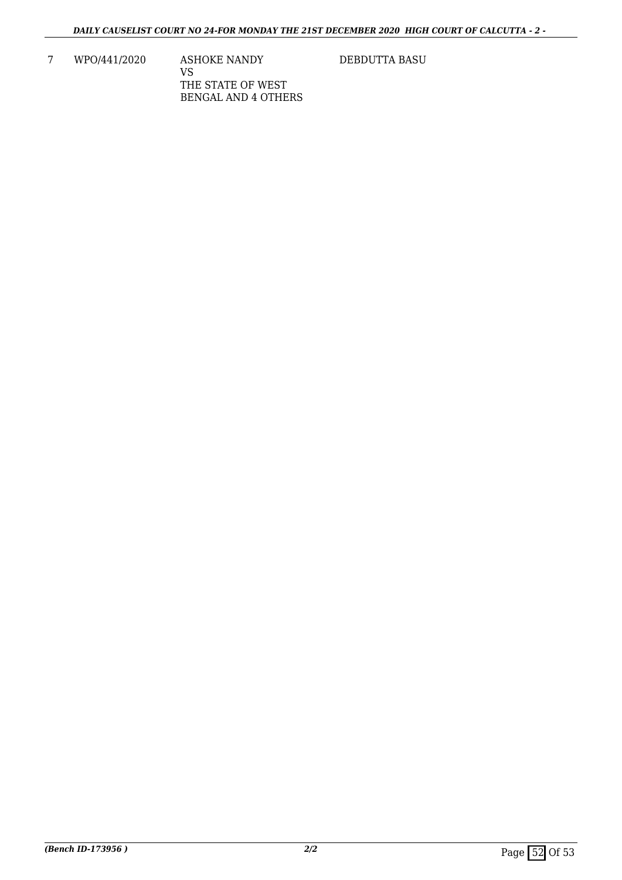| 7 | WPO/441/2020 | ASHOKE NANDY<br>VS<br>THE STATE OF WEST<br>BENGAL AND 4 OTHERS | DEBDUTTA BASU |
|---|---|---|---|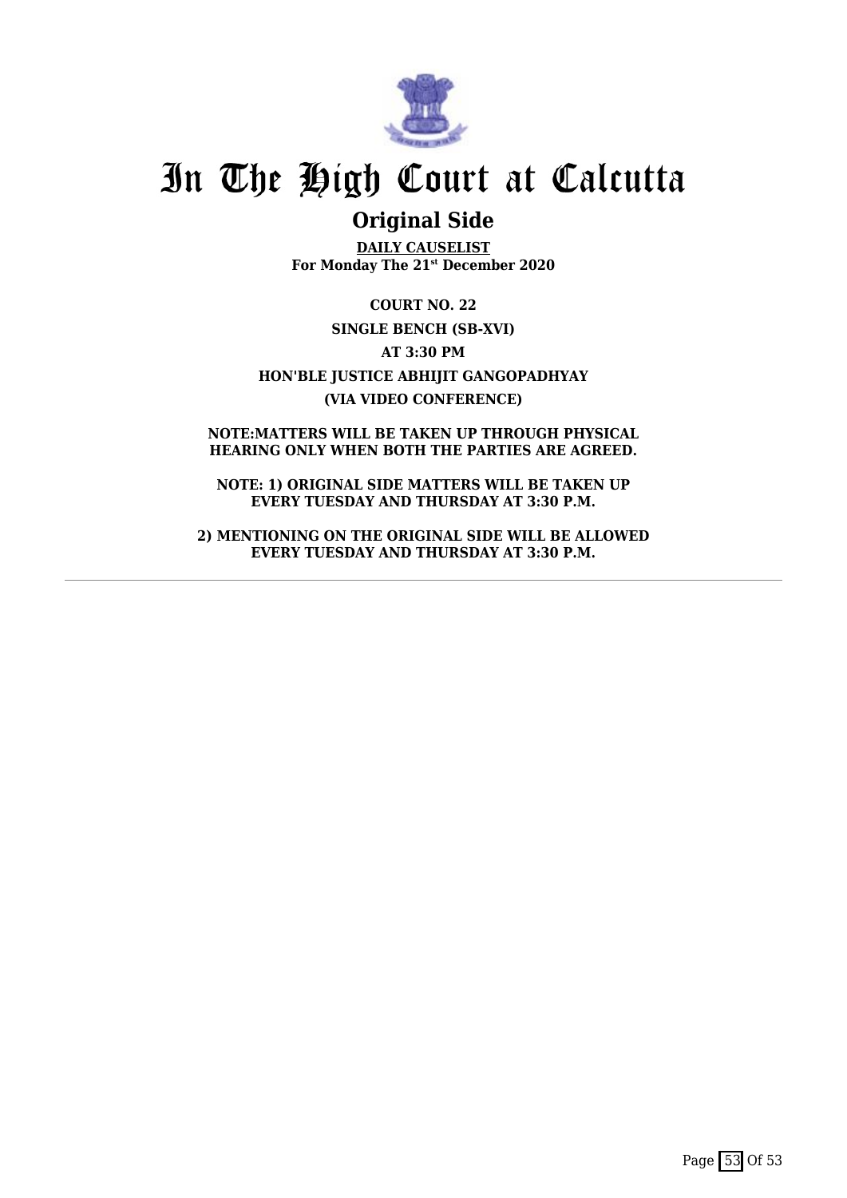# In The High Court at Calcutta

## Original Side

**DAILY CAUSELIST**
**For Monday The 21st December 2020**

**COURT NO. 22**

**SINGLE BENCH (SB-XVI)**

**AT 3:30 PM**

**HON'BLE JUSTICE ABHIJIT GANGOPADHYAY**

**(VIA VIDEO CONFERENCE)**

**NOTE:MATTERS WILL BE TAKEN UP THROUGH PHYSICAL HEARING ONLY WHEN BOTH THE PARTIES ARE AGREED.**

**NOTE: 1) ORIGINAL SIDE MATTERS WILL BE TAKEN UP EVERY TUESDAY AND THURSDAY AT 3:30 P.M.**

**2) MENTIONING ON THE ORIGINAL SIDE WILL BE ALLOWED EVERY TUESDAY AND THURSDAY AT 3:30 P.M.**